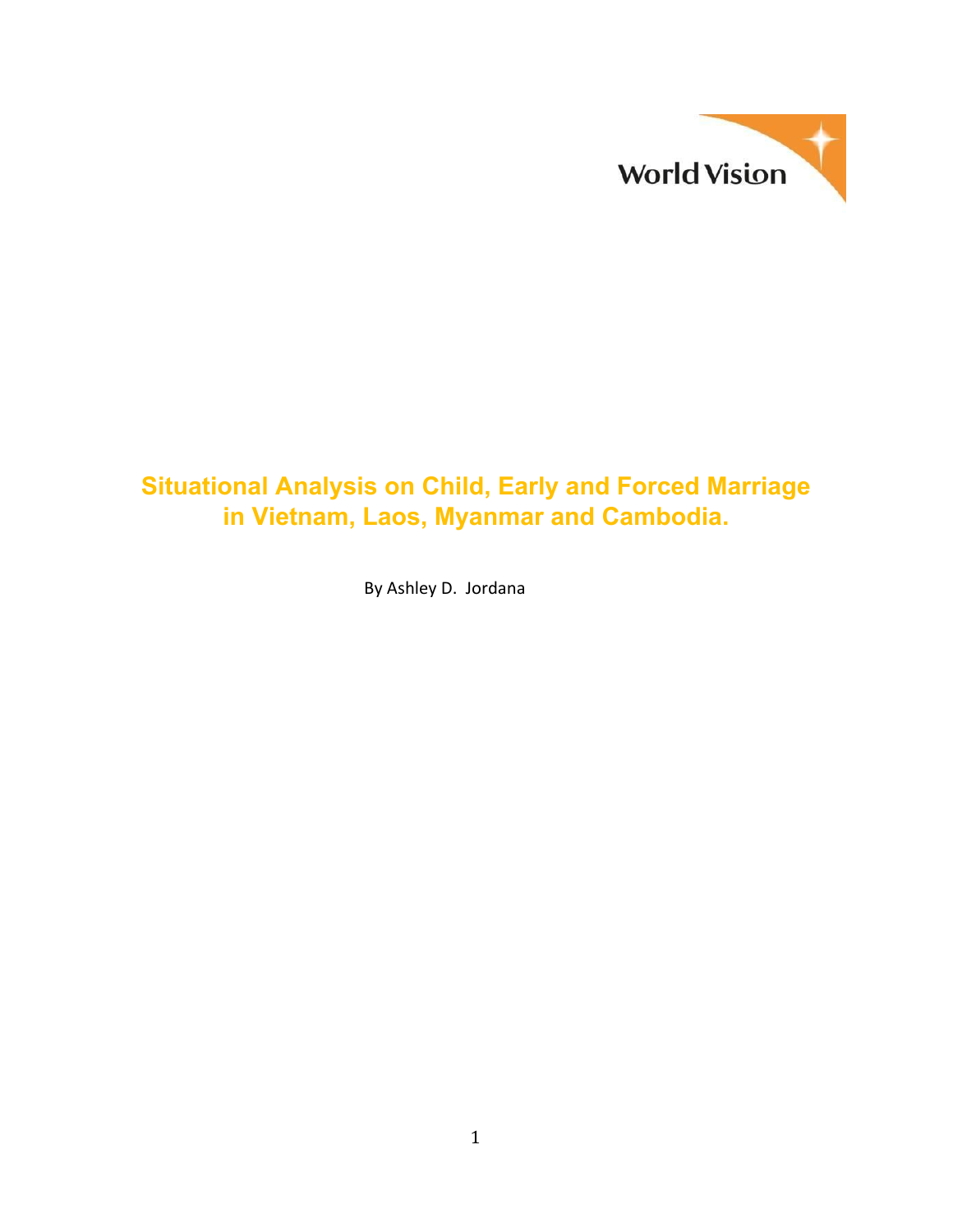World Vision

# Situational Analysis on Child, Early and Forced Marriage in Vietnam, Laos, Myanmar and Cambodia.

By Ashley D. Jordana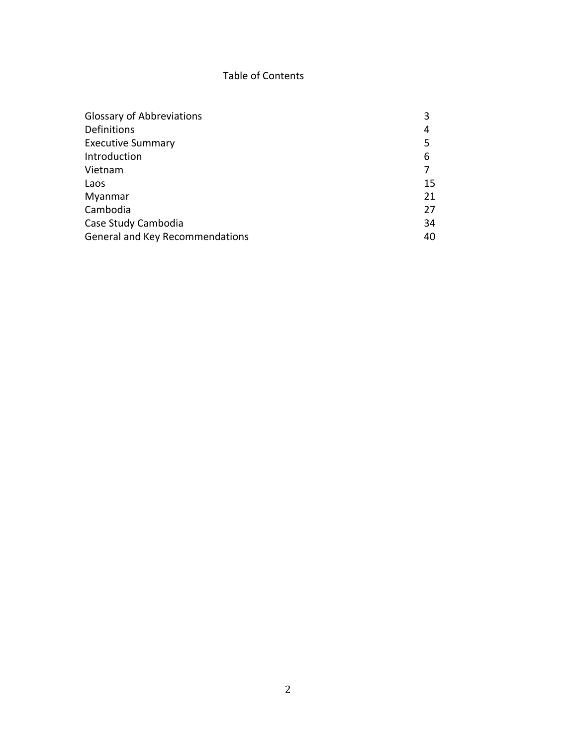# Table of Contents

| | |
|---|---|
| Glossary of Abbreviations | 3 |
| Definitions | 4 |
| Executive Summary | 5 |
| Introduction | 6 |
| Vietnam | 7 |
| Laos | 15 |
| Myanmar | 21 |
| Cambodia | 27 |
| Case Study Cambodia | 34 |
| General and Key Recommendations | 40 |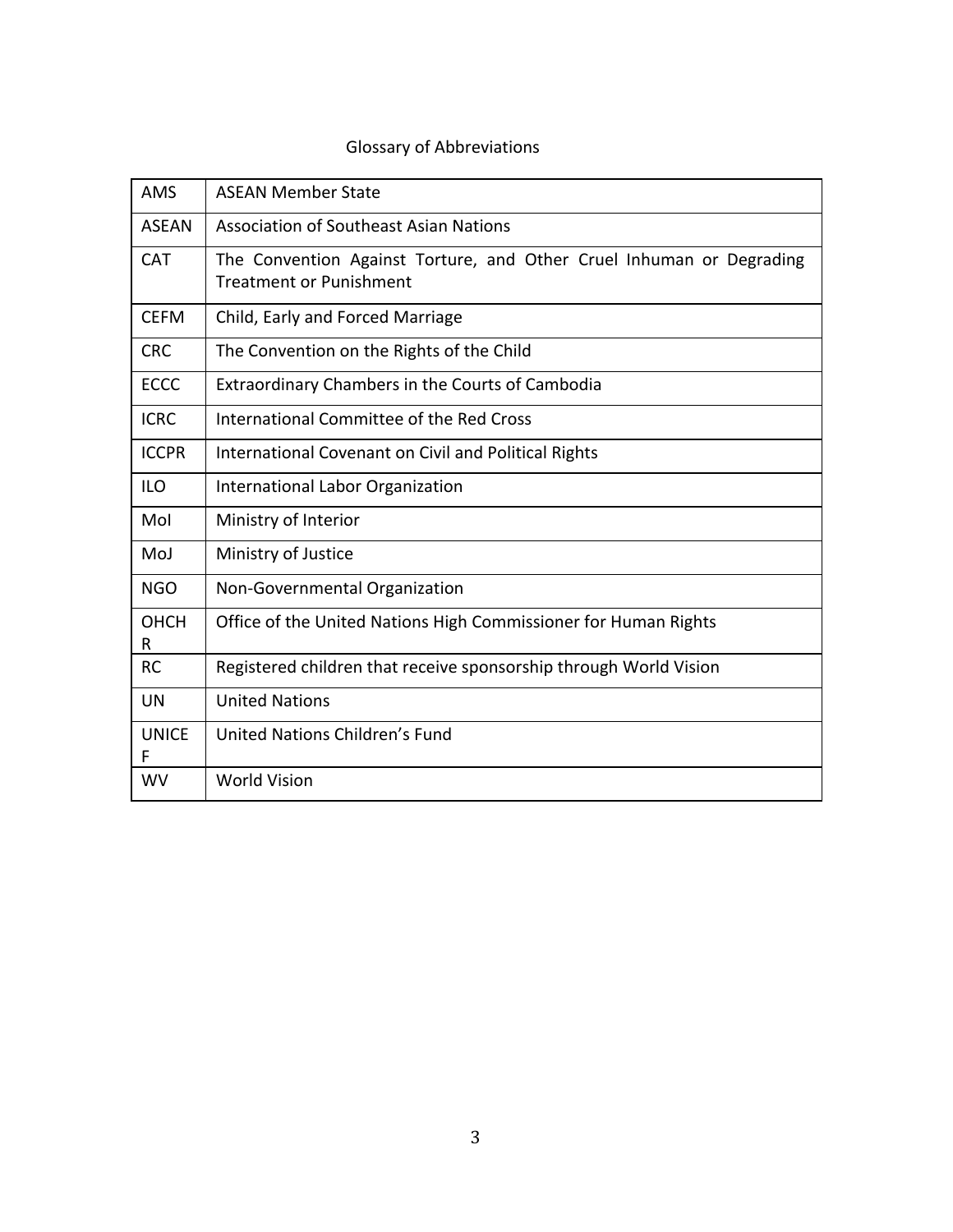# Glossary of Abbreviations

| | |
|---|---|
| AMS | ASEAN Member State |
| ASEAN | Association of Southeast Asian Nations |
| CAT | The Convention Against Torture, and Other Cruel Inhuman or Degrading Treatment or Punishment |
| CEFM | Child, Early and Forced Marriage |
| CRC | The Convention on the Rights of the Child |
| ECCC | Extraordinary Chambers in the Courts of Cambodia |
| ICRC | International Committee of the Red Cross |
| ICCPR | International Covenant on Civil and Political Rights |
| ILO | International Labor Organization |
| MoI | Ministry of Interior |
| MoJ | Ministry of Justice |
| NGO | Non-Governmental Organization |
| OHCHR | Office of the United Nations High Commissioner for Human Rights |
| RC | Registered children that receive sponsorship through World Vision |
| UN | United Nations |
| UNICEF | United Nations Children's Fund |
| WV | World Vision |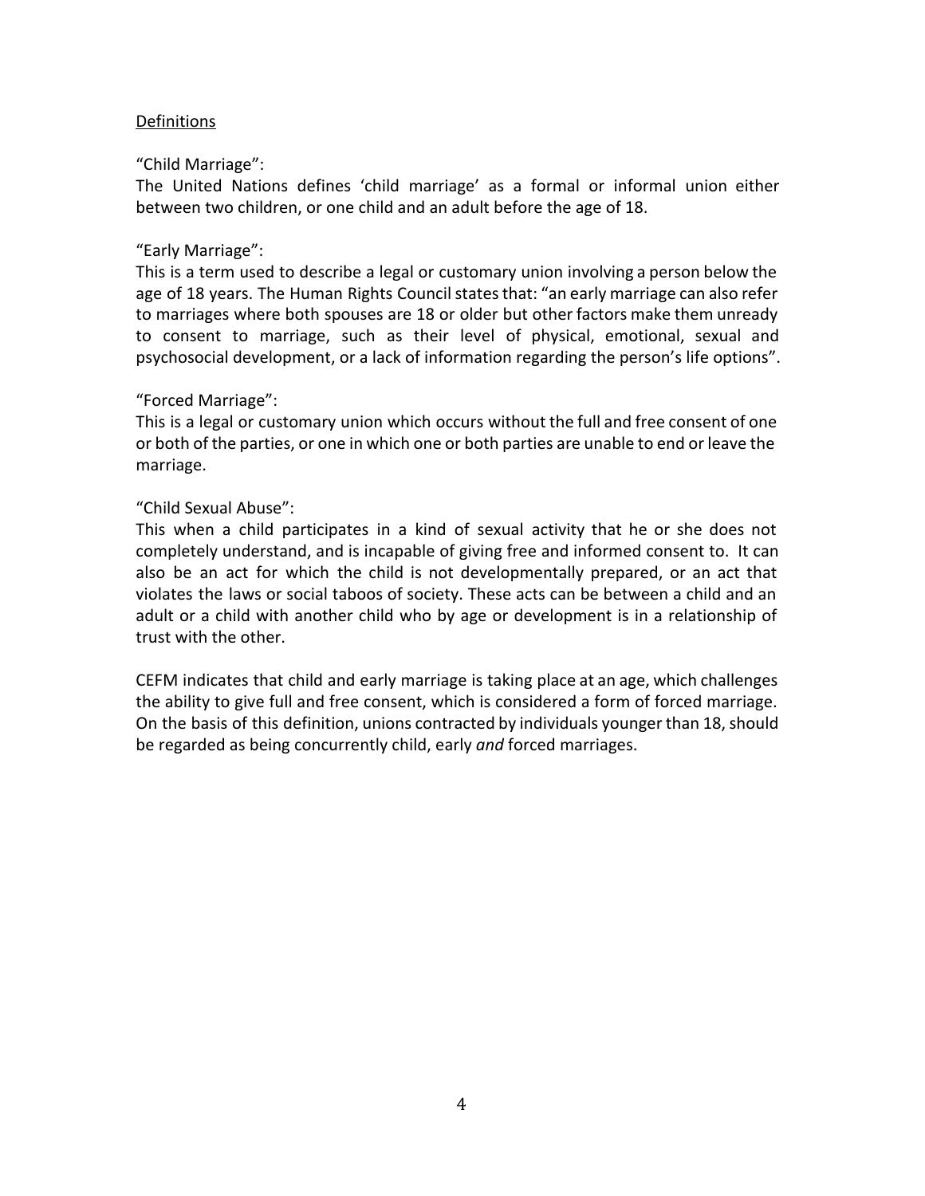<u>Definitions</u>

"Child Marriage":
The United Nations defines 'child marriage' as a formal or informal union either between two children, or one child and an adult before the age of 18.

"Early Marriage":
This is a term used to describe a legal or customary union involving a person below the age of 18 years. The Human Rights Council states that: "an early marriage can also refer to marriages where both spouses are 18 or older but other factors make them unready to consent to marriage, such as their level of physical, emotional, sexual and psychosocial development, or a lack of information regarding the person's life options".

"Forced Marriage":
This is a legal or customary union which occurs without the full and free consent of one or both of the parties, or one in which one or both parties are unable to end or leave the marriage.

"Child Sexual Abuse":
This when a child participates in a kind of sexual activity that he or she does not completely understand, and is incapable of giving free and informed consent to. It can also be an act for which the child is not developmentally prepared, or an act that violates the laws or social taboos of society. These acts can be between a child and an adult or a child with another child who by age or development is in a relationship of trust with the other.

CEFM indicates that child and early marriage is taking place at an age, which challenges the ability to give full and free consent, which is considered a form of forced marriage. On the basis of this definition, unions contracted by individuals younger than 18, should be regarded as being concurrently child, early *and* forced marriages.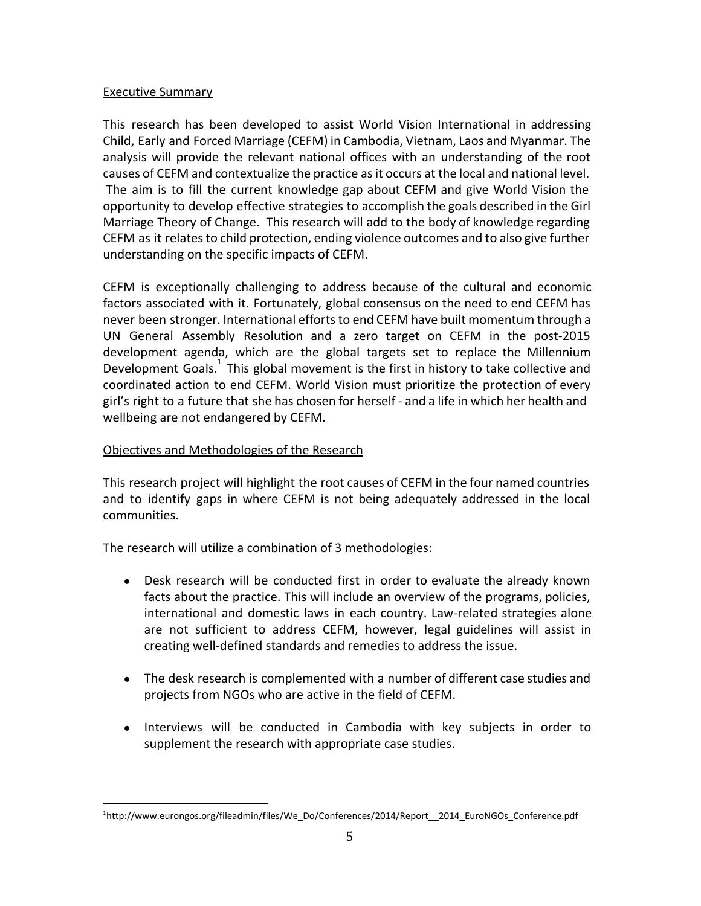## Executive Summary

This research has been developed to assist World Vision International in addressing Child, Early and Forced Marriage (CEFM) in Cambodia, Vietnam, Laos and Myanmar. The analysis will provide the relevant national offices with an understanding of the root causes of CEFM and contextualize the practice as it occurs at the local and national level. The aim is to fill the current knowledge gap about CEFM and give World Vision the opportunity to develop effective strategies to accomplish the goals described in the Girl Marriage Theory of Change. This research will add to the body of knowledge regarding CEFM as it relates to child protection, ending violence outcomes and to also give further understanding on the specific impacts of CEFM.

CEFM is exceptionally challenging to address because of the cultural and economic factors associated with it. Fortunately, global consensus on the need to end CEFM has never been stronger. International efforts to end CEFM have built momentum through a UN General Assembly Resolution and a zero target on CEFM in the post-2015 development agenda, which are the global targets set to replace the Millennium Development Goals.[1] This global movement is the first in history to take collective and coordinated action to end CEFM. World Vision must prioritize the protection of every girl's right to a future that she has chosen for herself - and a life in which her health and wellbeing are not endangered by CEFM.

## Objectives and Methodologies of the Research

This research project will highlight the root causes of CEFM in the four named countries and to identify gaps in where CEFM is not being adequately addressed in the local communities.

The research will utilize a combination of 3 methodologies:

- Desk research will be conducted first in order to evaluate the already known facts about the practice. This will include an overview of the programs, policies, international and domestic laws in each country. Law-related strategies alone are not sufficient to address CEFM, however, legal guidelines will assist in creating well-defined standards and remedies to address the issue.
- The desk research is complemented with a number of different case studies and projects from NGOs who are active in the field of CEFM.
- Interviews will be conducted in Cambodia with key subjects in order to supplement the research with appropriate case studies.

[1] http://www.eurongos.org/fileadmin/files/We_Do/Conferences/2014/Report__2014_EuroNGOs_Conference.pdf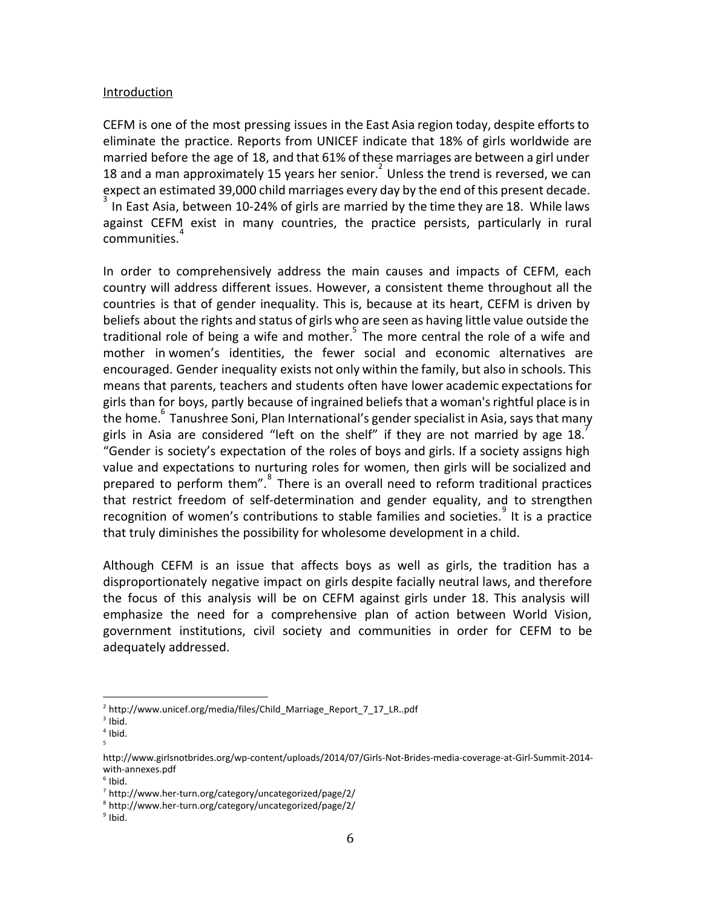Introduction

CEFM is one of the most pressing issues in the East Asia region today, despite efforts to eliminate the practice. Reports from UNICEF indicate that 18% of girls worldwide are married before the age of 18, and that 61% of these marriages are between a girl under 18 and a man approximately 15 years her senior.[2] Unless the trend is reversed, we can expect an estimated 39,000 child marriages every day by the end of this present decade.[3] In East Asia, between 10-24% of girls are married by the time they are 18. While laws against CEFM exist in many countries, the practice persists, particularly in rural communities.[4]

In order to comprehensively address the main causes and impacts of CEFM, each country will address different issues. However, a consistent theme throughout all the countries is that of gender inequality. This is, because at its heart, CEFM is driven by beliefs about the rights and status of girls who are seen as having little value outside the traditional role of being a wife and mother.[5] The more central the role of a wife and mother in women's identities, the fewer social and economic alternatives are encouraged. Gender inequality exists not only within the family, but also in schools. This means that parents, teachers and students often have lower academic expectations for girls than for boys, partly because of ingrained beliefs that a woman's rightful place is in the home.[6] Tanushree Soni, Plan International's gender specialist in Asia, says that many girls in Asia are considered "left on the shelf" if they are not married by age 18.[7] "Gender is society's expectation of the roles of boys and girls. If a society assigns high value and expectations to nurturing roles for women, then girls will be socialized and prepared to perform them".[8] There is an overall need to reform traditional practices that restrict freedom of self-determination and gender equality, and to strengthen recognition of women's contributions to stable families and societies.[9] It is a practice that truly diminishes the possibility for wholesome development in a child.

Although CEFM is an issue that affects boys as well as girls, the tradition has a disproportionately negative impact on girls despite facially neutral laws, and therefore the focus of this analysis will be on CEFM against girls under 18. This analysis will emphasize the need for a comprehensive plan of action between World Vision, government institutions, civil society and communities in order for CEFM to be adequately addressed.

---

[2] http://www.unicef.org/media/files/Child_Marriage_Report_7_17_LR..pdf
[3] Ibid.
[4] Ibid.
[5] http://www.girlsnotbrides.org/wp-content/uploads/2014/07/Girls-Not-Brides-media-coverage-at-Girl-Summit-2014-with-annexes.pdf
[6] Ibid.
[7] http://www.her-turn.org/category/uncategorized/page/2/
[8] http://www.her-turn.org/category/uncategorized/page/2/
[9] Ibid.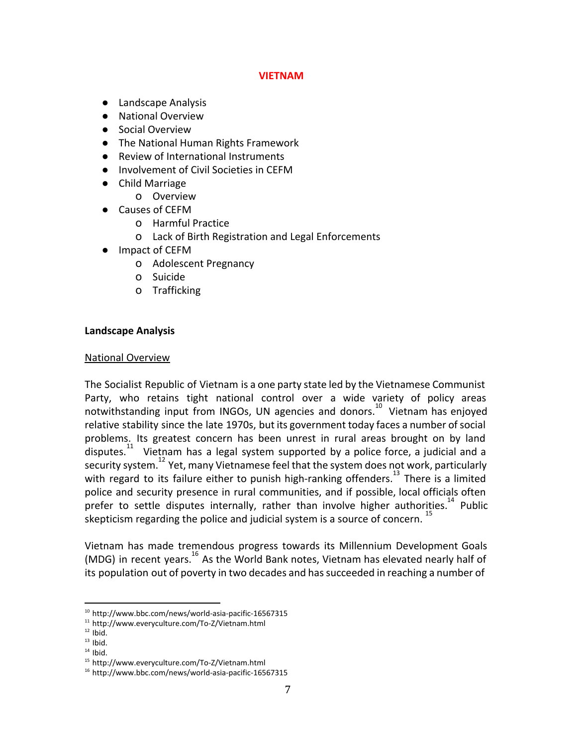# VIETNAM

- Landscape Analysis
- National Overview
- Social Overview
- The National Human Rights Framework
- Review of International Instruments
- Involvement of Civil Societies in CEFM
- Child Marriage
  - Overview
- Causes of CEFM
  - Harmful Practice
  - Lack of Birth Registration and Legal Enforcements
- Impact of CEFM
  - Adolescent Pregnancy
  - Suicide
  - Trafficking

**Landscape Analysis**

National Overview

The Socialist Republic of Vietnam is a one party state led by the Vietnamese Communist Party, who retains tight national control over a wide variety of policy areas notwithstanding input from INGOs, UN agencies and donors.[10] Vietnam has enjoyed relative stability since the late 1970s, but its government today faces a number of social problems. Its greatest concern has been unrest in rural areas brought on by land disputes.[11] Vietnam has a legal system supported by a police force, a judicial and a security system.[12] Yet, many Vietnamese feel that the system does not work, particularly with regard to its failure either to punish high-ranking offenders.[13] There is a limited police and security presence in rural communities, and if possible, local officials often prefer to settle disputes internally, rather than involve higher authorities.[14] Public skepticism regarding the police and judicial system is a source of concern.[15]

Vietnam has made tremendous progress towards its Millennium Development Goals (MDG) in recent years.[16] As the World Bank notes, Vietnam has elevated nearly half of its population out of poverty in two decades and has succeeded in reaching a number of

---

[10] http://www.bbc.com/news/world-asia-pacific-16567315
[11] http://www.everyculture.com/To-Z/Vietnam.html
[12] Ibid.
[13] Ibid.
[14] Ibid.
[15] http://www.everyculture.com/To-Z/Vietnam.html
[16] http://www.bbc.com/news/world-asia-pacific-16567315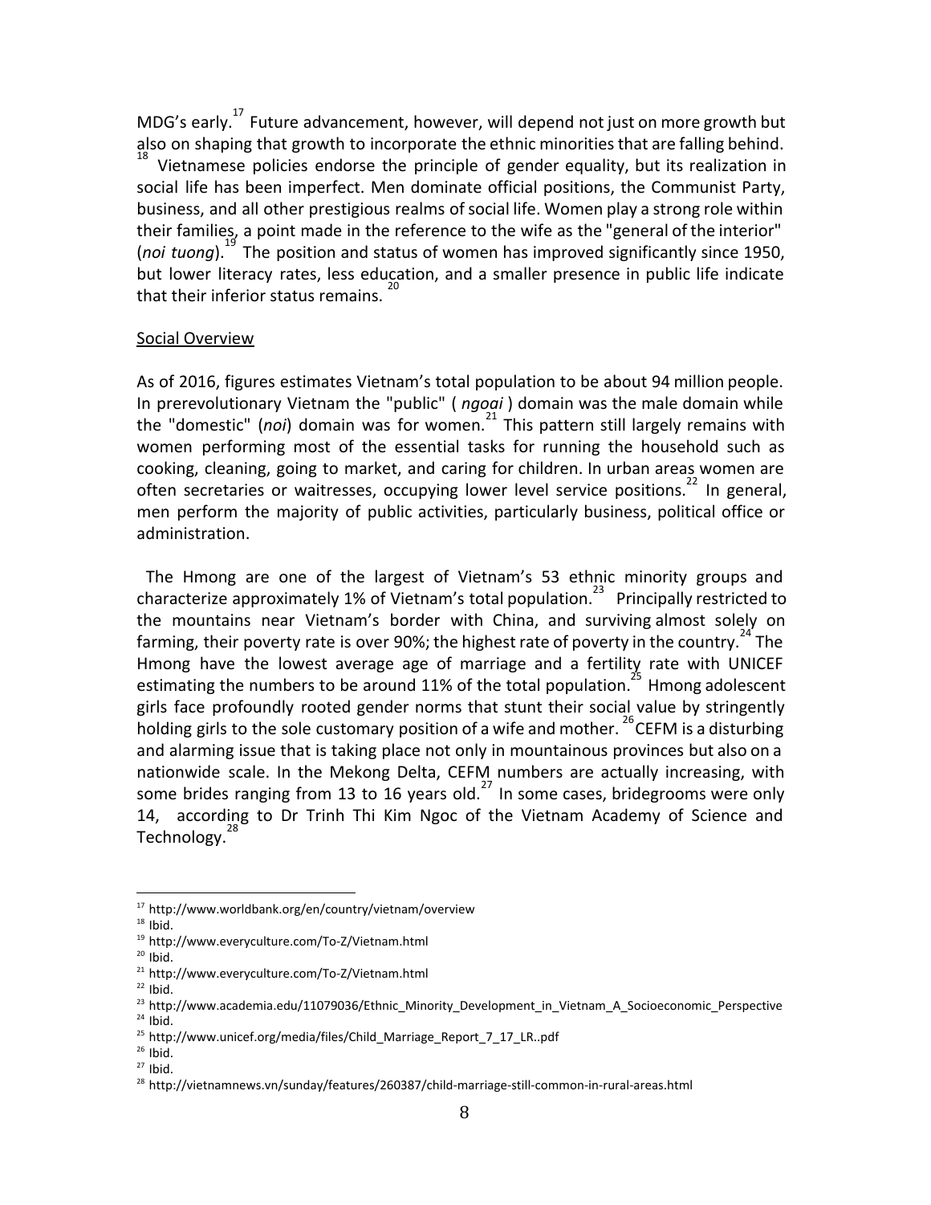MDG's early.[17] Future advancement, however, will depend not just on more growth but also on shaping that growth to incorporate the ethnic minorities that are falling behind.[18] Vietnamese policies endorse the principle of gender equality, but its realization in social life has been imperfect. Men dominate official positions, the Communist Party, business, and all other prestigious realms of social life. Women play a strong role within their families, a point made in the reference to the wife as the "general of the interior" (*noi tuong*).[19] The position and status of women has improved significantly since 1950, but lower literacy rates, less education, and a smaller presence in public life indicate that their inferior status remains.[20]

Social Overview

As of 2016, figures estimates Vietnam's total population to be about 94 million people. In prerevolutionary Vietnam the "public" ( *ngoai* ) domain was the male domain while the "domestic" (*noi*) domain was for women.[21] This pattern still largely remains with women performing most of the essential tasks for running the household such as cooking, cleaning, going to market, and caring for children. In urban areas women are often secretaries or waitresses, occupying lower level service positions.[22] In general, men perform the majority of public activities, particularly business, political office or administration.

The Hmong are one of the largest of Vietnam's 53 ethnic minority groups and characterize approximately 1% of Vietnam's total population.[23] Principally restricted to the mountains near Vietnam's border with China, and surviving almost solely on farming, their poverty rate is over 90%; the highest rate of poverty in the country.[24] The Hmong have the lowest average age of marriage and a fertility rate with UNICEF estimating the numbers to be around 11% of the total population.[25] Hmong adolescent girls face profoundly rooted gender norms that stunt their social value by stringently holding girls to the sole customary position of a wife and mother.[26] CEFM is a disturbing and alarming issue that is taking place not only in mountainous provinces but also on a nationwide scale. In the Mekong Delta, CEFM numbers are actually increasing, with some brides ranging from 13 to 16 years old.[27] In some cases, bridegrooms were only 14, according to Dr Trinh Thi Kim Ngoc of the Vietnam Academy of Science and Technology.[28]

---

[17] http://www.worldbank.org/en/country/vietnam/overview
[18] Ibid.
[19] http://www.everyculture.com/To-Z/Vietnam.html
[20] Ibid.
[21] http://www.everyculture.com/To-Z/Vietnam.html
[22] Ibid.
[23] http://www.academia.edu/11079036/Ethnic_Minority_Development_in_Vietnam_A_Socioeconomic_Perspective
[24] Ibid.
[25] http://www.unicef.org/media/files/Child_Marriage_Report_7_17_LR..pdf
[26] Ibid.
[27] Ibid.
[28] http://vietnamnews.vn/sunday/features/260387/child-marriage-still-common-in-rural-areas.html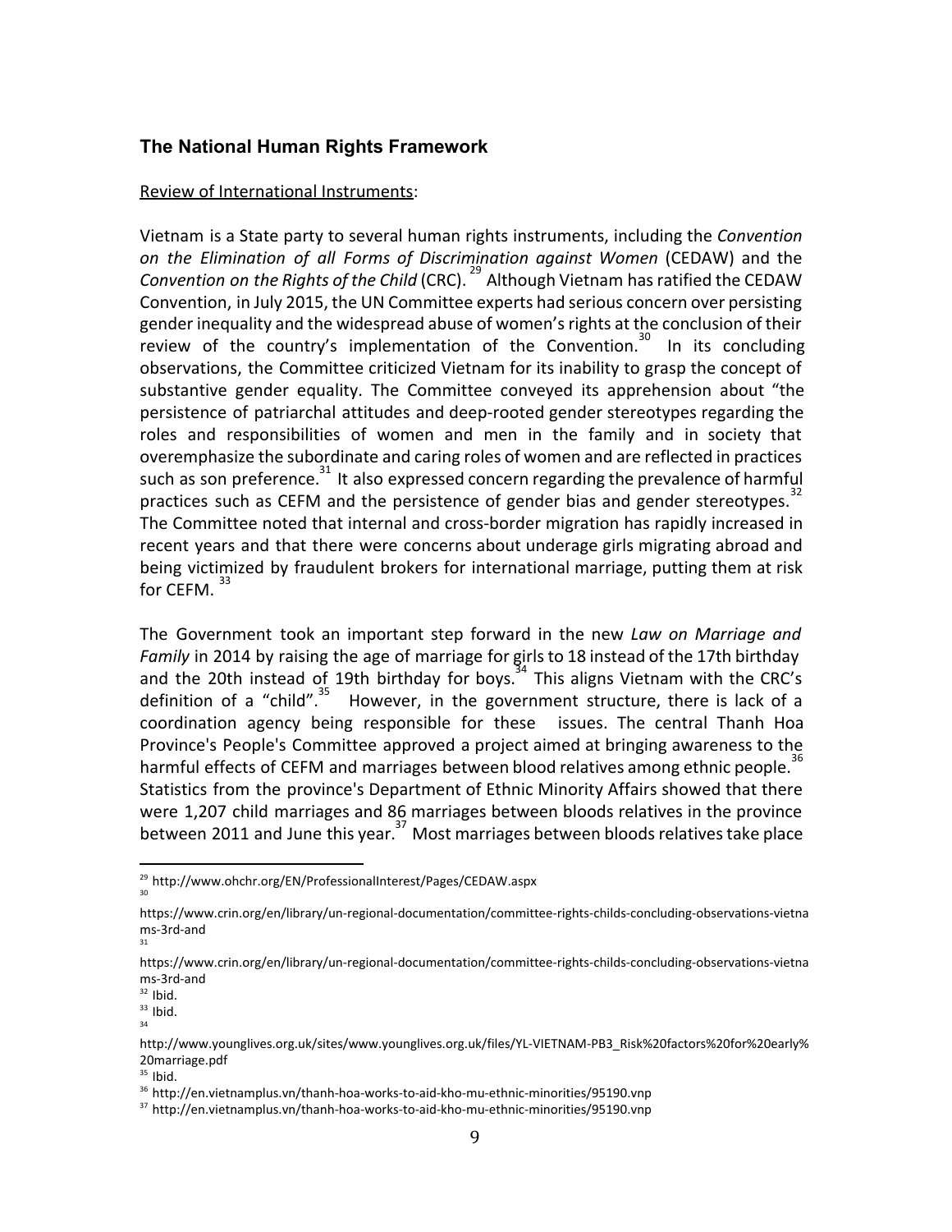### The National Human Rights Framework

Review of International Instruments:

Vietnam is a State party to several human rights instruments, including the *Convention on the Elimination of all Forms of Discrimination against Women* (CEDAW) and the *Convention on the Rights of the Child* (CRC).[29] Although Vietnam has ratified the CEDAW Convention, in July 2015, the UN Committee experts had serious concern over persisting gender inequality and the widespread abuse of women's rights at the conclusion of their review of the country's implementation of the Convention.[30] In its concluding observations, the Committee criticized Vietnam for its inability to grasp the concept of substantive gender equality. The Committee conveyed its apprehension about "the persistence of patriarchal attitudes and deep-rooted gender stereotypes regarding the roles and responsibilities of women and men in the family and in society that overemphasize the subordinate and caring roles of women and are reflected in practices such as son preference.[31] It also expressed concern regarding the prevalence of harmful practices such as CEFM and the persistence of gender bias and gender stereotypes.[32] The Committee noted that internal and cross-border migration has rapidly increased in recent years and that there were concerns about underage girls migrating abroad and being victimized by fraudulent brokers for international marriage, putting them at risk for CEFM.[33]

The Government took an important step forward in the new *Law on Marriage and Family* in 2014 by raising the age of marriage for girls to 18 instead of the 17th birthday and the 20th instead of 19th birthday for boys.[34] This aligns Vietnam with the CRC's definition of a "child".[35] However, in the government structure, there is lack of a coordination agency being responsible for these issues. The central Thanh Hoa Province's People's Committee approved a project aimed at bringing awareness to the harmful effects of CEFM and marriages between blood relatives among ethnic people.[36] Statistics from the province's Department of Ethnic Minority Affairs showed that there were 1,207 child marriages and 86 marriages between bloods relatives in the province between 2011 and June this year.[37] Most marriages between bloods relatives take place

---

[29] http://www.ohchr.org/EN/ProfessionalInterest/Pages/CEDAW.aspx

[30] https://www.crin.org/en/library/un-regional-documentation/committee-rights-childs-concluding-observations-vietnams-3rd-and

[31] https://www.crin.org/en/library/un-regional-documentation/committee-rights-childs-concluding-observations-vietnams-3rd-and

[32] Ibid.

[33] Ibid.

[34] http://www.younglives.org.uk/sites/www.younglives.org.uk/files/YL-VIETNAM-PB3_Risk%20factors%20for%20early%20marriage.pdf

[35] Ibid.

[36] http://en.vietnamplus.vn/thanh-hoa-works-to-aid-kho-mu-ethnic-minorities/95190.vnp

[37] http://en.vietnamplus.vn/thanh-hoa-works-to-aid-kho-mu-ethnic-minorities/95190.vnp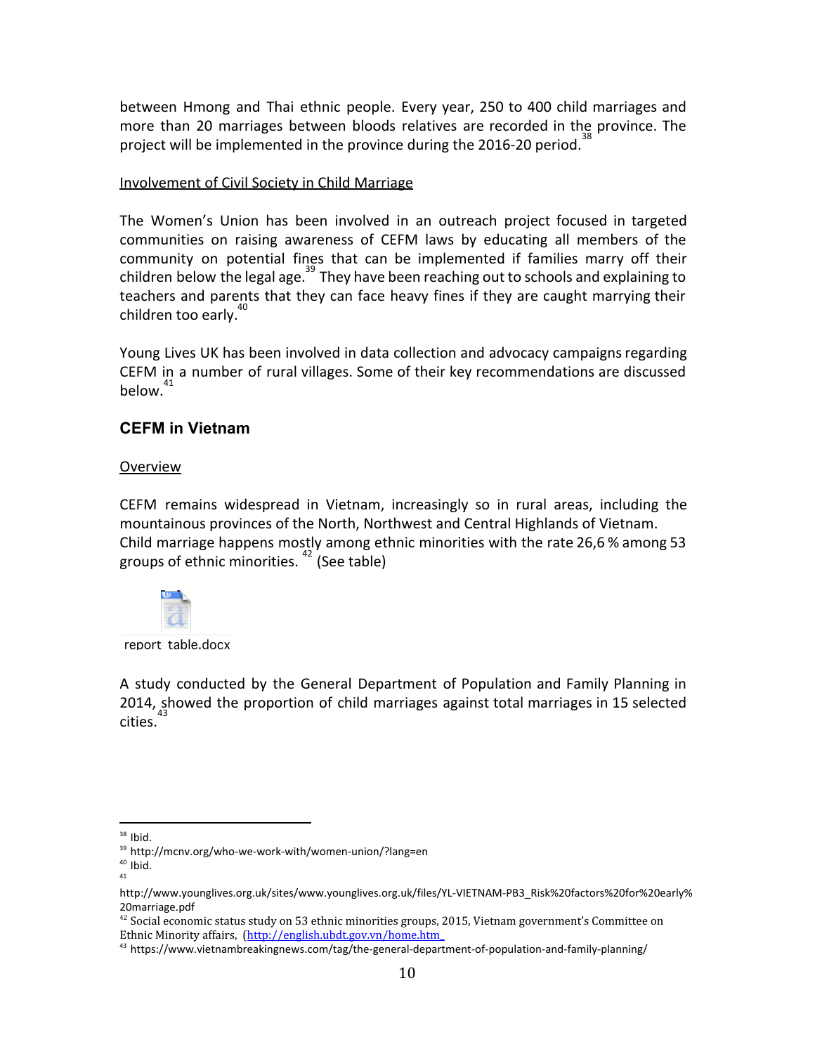between Hmong and Thai ethnic people. Every year, 250 to 400 child marriages and more than 20 marriages between bloods relatives are recorded in the province. The project will be implemented in the province during the 2016-20 period.[38]

Involvement of Civil Society in Child Marriage

The Women's Union has been involved in an outreach project focused in targeted communities on raising awareness of CEFM laws by educating all members of the community on potential fines that can be implemented if families marry off their children below the legal age.[39] They have been reaching out to schools and explaining to teachers and parents that they can face heavy fines if they are caught marrying their children too early.[40]

Young Lives UK has been involved in data collection and advocacy campaigns regarding CEFM in a number of rural villages. Some of their key recommendations are discussed below.[41]

### CEFM in Vietnam

Overview

CEFM remains widespread in Vietnam, increasingly so in rural areas, including the mountainous provinces of the North, Northwest and Central Highlands of Vietnam. Child marriage happens mostly among ethnic minorities with the rate 26,6 % among 53 groups of ethnic minorities.[42] (See table)

report table.docx

A study conducted by the General Department of Population and Family Planning in 2014, showed the proportion of child marriages against total marriages in 15 selected cities.[43]

---

[38] Ibid.
[39] http://mcnv.org/who-we-work-with/women-union/?lang=en
[40] Ibid.
[41] http://www.younglives.org.uk/sites/www.younglives.org.uk/files/YL-VIETNAM-PB3_Risk%20factors%20for%20early%20marriage.pdf
[42] Social economic status study on 53 ethnic minorities groups, 2015, Vietnam government's Committee on Ethnic Minority affairs, (http://english.ubdt.gov.vn/home.htm_
[43] https://www.vietnambreakingnews.com/tag/the-general-department-of-population-and-family-planning/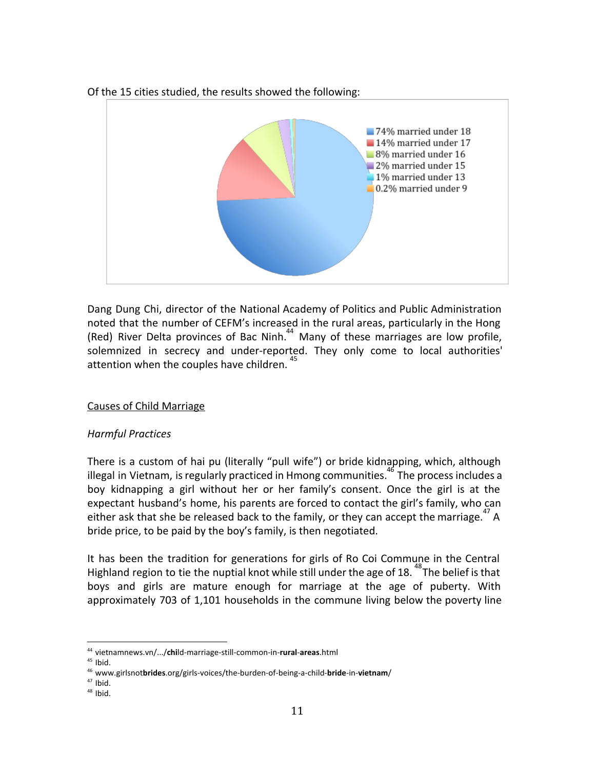Of the 15 cities studied, the results showed the following:

74% married under 18
14% married under 17
8% married under 16
2% married under 15
1% married under 13
0.2% married under 9

Dang Dung Chi, director of the National Academy of Politics and Public Administration noted that the number of CEFM's increased in the rural areas, particularly in the Hong (Red) River Delta provinces of Bac Ninh.[44] Many of these marriages are low profile, solemnized in secrecy and under-reported. They only come to local authorities' attention when the couples have children. [45]

<u>Causes of Child Marriage</u>

*Harmful Practices*

There is a custom of hai pu (literally "pull wife") or bride kidnapping, which, although illegal in Vietnam, is regularly practiced in Hmong communities.[46] The process includes a boy kidnapping a girl without her or her family's consent. Once the girl is at the expectant husband's home, his parents are forced to contact the girl's family, who can either ask that she be released back to the family, or they can accept the marriage.[47] A bride price, to be paid by the boy's family, is then negotiated.

It has been the tradition for generations for girls of Ro Coi Commune in the Central Highland region to tie the nuptial knot while still under the age of 18. [48] The belief is that boys and girls are mature enough for marriage at the age of puberty. With approximately 703 of 1,101 households in the commune living below the poverty line

---

[44] vietnamnews.vn/.../child-marriage-still-common-in-rural-areas.html
[45] Ibid.
[46] www.girlsnotbrides.org/girls-voices/the-burden-of-being-a-child-bride-in-vietnam/
[47] Ibid.
[48] Ibid.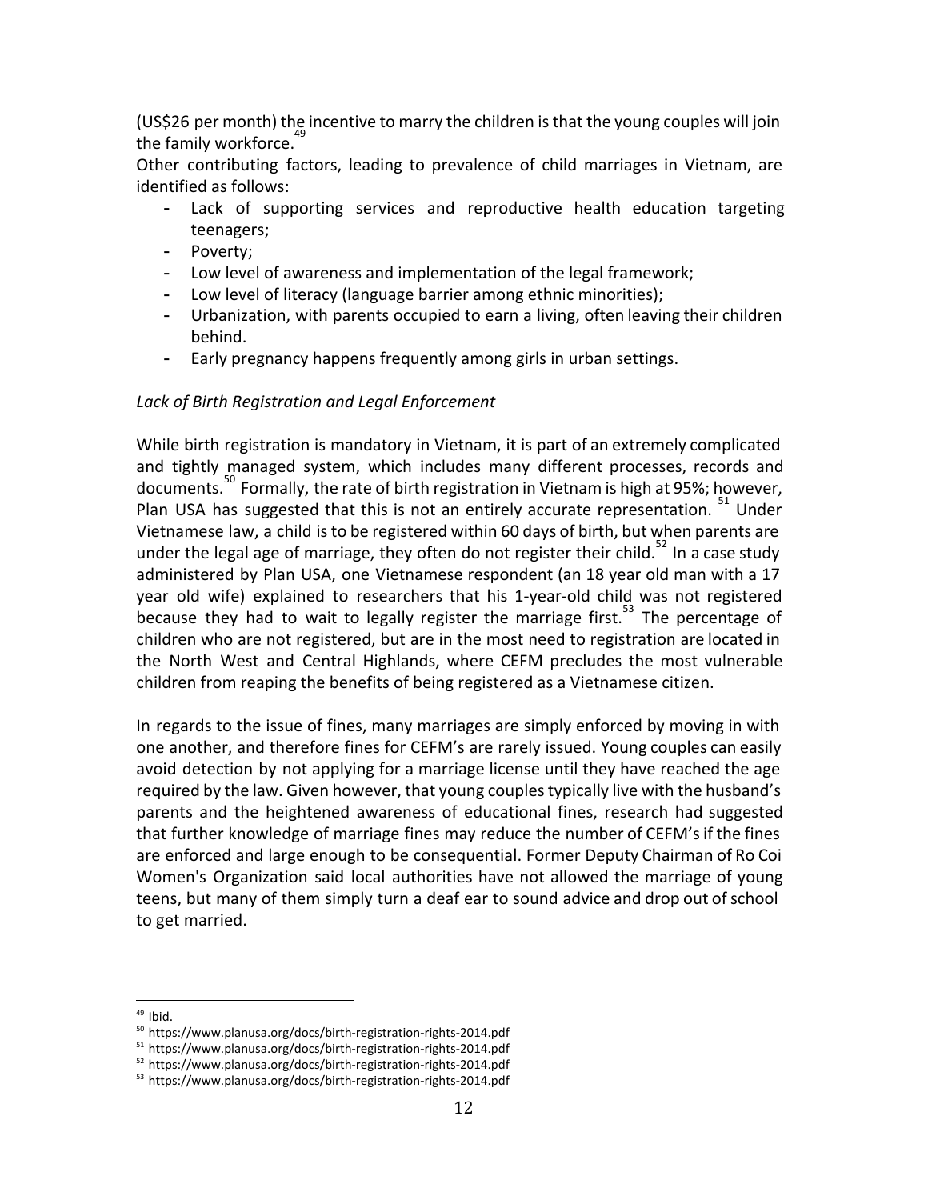(US$26 per month) the incentive to marry the children is that the young couples will join the family workforce.[49]

Other contributing factors, leading to prevalence of child marriages in Vietnam, are identified as follows:

- Lack of supporting services and reproductive health education targeting teenagers;
- Poverty;
- Low level of awareness and implementation of the legal framework;
- Low level of literacy (language barrier among ethnic minorities);
- Urbanization, with parents occupied to earn a living, often leaving their children behind.
- Early pregnancy happens frequently among girls in urban settings.

*Lack of Birth Registration and Legal Enforcement*

While birth registration is mandatory in Vietnam, it is part of an extremely complicated and tightly managed system, which includes many different processes, records and documents.[50] Formally, the rate of birth registration in Vietnam is high at 95%; however, Plan USA has suggested that this is not an entirely accurate representation. [51] Under Vietnamese law, a child is to be registered within 60 days of birth, but when parents are under the legal age of marriage, they often do not register their child.[52] In a case study administered by Plan USA, one Vietnamese respondent (an 18 year old man with a 17 year old wife) explained to researchers that his 1-year-old child was not registered because they had to wait to legally register the marriage first.[53] The percentage of children who are not registered, but are in the most need to registration are located in the North West and Central Highlands, where CEFM precludes the most vulnerable children from reaping the benefits of being registered as a Vietnamese citizen.

In regards to the issue of fines, many marriages are simply enforced by moving in with one another, and therefore fines for CEFM's are rarely issued. Young couples can easily avoid detection by not applying for a marriage license until they have reached the age required by the law. Given however, that young couples typically live with the husband's parents and the heightened awareness of educational fines, research had suggested that further knowledge of marriage fines may reduce the number of CEFM's if the fines are enforced and large enough to be consequential. Former Deputy Chairman of Ro Coi Women's Organization said local authorities have not allowed the marriage of young teens, but many of them simply turn a deaf ear to sound advice and drop out of school to get married.

---

[49] Ibid.

[50] https://www.planusa.org/docs/birth-registration-rights-2014.pdf

[51] https://www.planusa.org/docs/birth-registration-rights-2014.pdf

[52] https://www.planusa.org/docs/birth-registration-rights-2014.pdf

[53] https://www.planusa.org/docs/birth-registration-rights-2014.pdf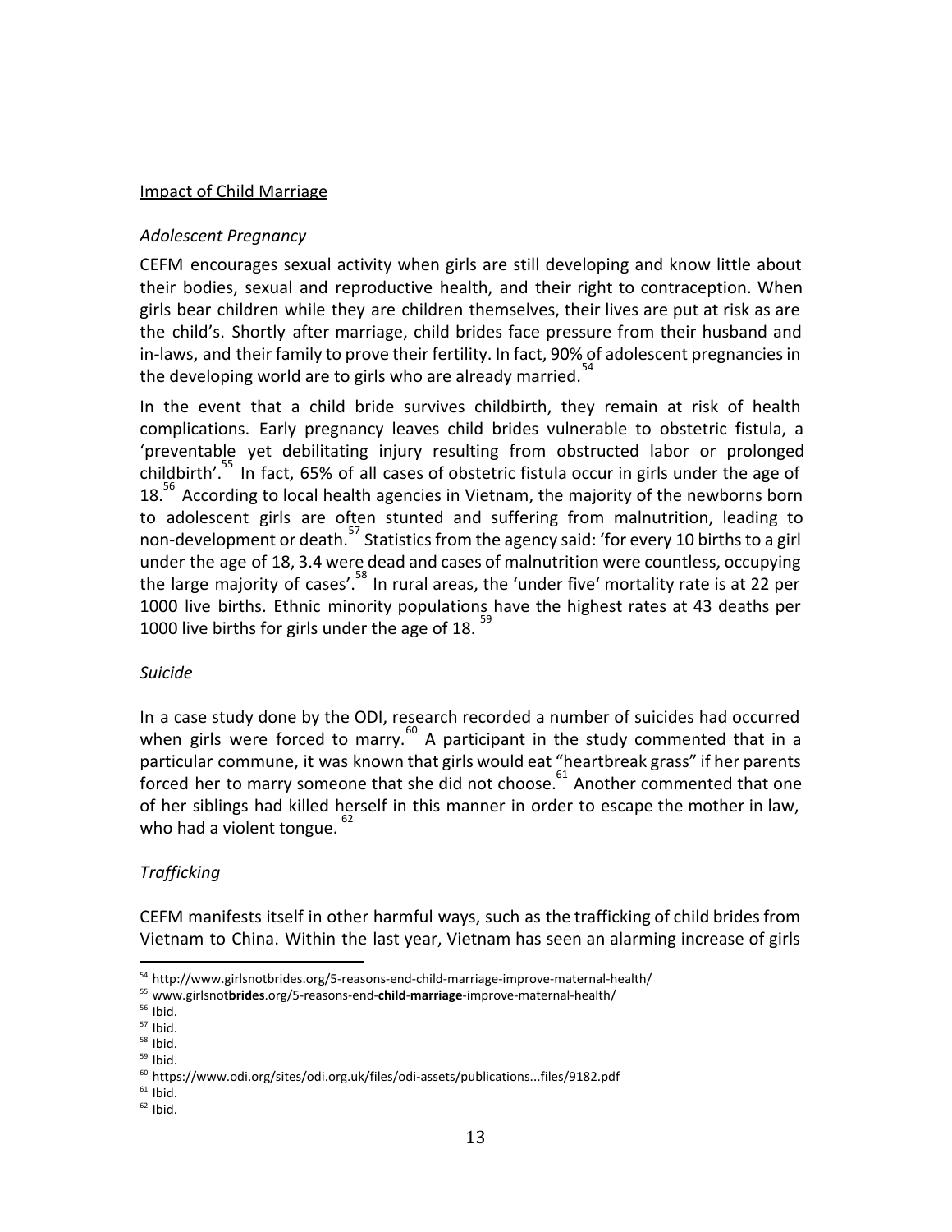Impact of Child Marriage

*Adolescent Pregnancy*

CEFM encourages sexual activity when girls are still developing and know little about their bodies, sexual and reproductive health, and their right to contraception. When girls bear children while they are children themselves, their lives are put at risk as are the child's. Shortly after marriage, child brides face pressure from their husband and in-laws, and their family to prove their fertility. In fact, 90% of adolescent pregnancies in the developing world are to girls who are already married.[54]

In the event that a child bride survives childbirth, they remain at risk of health complications. Early pregnancy leaves child brides vulnerable to obstetric fistula, a 'preventable yet debilitating injury resulting from obstructed labor or prolonged childbirth'.[55] In fact, 65% of all cases of obstetric fistula occur in girls under the age of 18.[56] According to local health agencies in Vietnam, the majority of the newborns born to adolescent girls are often stunted and suffering from malnutrition, leading to non-development or death.[57] Statistics from the agency said: 'for every 10 births to a girl under the age of 18, 3.4 were dead and cases of malnutrition were countless, occupying the large majority of cases'.[58] In rural areas, the 'under five' mortality rate is at 22 per 1000 live births. Ethnic minority populations have the highest rates at 43 deaths per 1000 live births for girls under the age of 18.[59]

*Suicide*

In a case study done by the ODI, research recorded a number of suicides had occurred when girls were forced to marry.[60] A participant in the study commented that in a particular commune, it was known that girls would eat "heartbreak grass" if her parents forced her to marry someone that she did not choose.[61] Another commented that one of her siblings had killed herself in this manner in order to escape the mother in law, who had a violent tongue.[62]

*Trafficking*

CEFM manifests itself in other harmful ways, such as the trafficking of child brides from Vietnam to China. Within the last year, Vietnam has seen an alarming increase of girls

---

[54] http://www.girlsnotbrides.org/5-reasons-end-child-marriage-improve-maternal-health/
[55] www.girlsnot**brides**.org/5-reasons-end-**child**-**marriage**-improve-maternal-health/
[56] Ibid.
[57] Ibid.
[58] Ibid.
[59] Ibid.
[60] https://www.odi.org/sites/odi.org.uk/files/odi-assets/publications...files/9182.pdf
[61] Ibid.
[62] Ibid.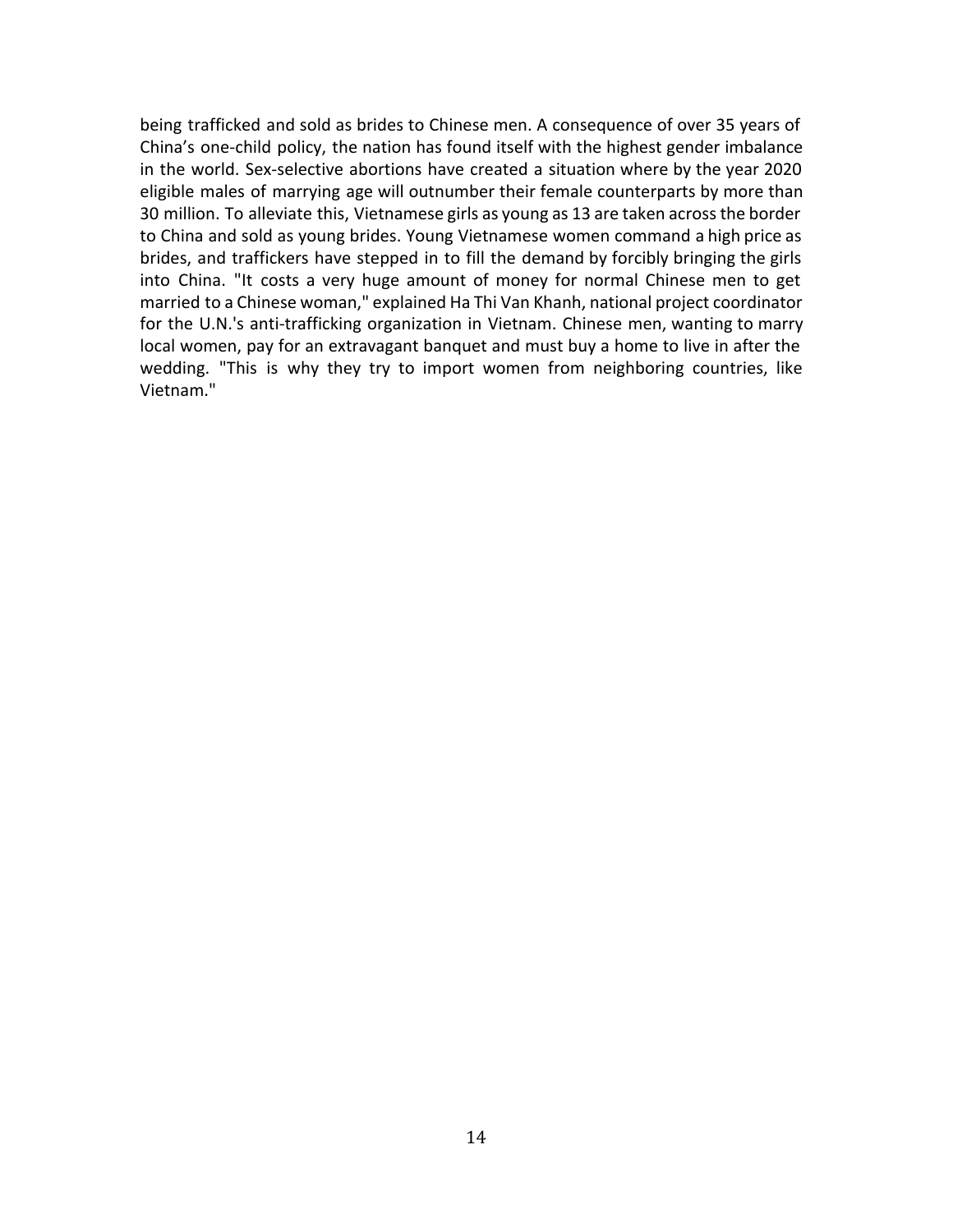being trafficked and sold as brides to Chinese men. A consequence of over 35 years of China's one-child policy, the nation has found itself with the highest gender imbalance in the world. Sex-selective abortions have created a situation where by the year 2020 eligible males of marrying age will outnumber their female counterparts by more than 30 million. To alleviate this, Vietnamese girls as young as 13 are taken across the border to China and sold as young brides. Young Vietnamese women command a high price as brides, and traffickers have stepped in to fill the demand by forcibly bringing the girls into China. "It costs a very huge amount of money for normal Chinese men to get married to a Chinese woman," explained Ha Thi Van Khanh, national project coordinator for the U.N.'s anti-trafficking organization in Vietnam. Chinese men, wanting to marry local women, pay for an extravagant banquet and must buy a home to live in after the wedding. "This is why they try to import women from neighboring countries, like Vietnam."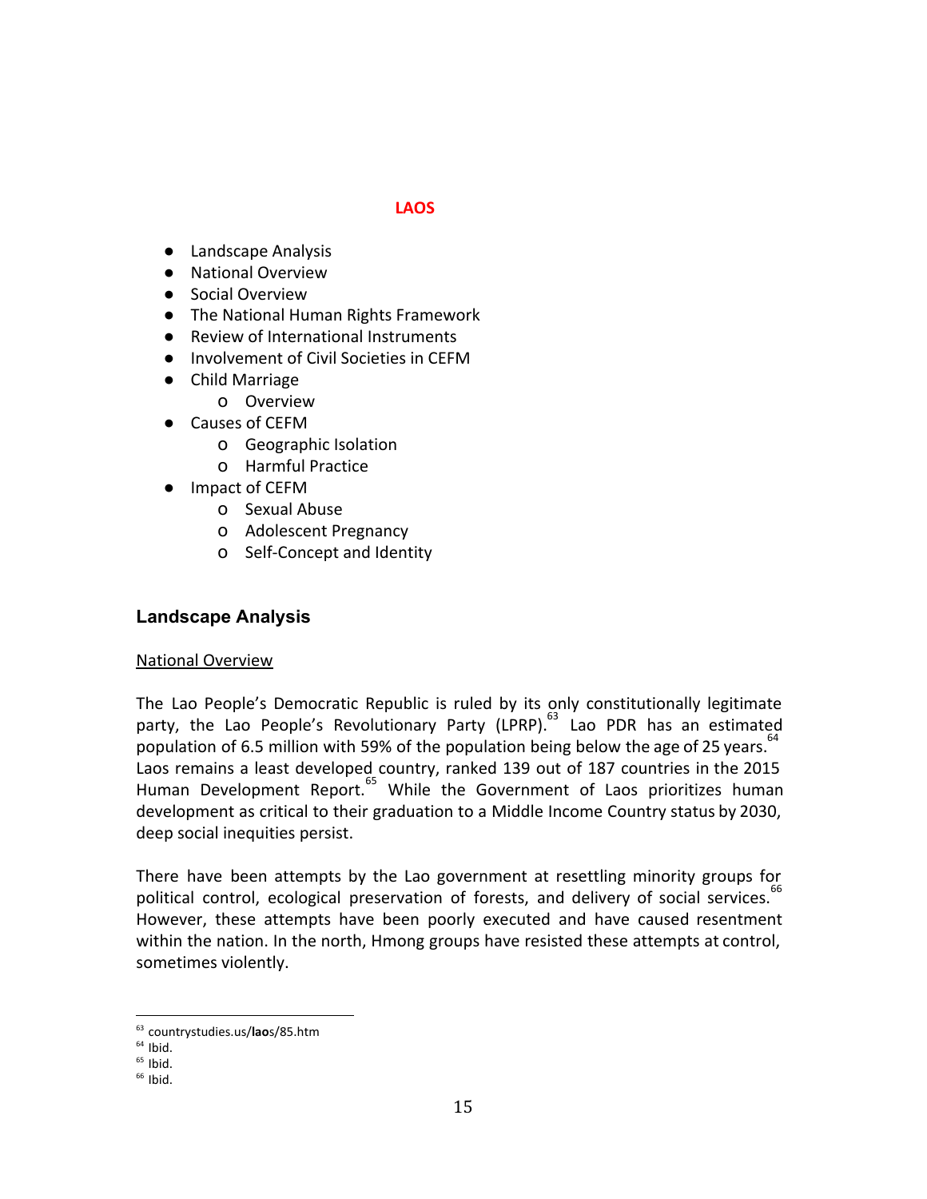# LAOS

- Landscape Analysis
- National Overview
- Social Overview
- The National Human Rights Framework
- Review of International Instruments
- Involvement of Civil Societies in CEFM
- Child Marriage
  - Overview
- Causes of CEFM
  - Geographic Isolation
  - Harmful Practice
- Impact of CEFM
  - Sexual Abuse
  - Adolescent Pregnancy
  - Self-Concept and Identity

## Landscape Analysis

### National Overview

The Lao People's Democratic Republic is ruled by its only constitutionally legitimate party, the Lao People's Revolutionary Party (LPRP).[63] Lao PDR has an estimated population of 6.5 million with 59% of the population being below the age of 25 years.[64] Laos remains a least developed country, ranked 139 out of 187 countries in the 2015 Human Development Report.[65] While the Government of Laos prioritizes human development as critical to their graduation to a Middle Income Country status by 2030, deep social inequities persist.

There have been attempts by the Lao government at resettling minority groups for political control, ecological preservation of forests, and delivery of social services.[66] However, these attempts have been poorly executed and have caused resentment within the nation. In the north, Hmong groups have resisted these attempts at control, sometimes violently.

[63] countrystudies.us/**lao**s/85.htm
[64] Ibid.
[65] Ibid.
[66] Ibid.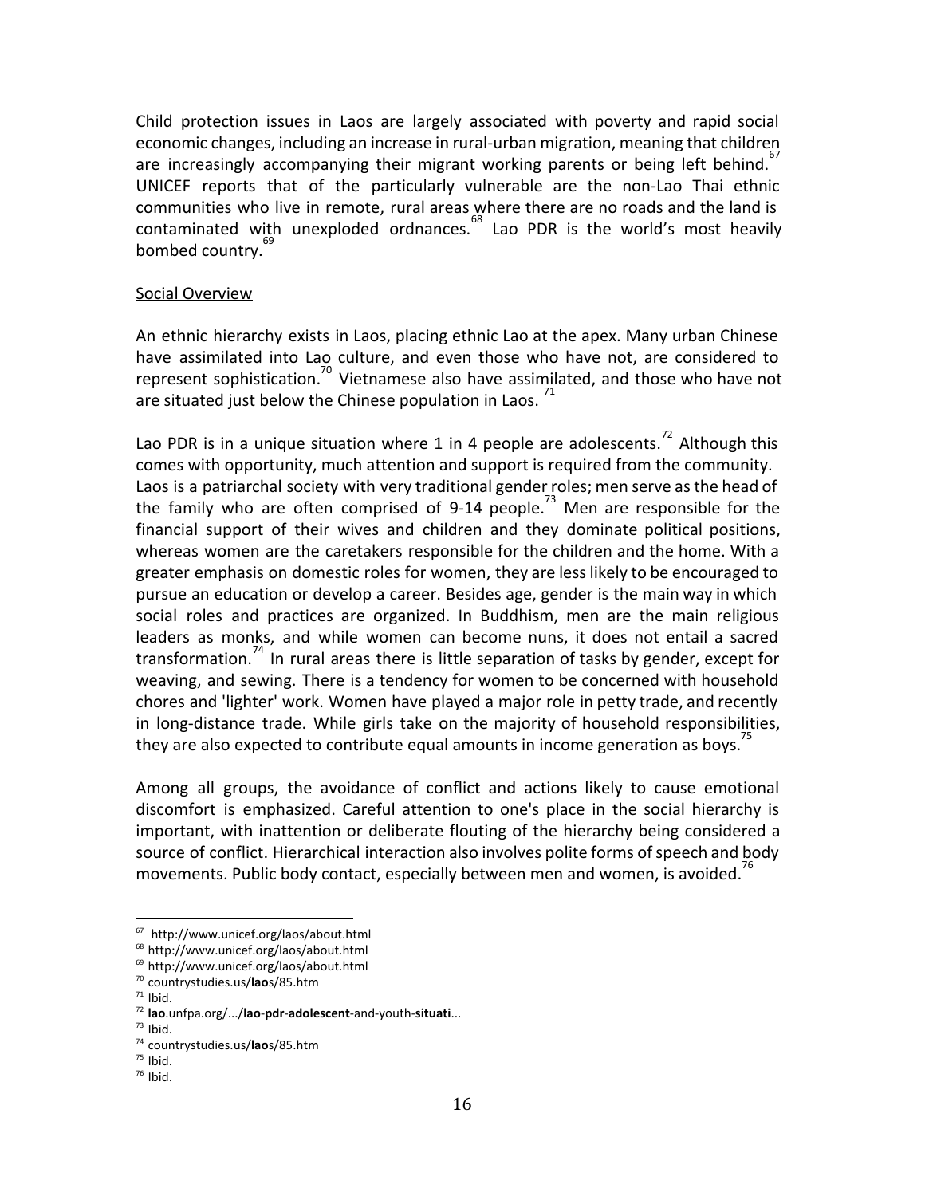Child protection issues in Laos are largely associated with poverty and rapid social economic changes, including an increase in rural-urban migration, meaning that children are increasingly accompanying their migrant working parents or being left behind.[67] UNICEF reports that of the particularly vulnerable are the non-Lao Thai ethnic communities who live in remote, rural areas where there are no roads and the land is contaminated with unexploded ordnances.[68] Lao PDR is the world's most heavily bombed country.[69]

<u>Social Overview</u>

An ethnic hierarchy exists in Laos, placing ethnic Lao at the apex. Many urban Chinese have assimilated into Lao culture, and even those who have not, are considered to represent sophistication.[70] Vietnamese also have assimilated, and those who have not are situated just below the Chinese population in Laos.[71]

Lao PDR is in a unique situation where 1 in 4 people are adolescents.[72] Although this comes with opportunity, much attention and support is required from the community. Laos is a patriarchal society with very traditional gender roles; men serve as the head of the family who are often comprised of 9-14 people.[73] Men are responsible for the financial support of their wives and children and they dominate political positions, whereas women are the caretakers responsible for the children and the home. With a greater emphasis on domestic roles for women, they are less likely to be encouraged to pursue an education or develop a career. Besides age, gender is the main way in which social roles and practices are organized. In Buddhism, men are the main religious leaders as monks, and while women can become nuns, it does not entail a sacred transformation.[74] In rural areas there is little separation of tasks by gender, except for weaving, and sewing. There is a tendency for women to be concerned with household chores and 'lighter' work. Women have played a major role in petty trade, and recently in long-distance trade. While girls take on the majority of household responsibilities, they are also expected to contribute equal amounts in income generation as boys.[75]

Among all groups, the avoidance of conflict and actions likely to cause emotional discomfort is emphasized. Careful attention to one's place in the social hierarchy is important, with inattention or deliberate flouting of the hierarchy being considered a source of conflict. Hierarchical interaction also involves polite forms of speech and body movements. Public body contact, especially between men and women, is avoided.[76]

---

[67] http://www.unicef.org/laos/about.html
[68] http://www.unicef.org/laos/about.html
[69] http://www.unicef.org/laos/about.html
[70] countrystudies.us/**lao**s/85.htm
[71] Ibid.
[72] **lao**.unfpa.org/.../**lao**-**pdr**-**adolescent**-and-youth-**situati**...
[73] Ibid.
[74] countrystudies.us/**lao**s/85.htm
[75] Ibid.
[76] Ibid.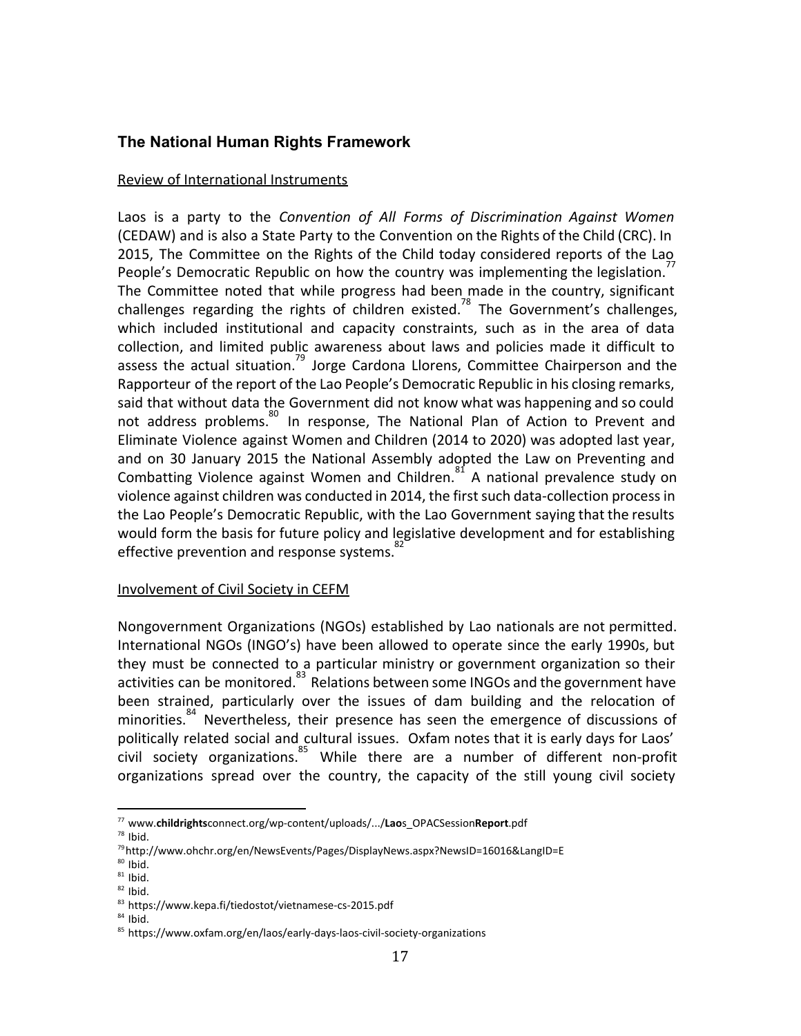## The National Human Rights Framework

Review of International Instruments

Laos is a party to the *Convention of All Forms of Discrimination Against Women* (CEDAW) and is also a State Party to the Convention on the Rights of the Child (CRC). In 2015, The Committee on the Rights of the Child today considered reports of the Lao People's Democratic Republic on how the country was implementing the legislation.[77] The Committee noted that while progress had been made in the country, significant challenges regarding the rights of children existed.[78] The Government's challenges, which included institutional and capacity constraints, such as in the area of data collection, and limited public awareness about laws and policies made it difficult to assess the actual situation.[79] Jorge Cardona Llorens, Committee Chairperson and the Rapporteur of the report of the Lao People's Democratic Republic in his closing remarks, said that without data the Government did not know what was happening and so could not address problems.[80] In response, The National Plan of Action to Prevent and Eliminate Violence against Women and Children (2014 to 2020) was adopted last year, and on 30 January 2015 the National Assembly adopted the Law on Preventing and Combatting Violence against Women and Children.[81] A national prevalence study on violence against children was conducted in 2014, the first such data-collection process in the Lao People's Democratic Republic, with the Lao Government saying that the results would form the basis for future policy and legislative development and for establishing effective prevention and response systems.[82]

Involvement of Civil Society in CEFM

Nongovernment Organizations (NGOs) established by Lao nationals are not permitted. International NGOs (INGO's) have been allowed to operate since the early 1990s, but they must be connected to a particular ministry or government organization so their activities can be monitored.[83] Relations between some INGOs and the government have been strained, particularly over the issues of dam building and the relocation of minorities.[84] Nevertheless, their presence has seen the emergence of discussions of politically related social and cultural issues. Oxfam notes that it is early days for Laos' civil society organizations.[85] While there are a number of different non-profit organizations spread over the country, the capacity of the still young civil society

---

[77] www.**childrights**connect.org/wp-content/uploads/.../**Lao**s_OPACSession**Report**.pdf
[78] Ibid.
[79] http://www.ohchr.org/en/NewsEvents/Pages/DisplayNews.aspx?NewsID=16016&LangID=E
[80] Ibid.
[81] Ibid.
[82] Ibid.
[83] https://www.kepa.fi/tiedostot/vietnamese-cs-2015.pdf
[84] Ibid.
[85] https://www.oxfam.org/en/laos/early-days-laos-civil-society-organizations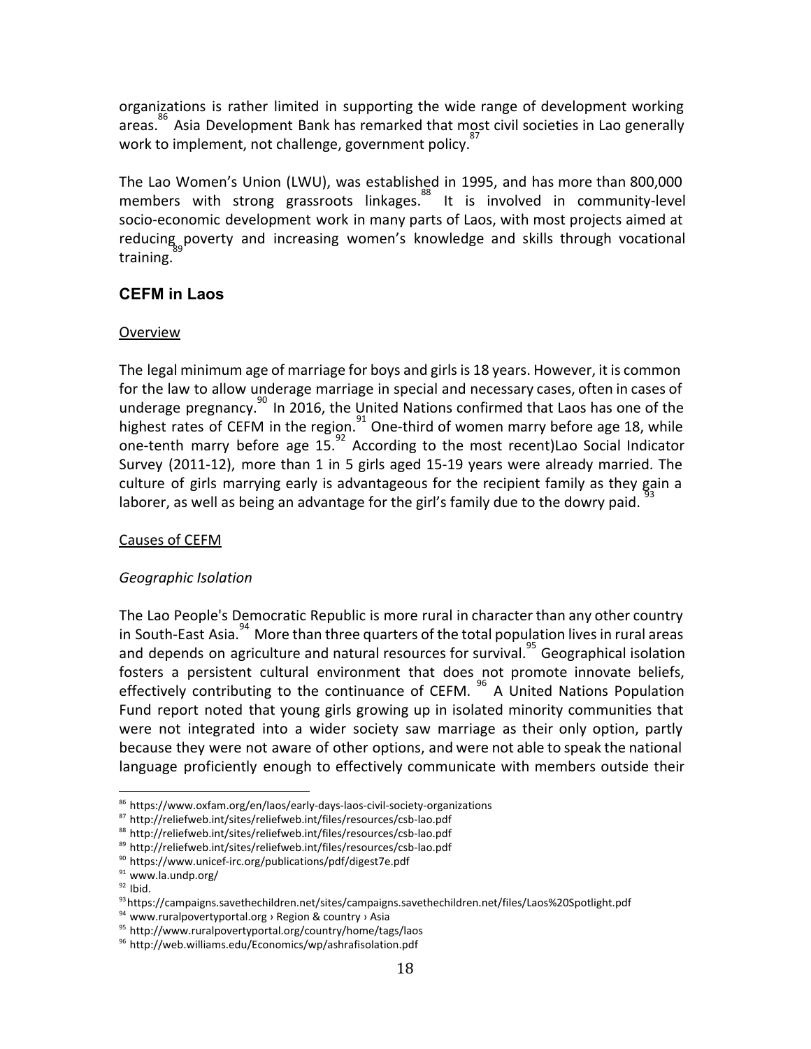organizations is rather limited in supporting the wide range of development working areas.[86] Asia Development Bank has remarked that most civil societies in Lao generally work to implement, not challenge, government policy.[87]

The Lao Women's Union (LWU), was established in 1995, and has more than 800,000 members with strong grassroots linkages.[88] It is involved in community-level socio-economic development work in many parts of Laos, with most projects aimed at reducing poverty and increasing women's knowledge and skills through vocational training.[89]

## CEFM in Laos

Overview

The legal minimum age of marriage for boys and girls is 18 years. However, it is common for the law to allow underage marriage in special and necessary cases, often in cases of underage pregnancy.[90] In 2016, the United Nations confirmed that Laos has one of the highest rates of CEFM in the region.[91] One-third of women marry before age 18, while one-tenth marry before age 15.[92] According to the most recent)Lao Social Indicator Survey (2011-12), more than 1 in 5 girls aged 15-19 years were already married. The culture of girls marrying early is advantageous for the recipient family as they gain a laborer, as well as being an advantage for the girl's family due to the dowry paid.[93]

Causes of CEFM

*Geographic Isolation*

The Lao People's Democratic Republic is more rural in character than any other country in South-East Asia.[94] More than three quarters of the total population lives in rural areas and depends on agriculture and natural resources for survival.[95] Geographical isolation fosters a persistent cultural environment that does not promote innovate beliefs, effectively contributing to the continuance of CEFM.[96] A United Nations Population Fund report noted that young girls growing up in isolated minority communities that were not integrated into a wider society saw marriage as their only option, partly because they were not aware of other options, and were not able to speak the national language proficiently enough to effectively communicate with members outside their

---

[86] https://www.oxfam.org/en/laos/early-days-laos-civil-society-organizations
[87] http://reliefweb.int/sites/reliefweb.int/files/resources/csb-lao.pdf
[88] http://reliefweb.int/sites/reliefweb.int/files/resources/csb-lao.pdf
[89] http://reliefweb.int/sites/reliefweb.int/files/resources/csb-lao.pdf
[90] https://www.unicef-irc.org/publications/pdf/digest7e.pdf
[91] www.la.undp.org/
[92] Ibid.
[93] https://campaigns.savethechildren.net/sites/campaigns.savethechildren.net/files/Laos%20Spotlight.pdf
[94] www.ruralpovertyportal.org › Region & country › Asia
[95] http://www.ruralpovertyportal.org/country/home/tags/laos
[96] http://web.williams.edu/Economics/wp/ashrafisolation.pdf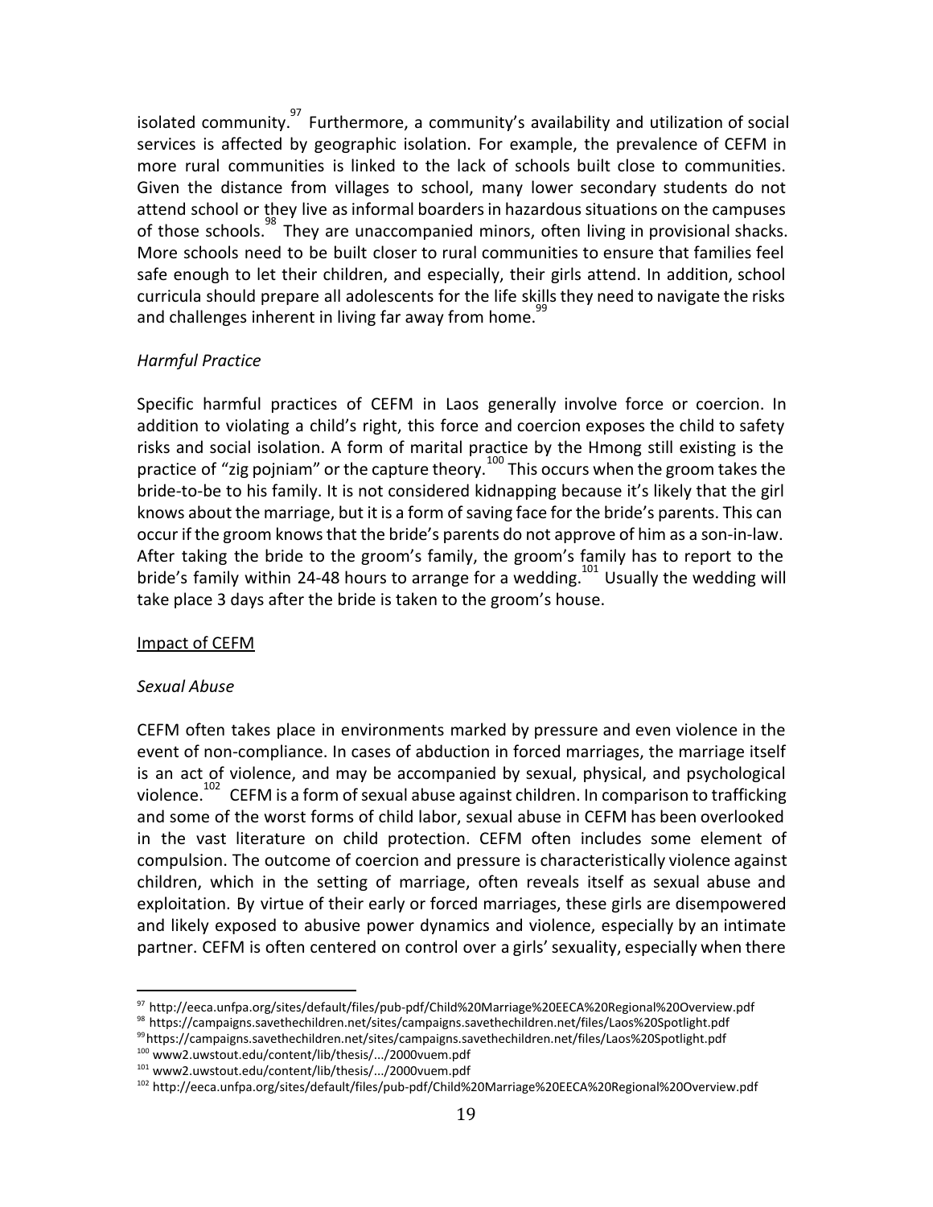isolated community.[97] Furthermore, a community's availability and utilization of social services is affected by geographic isolation. For example, the prevalence of CEFM in more rural communities is linked to the lack of schools built close to communities. Given the distance from villages to school, many lower secondary students do not attend school or they live as informal boarders in hazardous situations on the campuses of those schools.[98] They are unaccompanied minors, often living in provisional shacks. More schools need to be built closer to rural communities to ensure that families feel safe enough to let their children, and especially, their girls attend. In addition, school curricula should prepare all adolescents for the life skills they need to navigate the risks and challenges inherent in living far away from home.[99]

*Harmful Practice*

Specific harmful practices of CEFM in Laos generally involve force or coercion. In addition to violating a child's right, this force and coercion exposes the child to safety risks and social isolation. A form of marital practice by the Hmong still existing is the practice of "zig pojniam" or the capture theory.[100] This occurs when the groom takes the bride-to-be to his family. It is not considered kidnapping because it's likely that the girl knows about the marriage, but it is a form of saving face for the bride's parents. This can occur if the groom knows that the bride's parents do not approve of him as a son-in-law. After taking the bride to the groom's family, the groom's family has to report to the bride's family within 24-48 hours to arrange for a wedding.[101] Usually the wedding will take place 3 days after the bride is taken to the groom's house.

<u>Impact of CEFM</u>

*Sexual Abuse*

CEFM often takes place in environments marked by pressure and even violence in the event of non-compliance. In cases of abduction in forced marriages, the marriage itself is an act of violence, and may be accompanied by sexual, physical, and psychological violence.[102] CEFM is a form of sexual abuse against children. In comparison to trafficking and some of the worst forms of child labor, sexual abuse in CEFM has been overlooked in the vast literature on child protection. CEFM often includes some element of compulsion. The outcome of coercion and pressure is characteristically violence against children, which in the setting of marriage, often reveals itself as sexual abuse and exploitation. By virtue of their early or forced marriages, these girls are disempowered and likely exposed to abusive power dynamics and violence, especially by an intimate partner. CEFM is often centered on control over a girls' sexuality, especially when there

---

[97] http://eeca.unfpa.org/sites/default/files/pub-pdf/Child%20Marriage%20EECA%20Regional%20Overview.pdf

[98] https://campaigns.savethechildren.net/sites/campaigns.savethechildren.net/files/Laos%20Spotlight.pdf

[99] https://campaigns.savethechildren.net/sites/campaigns.savethechildren.net/files/Laos%20Spotlight.pdf

[100] www2.uwstout.edu/content/lib/thesis/.../2000vuem.pdf

[101] www2.uwstout.edu/content/lib/thesis/.../2000vuem.pdf

[102] http://eeca.unfpa.org/sites/default/files/pub-pdf/Child%20Marriage%20EECA%20Regional%20Overview.pdf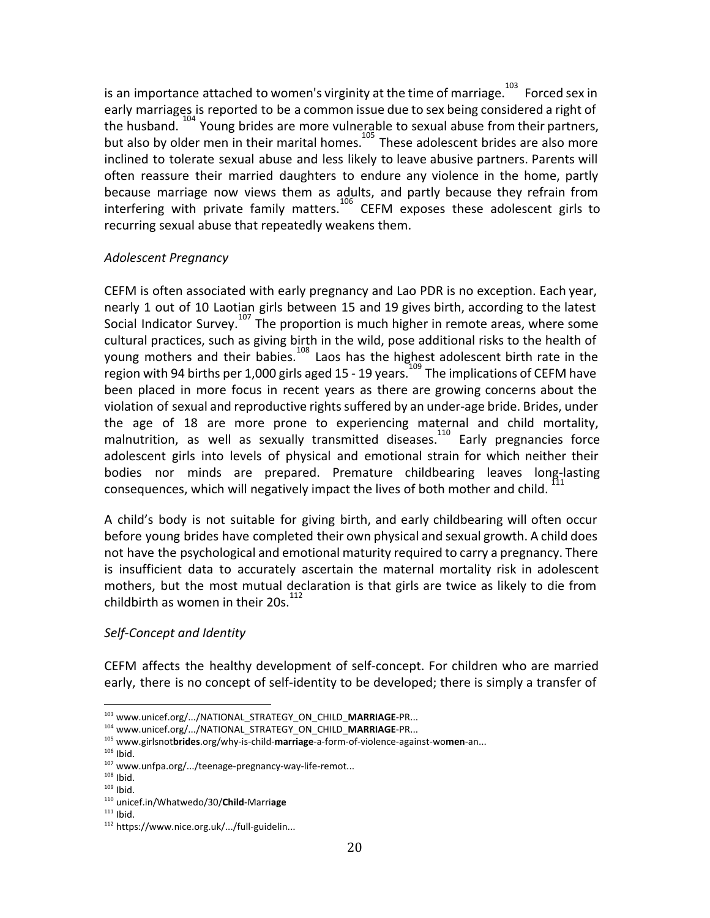is an importance attached to women's virginity at the time of marriage.[103] Forced sex in early marriages is reported to be a common issue due to sex being considered a right of the husband.[104] Young brides are more vulnerable to sexual abuse from their partners, but also by older men in their marital homes.[105] These adolescent brides are also more inclined to tolerate sexual abuse and less likely to leave abusive partners. Parents will often reassure their married daughters to endure any violence in the home, partly because marriage now views them as adults, and partly because they refrain from interfering with private family matters.[106] CEFM exposes these adolescent girls to recurring sexual abuse that repeatedly weakens them.

*Adolescent Pregnancy*

CEFM is often associated with early pregnancy and Lao PDR is no exception. Each year, nearly 1 out of 10 Laotian girls between 15 and 19 gives birth, according to the latest Social Indicator Survey.[107] The proportion is much higher in remote areas, where some cultural practices, such as giving birth in the wild, pose additional risks to the health of young mothers and their babies.[108] Laos has the highest adolescent birth rate in the region with 94 births per 1,000 girls aged 15 - 19 years.[109] The implications of CEFM have been placed in more focus in recent years as there are growing concerns about the violation of sexual and reproductive rights suffered by an under-age bride. Brides, under the age of 18 are more prone to experiencing maternal and child mortality, malnutrition, as well as sexually transmitted diseases.[110] Early pregnancies force adolescent girls into levels of physical and emotional strain for which neither their bodies nor minds are prepared. Premature childbearing leaves long-lasting consequences, which will negatively impact the lives of both mother and child.[111]

A child's body is not suitable for giving birth, and early childbearing will often occur before young brides have completed their own physical and sexual growth. A child does not have the psychological and emotional maturity required to carry a pregnancy. There is insufficient data to accurately ascertain the maternal mortality risk in adolescent mothers, but the most mutual declaration is that girls are twice as likely to die from childbirth as women in their 20s.[112]

*Self-Concept and Identity*

CEFM affects the healthy development of self-concept. For children who are married early, there is no concept of self-identity to be developed; there is simply a transfer of

---

[103] www.unicef.org/.../NATIONAL_STRATEGY_ON_CHILD_**MARRIAGE**-PR...
[104] www.unicef.org/.../NATIONAL_STRATEGY_ON_CHILD_**MARRIAGE**-PR...
[105] www.girlsnot**brides**.org/why-is-child-**marriage**-a-form-of-violence-against-wo**men**-an...
[106] Ibid.
[107] www.unfpa.org/.../teenage-pregnancy-way-life-remot...
[108] Ibid.
[109] Ibid.
[110] unicef.in/Whatwedo/30/**Child**-Marri**age**
[111] Ibid.
[112] https://www.nice.org.uk/.../full-guidelin...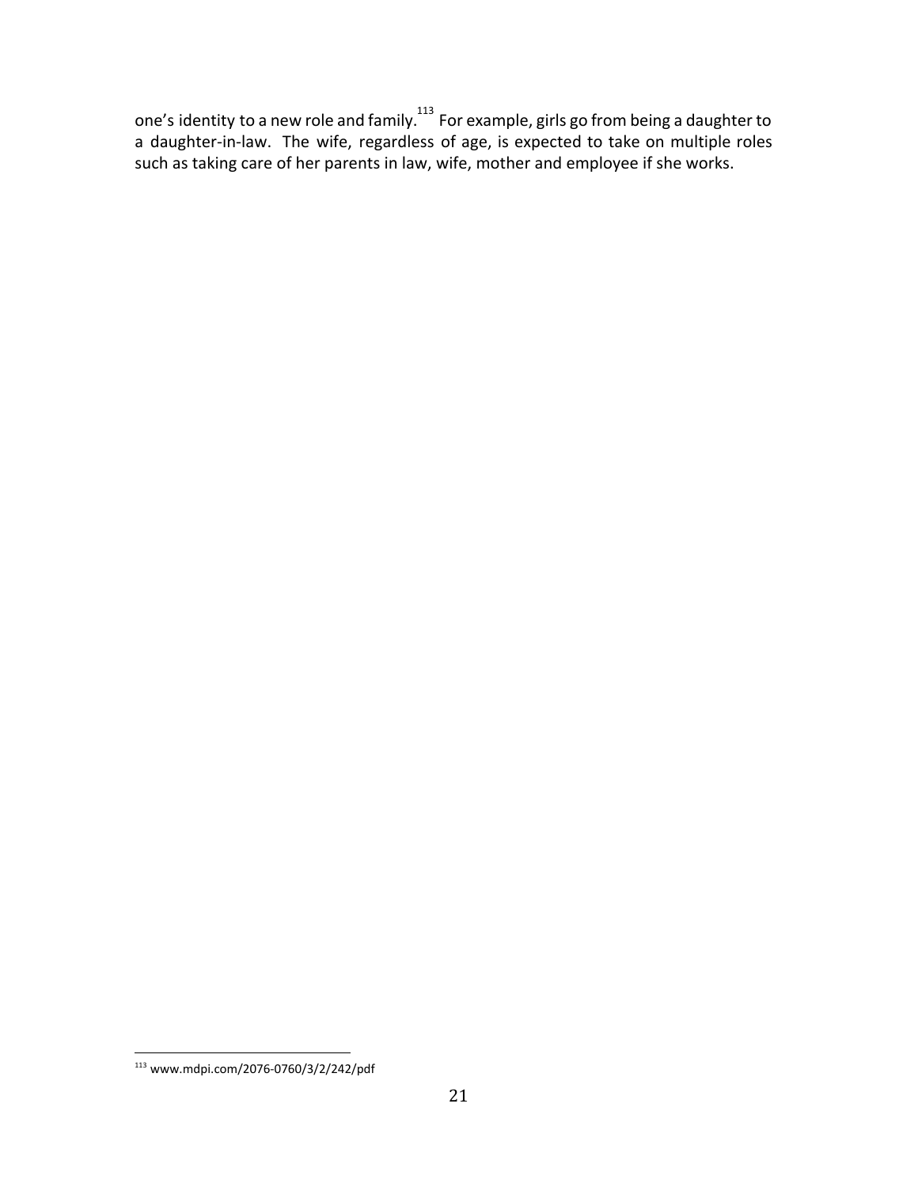one's identity to a new role and family.[113] For example, girls go from being a daughter to a daughter-in-law. The wife, regardless of age, is expected to take on multiple roles such as taking care of her parents in law, wife, mother and employee if she works.

---

[113] www.mdpi.com/2076-0760/3/2/242/pdf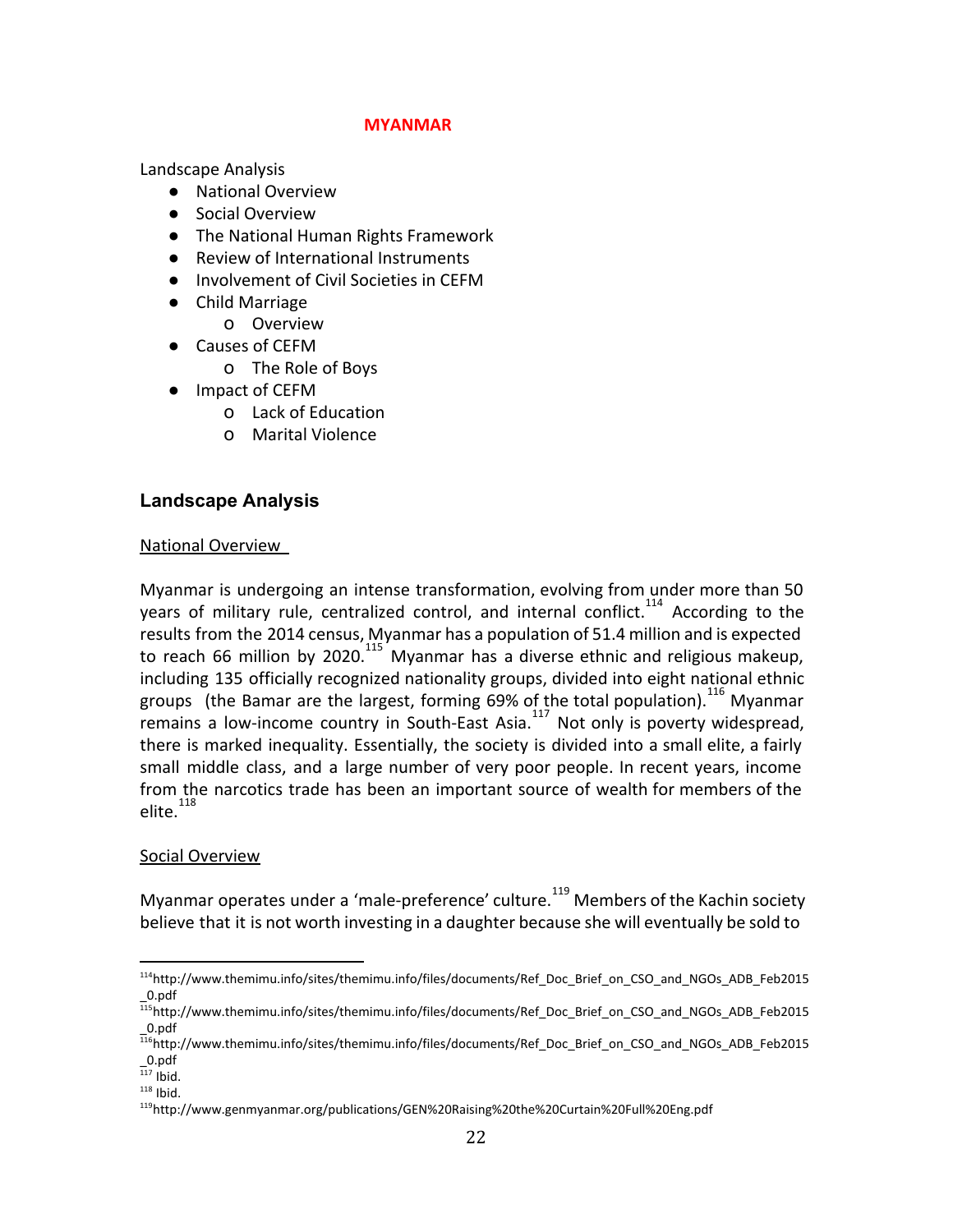# MYANMAR

Landscape Analysis

- National Overview
- Social Overview
- The National Human Rights Framework
- Review of International Instruments
- Involvement of Civil Societies in CEFM
- Child Marriage
  - Overview
- Causes of CEFM
  - The Role of Boys
- Impact of CEFM
  - Lack of Education
  - Marital Violence

## Landscape Analysis

### National Overview

Myanmar is undergoing an intense transformation, evolving from under more than 50 years of military rule, centralized control, and internal conflict.[114] According to the results from the 2014 census, Myanmar has a population of 51.4 million and is expected to reach 66 million by 2020.[115] Myanmar has a diverse ethnic and religious makeup, including 135 officially recognized nationality groups, divided into eight national ethnic groups (the Bamar are the largest, forming 69% of the total population).[116] Myanmar remains a low-income country in South-East Asia.[117] Not only is poverty widespread, there is marked inequality. Essentially, the society is divided into a small elite, a fairly small middle class, and a large number of very poor people. In recent years, income from the narcotics trade has been an important source of wealth for members of the elite.[118]

### Social Overview

Myanmar operates under a 'male-preference' culture.[119] Members of the Kachin society believe that it is not worth investing in a daughter because she will eventually be sold to

---

[114] http://www.themimu.info/sites/themimu.info/files/documents/Ref_Doc_Brief_on_CSO_and_NGOs_ADB_Feb2015_0.pdf

[115] http://www.themimu.info/sites/themimu.info/files/documents/Ref_Doc_Brief_on_CSO_and_NGOs_ADB_Feb2015_0.pdf

[116] http://www.themimu.info/sites/themimu.info/files/documents/Ref_Doc_Brief_on_CSO_and_NGOs_ADB_Feb2015_0.pdf

[117] Ibid.

[118] Ibid.

[119] http://www.genmyanmar.org/publications/GEN%20Raising%20the%20Curtain%20Full%20Eng.pdf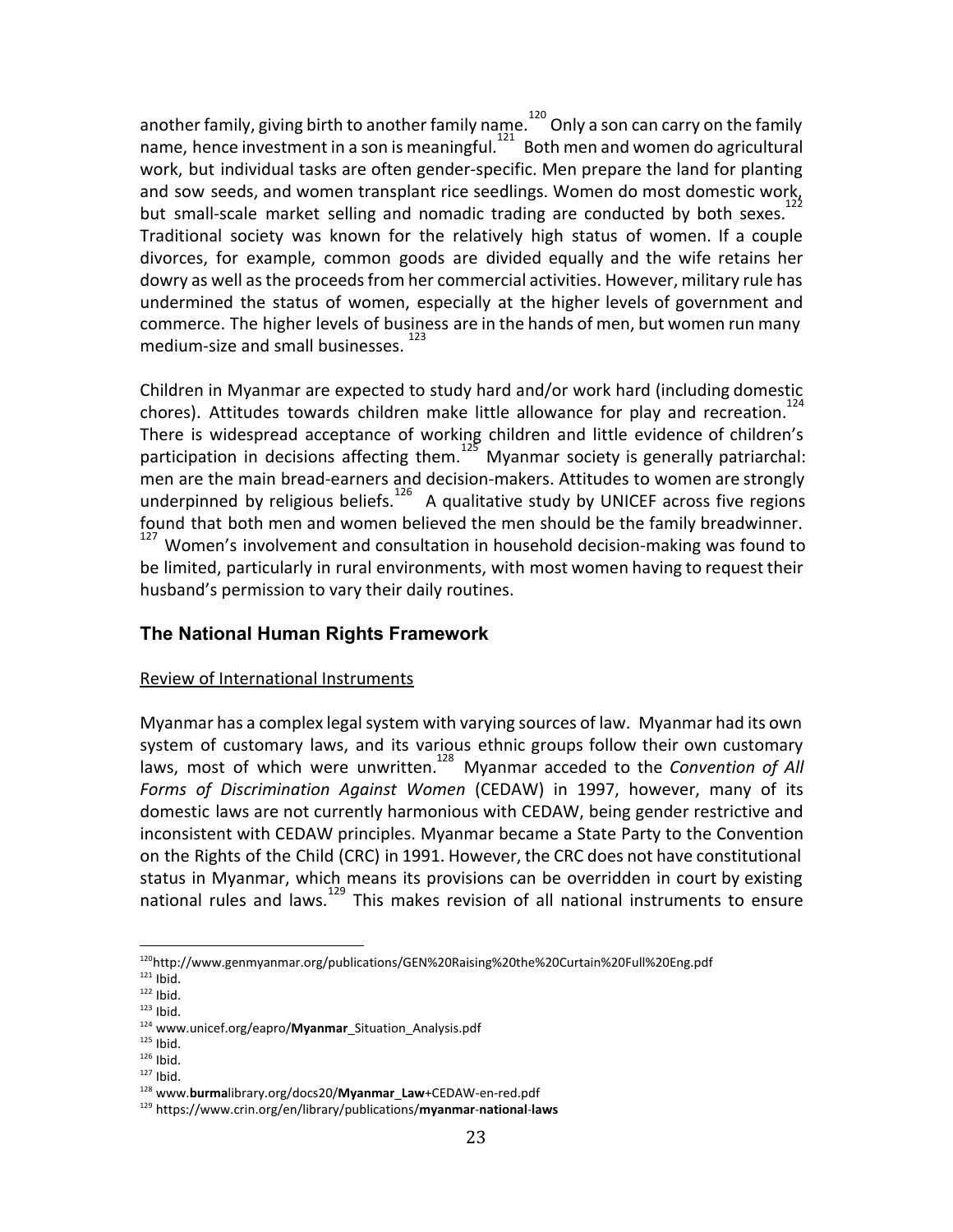another family, giving birth to another family name.[120] Only a son can carry on the family name, hence investment in a son is meaningful.[121] Both men and women do agricultural work, but individual tasks are often gender-specific. Men prepare the land for planting and sow seeds, and women transplant rice seedlings. Women do most domestic work, but small-scale market selling and nomadic trading are conducted by both sexes.[122] Traditional society was known for the relatively high status of women. If a couple divorces, for example, common goods are divided equally and the wife retains her dowry as well as the proceeds from her commercial activities. However, military rule has undermined the status of women, especially at the higher levels of government and commerce. The higher levels of business are in the hands of men, but women run many medium-size and small businesses.[123]

Children in Myanmar are expected to study hard and/or work hard (including domestic chores). Attitudes towards children make little allowance for play and recreation.[124] There is widespread acceptance of working children and little evidence of children's participation in decisions affecting them.[125] Myanmar society is generally patriarchal: men are the main bread-earners and decision-makers. Attitudes to women are strongly underpinned by religious beliefs.[126] A qualitative study by UNICEF across five regions found that both men and women believed the men should be the family breadwinner.[127] Women's involvement and consultation in household decision-making was found to be limited, particularly in rural environments, with most women having to request their husband's permission to vary their daily routines.

## The National Human Rights Framework

Review of International Instruments

Myanmar has a complex legal system with varying sources of law. Myanmar had its own system of customary laws, and its various ethnic groups follow their own customary laws, most of which were unwritten.[128] Myanmar acceded to the *Convention of All Forms of Discrimination Against Women* (CEDAW) in 1997, however, many of its domestic laws are not currently harmonious with CEDAW, being gender restrictive and inconsistent with CEDAW principles. Myanmar became a State Party to the Convention on the Rights of the Child (CRC) in 1991. However, the CRC does not have constitutional status in Myanmar, which means its provisions can be overridden in court by existing national rules and laws.[129] This makes revision of all national instruments to ensure

---

[120] http://www.genmyanmar.org/publications/GEN%20Raising%20the%20Curtain%20Full%20Eng.pdf
[121] Ibid.
[122] Ibid.
[123] Ibid.
[124] www.unicef.org/eapro/**Myanmar**_Situation_Analysis.pdf
[125] Ibid.
[126] Ibid.
[127] Ibid.
[128] www.**burma**library.org/docs20/**Myanmar_Law**+CEDAW-en-red.pdf
[129] https://www.crin.org/en/library/publications/**myanmar-national-laws**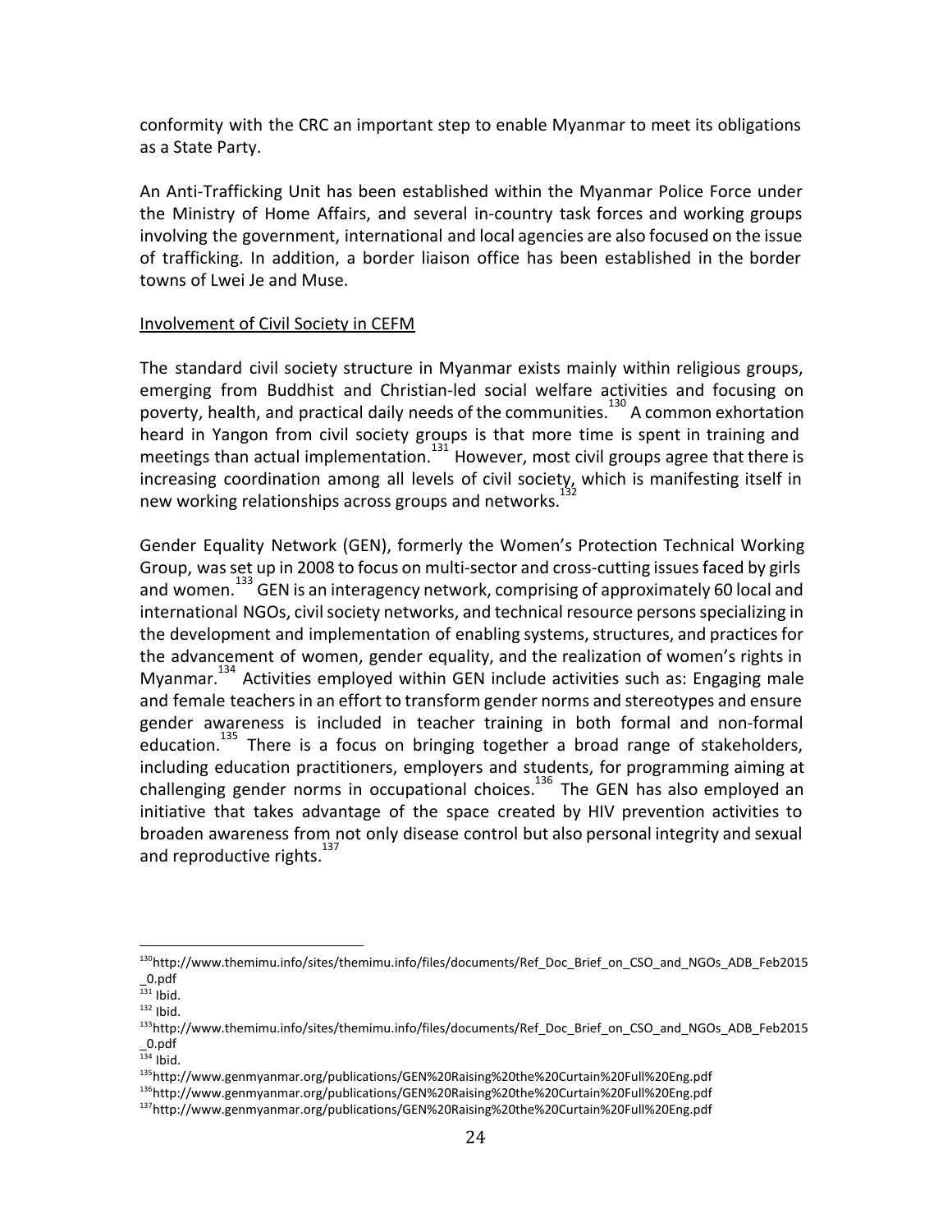conformity with the CRC an important step to enable Myanmar to meet its obligations as a State Party.

An Anti-Trafficking Unit has been established within the Myanmar Police Force under the Ministry of Home Affairs, and several in-country task forces and working groups involving the government, international and local agencies are also focused on the issue of trafficking. In addition, a border liaison office has been established in the border towns of Lwei Je and Muse.

<u>Involvement of Civil Society in CEFM</u>

The standard civil society structure in Myanmar exists mainly within religious groups, emerging from Buddhist and Christian-led social welfare activities and focusing on poverty, health, and practical daily needs of the communities.[130] A common exhortation heard in Yangon from civil society groups is that more time is spent in training and meetings than actual implementation.[131] However, most civil groups agree that there is increasing coordination among all levels of civil society, which is manifesting itself in new working relationships across groups and networks.[132]

Gender Equality Network (GEN), formerly the Women's Protection Technical Working Group, was set up in 2008 to focus on multi-sector and cross-cutting issues faced by girls and women.[133] GEN is an interagency network, comprising of approximately 60 local and international NGOs, civil society networks, and technical resource persons specializing in the development and implementation of enabling systems, structures, and practices for the advancement of women, gender equality, and the realization of women's rights in Myanmar.[134] Activities employed within GEN include activities such as: Engaging male and female teachers in an effort to transform gender norms and stereotypes and ensure gender awareness is included in teacher training in both formal and non-formal education.[135] There is a focus on bringing together a broad range of stakeholders, including education practitioners, employers and students, for programming aiming at challenging gender norms in occupational choices.[136] The GEN has also employed an initiative that takes advantage of the space created by HIV prevention activities to broaden awareness from not only disease control but also personal integrity and sexual and reproductive rights.[137]

---

[130] http://www.themimu.info/sites/themimu.info/files/documents/Ref_Doc_Brief_on_CSO_and_NGOs_ADB_Feb2015_0.pdf

[131] Ibid.

[132] Ibid.

[133] http://www.themimu.info/sites/themimu.info/files/documents/Ref_Doc_Brief_on_CSO_and_NGOs_ADB_Feb2015_0.pdf

[134] Ibid.

[135] http://www.genmyanmar.org/publications/GEN%20Raising%20the%20Curtain%20Full%20Eng.pdf

[136] http://www.genmyanmar.org/publications/GEN%20Raising%20the%20Curtain%20Full%20Eng.pdf

[137] http://www.genmyanmar.org/publications/GEN%20Raising%20the%20Curtain%20Full%20Eng.pdf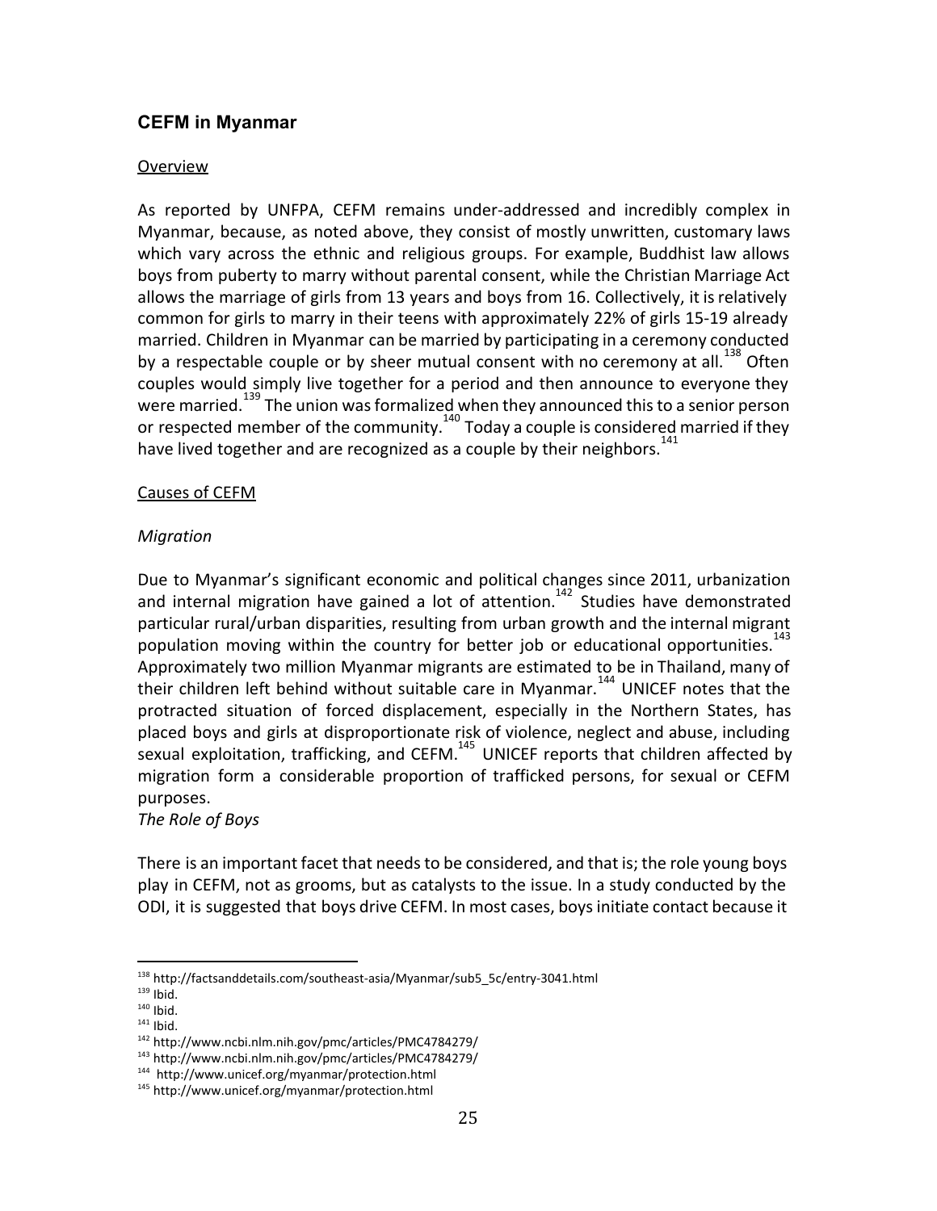## CEFM in Myanmar

Overview

As reported by UNFPA, CEFM remains under-addressed and incredibly complex in Myanmar, because, as noted above, they consist of mostly unwritten, customary laws which vary across the ethnic and religious groups. For example, Buddhist law allows boys from puberty to marry without parental consent, while the Christian Marriage Act allows the marriage of girls from 13 years and boys from 16. Collectively, it is relatively common for girls to marry in their teens with approximately 22% of girls 15-19 already married. Children in Myanmar can be married by participating in a ceremony conducted by a respectable couple or by sheer mutual consent with no ceremony at all.[138] Often couples would simply live together for a period and then announce to everyone they were married.[139] The union was formalized when they announced this to a senior person or respected member of the community.[140] Today a couple is considered married if they have lived together and are recognized as a couple by their neighbors.[141]

Causes of CEFM

*Migration*

Due to Myanmar's significant economic and political changes since 2011, urbanization and internal migration have gained a lot of attention.[142] Studies have demonstrated particular rural/urban disparities, resulting from urban growth and the internal migrant population moving within the country for better job or educational opportunities.[143] Approximately two million Myanmar migrants are estimated to be in Thailand, many of their children left behind without suitable care in Myanmar.[144] UNICEF notes that the protracted situation of forced displacement, especially in the Northern States, has placed boys and girls at disproportionate risk of violence, neglect and abuse, including sexual exploitation, trafficking, and CEFM.[145] UNICEF reports that children affected by migration form a considerable proportion of trafficked persons, for sexual or CEFM purposes.

*The Role of Boys*

There is an important facet that needs to be considered, and that is; the role young boys play in CEFM, not as grooms, but as catalysts to the issue. In a study conducted by the ODI, it is suggested that boys drive CEFM. In most cases, boys initiate contact because it

---

[138] http://factsanddetails.com/southeast-asia/Myanmar/sub5_5c/entry-3041.html
[139] Ibid.
[140] Ibid.
[141] Ibid.
[142] http://www.ncbi.nlm.nih.gov/pmc/articles/PMC4784279/
[143] http://www.ncbi.nlm.nih.gov/pmc/articles/PMC4784279/
[144] http://www.unicef.org/myanmar/protection.html
[145] http://www.unicef.org/myanmar/protection.html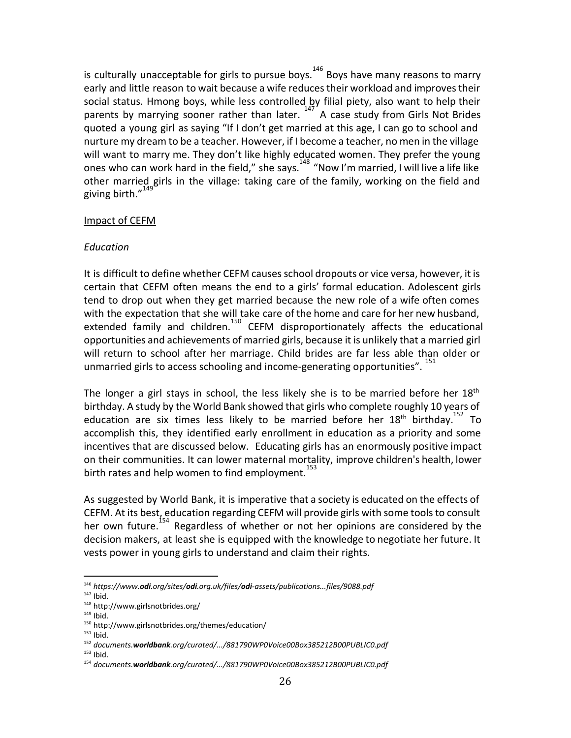is culturally unacceptable for girls to pursue boys.[146] Boys have many reasons to marry early and little reason to wait because a wife reduces their workload and improves their social status. Hmong boys, while less controlled by filial piety, also want to help their parents by marrying sooner rather than later. [147] A case study from Girls Not Brides quoted a young girl as saying "If I don't get married at this age, I can go to school and nurture my dream to be a teacher. However, if I become a teacher, no men in the village will want to marry me. They don't like highly educated women. They prefer the young ones who can work hard in the field," she says.[148] "Now I'm married, I will live a life like other married girls in the village: taking care of the family, working on the field and giving birth."[149]

<u>Impact of CEFM</u>

*Education*

It is difficult to define whether CEFM causes school dropouts or vice versa, however, it is certain that CEFM often means the end to a girls' formal education. Adolescent girls tend to drop out when they get married because the new role of a wife often comes with the expectation that she will take care of the home and care for her new husband, extended family and children.[150] CEFM disproportionately affects the educational opportunities and achievements of married girls, because it is unlikely that a married girl will return to school after her marriage. Child brides are far less able than older or unmarried girls to access schooling and income-generating opportunities". [151]

The longer a girl stays in school, the less likely she is to be married before her 18th birthday. A study by the World Bank showed that girls who complete roughly 10 years of education are six times less likely to be married before her 18th birthday.[152] To accomplish this, they identified early enrollment in education as a priority and some incentives that are discussed below. Educating girls has an enormously positive impact on their communities. It can lower maternal mortality, improve children's health, lower birth rates and help women to find employment.[153]

As suggested by World Bank, it is imperative that a society is educated on the effects of CEFM. At its best, education regarding CEFM will provide girls with some tools to consult her own future.[154] Regardless of whether or not her opinions are considered by the decision makers, at least she is equipped with the knowledge to negotiate her future. It vests power in young girls to understand and claim their rights.

---

[146] *https://www.**odi**.org/sites/**odi**.org.uk/files/**odi**-assets/publications...files/9088.pdf*
[147] Ibid.
[148] http://www.girlsnotbrides.org/
[149] Ibid.
[150] http://www.girlsnotbrides.org/themes/education/
[151] Ibid.
[152] *documents.**worldbank**.org/curated/.../881790WP0Voice00Box385212B00PUBLIC0.pdf*
[153] Ibid.
[154] *documents.**worldbank**.org/curated/.../881790WP0Voice00Box385212B00PUBLIC0.pdf*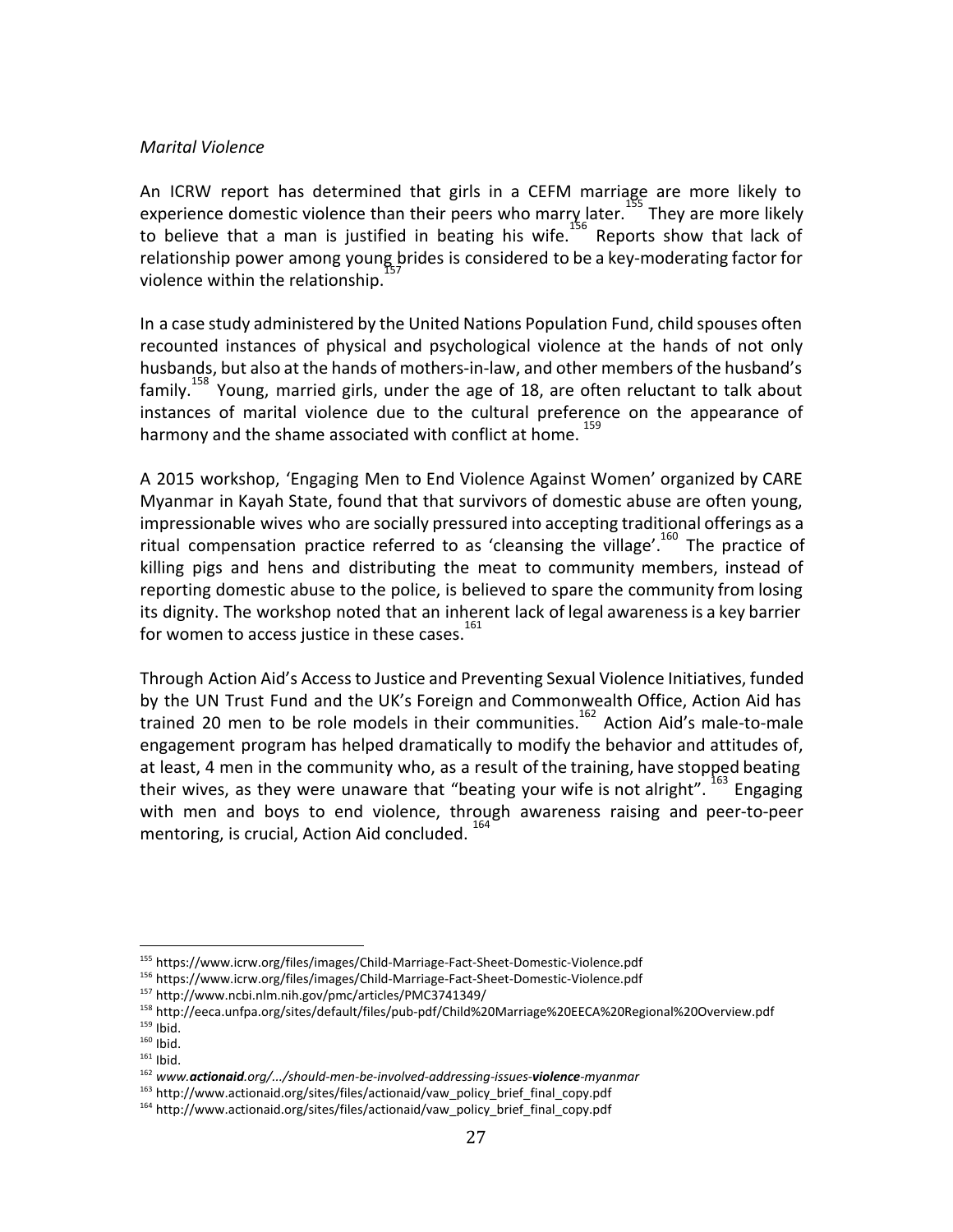*Marital Violence*

An ICRW report has determined that girls in a CEFM marriage are more likely to experience domestic violence than their peers who marry later.[155] They are more likely to believe that a man is justified in beating his wife.[156] Reports show that lack of relationship power among young brides is considered to be a key-moderating factor for violence within the relationship.[157]

In a case study administered by the United Nations Population Fund, child spouses often recounted instances of physical and psychological violence at the hands of not only husbands, but also at the hands of mothers-in-law, and other members of the husband's family.[158] Young, married girls, under the age of 18, are often reluctant to talk about instances of marital violence due to the cultural preference on the appearance of harmony and the shame associated with conflict at home.[159]

A 2015 workshop, 'Engaging Men to End Violence Against Women' organized by CARE Myanmar in Kayah State, found that that survivors of domestic abuse are often young, impressionable wives who are socially pressured into accepting traditional offerings as a ritual compensation practice referred to as 'cleansing the village'.[160] The practice of killing pigs and hens and distributing the meat to community members, instead of reporting domestic abuse to the police, is believed to spare the community from losing its dignity. The workshop noted that an inherent lack of legal awareness is a key barrier for women to access justice in these cases.[161]

Through Action Aid's Access to Justice and Preventing Sexual Violence Initiatives, funded by the UN Trust Fund and the UK's Foreign and Commonwealth Office, Action Aid has trained 20 men to be role models in their communities.[162] Action Aid's male-to-male engagement program has helped dramatically to modify the behavior and attitudes of, at least, 4 men in the community who, as a result of the training, have stopped beating their wives, as they were unaware that "beating your wife is not alright".[163] Engaging with men and boys to end violence, through awareness raising and peer-to-peer mentoring, is crucial, Action Aid concluded.[164]

---

[155] https://www.icrw.org/files/images/Child-Marriage-Fact-Sheet-Domestic-Violence.pdf
[156] https://www.icrw.org/files/images/Child-Marriage-Fact-Sheet-Domestic-Violence.pdf
[157] http://www.ncbi.nlm.nih.gov/pmc/articles/PMC3741349/
[158] http://eeca.unfpa.org/sites/default/files/pub-pdf/Child%20Marriage%20EECA%20Regional%20Overview.pdf
[159] Ibid.
[160] Ibid.
[161] Ibid.
[162] *www.**actionaid**.org/.../should-men-be-involved-addressing-issues-**violence**-myanmar*
[163] http://www.actionaid.org/sites/files/actionaid/vaw_policy_brief_final_copy.pdf
[164] http://www.actionaid.org/sites/files/actionaid/vaw_policy_brief_final_copy.pdf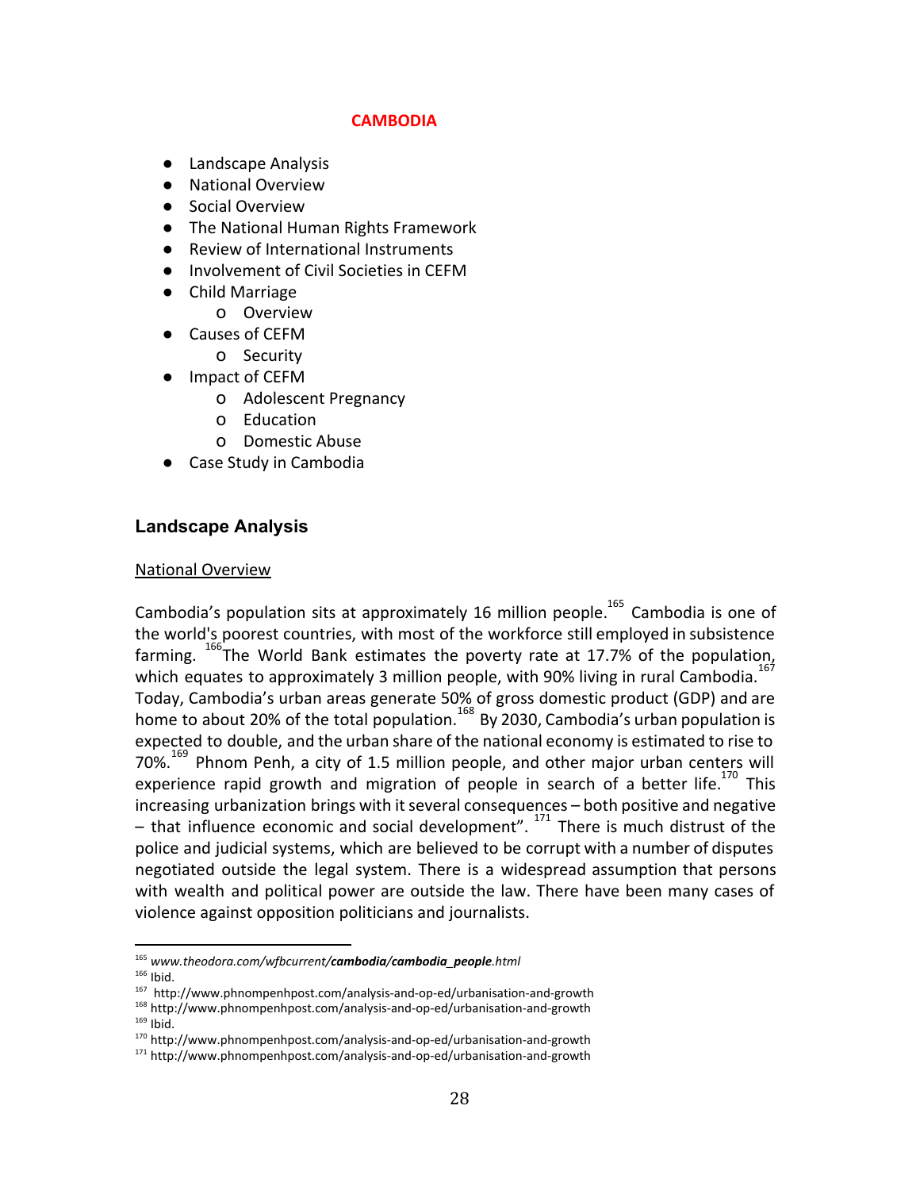# CAMBODIA

- Landscape Analysis
- National Overview
- Social Overview
- The National Human Rights Framework
- Review of International Instruments
- Involvement of Civil Societies in CEFM
- Child Marriage
  - Overview
- Causes of CEFM
  - Security
- Impact of CEFM
  - Adolescent Pregnancy
  - Education
  - Domestic Abuse
- Case Study in Cambodia

## Landscape Analysis

National Overview

Cambodia's population sits at approximately 16 million people.[165] Cambodia is one of the world's poorest countries, with most of the workforce still employed in subsistence farming. [166]The World Bank estimates the poverty rate at 17.7% of the population, which equates to approximately 3 million people, with 90% living in rural Cambodia.[167] Today, Cambodia's urban areas generate 50% of gross domestic product (GDP) and are home to about 20% of the total population.[168] By 2030, Cambodia's urban population is expected to double, and the urban share of the national economy is estimated to rise to 70%.[169] Phnom Penh, a city of 1.5 million people, and other major urban centers will experience rapid growth and migration of people in search of a better life.[170] This increasing urbanization brings with it several consequences – both positive and negative – that influence economic and social development". [171] There is much distrust of the police and judicial systems, which are believed to be corrupt with a number of disputes negotiated outside the legal system. There is a widespread assumption that persons with wealth and political power are outside the law. There have been many cases of violence against opposition politicians and journalists.

---

[165] *www.theodora.com/wfbcurrent/**cambodia/cambodia_people**.html*
[166] Ibid.
[167] http://www.phnompenhpost.com/analysis-and-op-ed/urbanisation-and-growth
[168] http://www.phnompenhpost.com/analysis-and-op-ed/urbanisation-and-growth
[169] Ibid.
[170] http://www.phnompenhpost.com/analysis-and-op-ed/urbanisation-and-growth
[171] http://www.phnompenhpost.com/analysis-and-op-ed/urbanisation-and-growth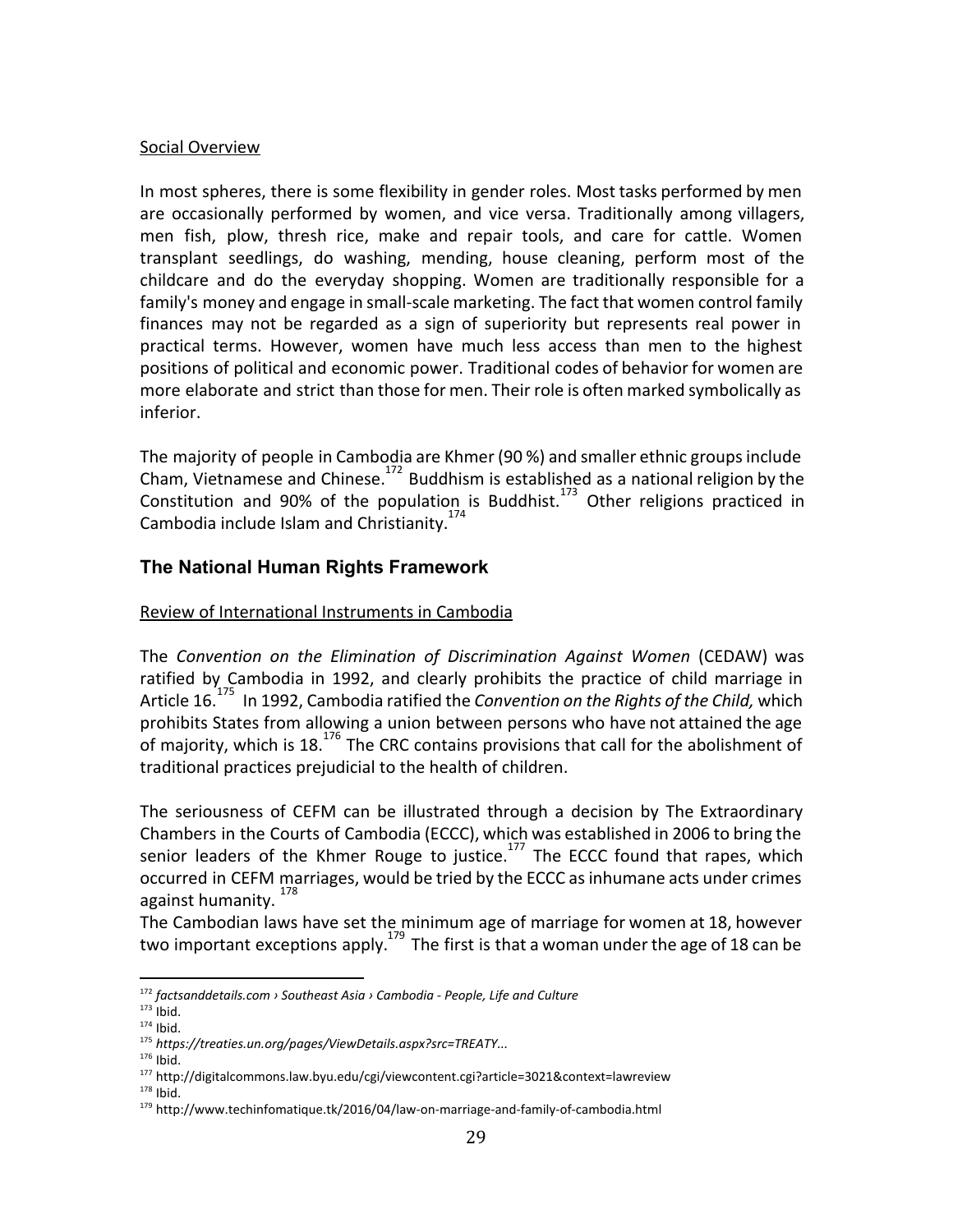Social Overview

In most spheres, there is some flexibility in gender roles. Most tasks performed by men are occasionally performed by women, and vice versa. Traditionally among villagers, men fish, plow, thresh rice, make and repair tools, and care for cattle. Women transplant seedlings, do washing, mending, house cleaning, perform most of the childcare and do the everyday shopping. Women are traditionally responsible for a family's money and engage in small-scale marketing. The fact that women control family finances may not be regarded as a sign of superiority but represents real power in practical terms. However, women have much less access than men to the highest positions of political and economic power. Traditional codes of behavior for women are more elaborate and strict than those for men. Their role is often marked symbolically as inferior.

The majority of people in Cambodia are Khmer (90 %) and smaller ethnic groups include Cham, Vietnamese and Chinese.[172] Buddhism is established as a national religion by the Constitution and 90% of the population is Buddhist.[173] Other religions practiced in Cambodia include Islam and Christianity.[174]

## The National Human Rights Framework

Review of International Instruments in Cambodia

The *Convention on the Elimination of Discrimination Against Women* (CEDAW) was ratified by Cambodia in 1992, and clearly prohibits the practice of child marriage in Article 16.[175] In 1992, Cambodia ratified the *Convention on the Rights of the Child,* which prohibits States from allowing a union between persons who have not attained the age of majority, which is 18.[176] The CRC contains provisions that call for the abolishment of traditional practices prejudicial to the health of children.

The seriousness of CEFM can be illustrated through a decision by The Extraordinary Chambers in the Courts of Cambodia (ECCC), which was established in 2006 to bring the senior leaders of the Khmer Rouge to justice.[177] The ECCC found that rapes, which occurred in CEFM marriages, would be tried by the ECCC as inhumane acts under crimes against humanity.[178]
The Cambodian laws have set the minimum age of marriage for women at 18, however two important exceptions apply.[179] The first is that a woman under the age of 18 can be

---

[172] *factsanddetails.com › Southeast Asia › Cambodia - People, Life and Culture*
[173] Ibid.
[174] Ibid.
[175] *https://treaties.un.org/pages/ViewDetails.aspx?src=TREATY...*
[176] Ibid.
[177] http://digitalcommons.law.byu.edu/cgi/viewcontent.cgi?article=3021&context=lawreview
[178] Ibid.
[179] http://www.techinfomatique.tk/2016/04/law-on-marriage-and-family-of-cambodia.html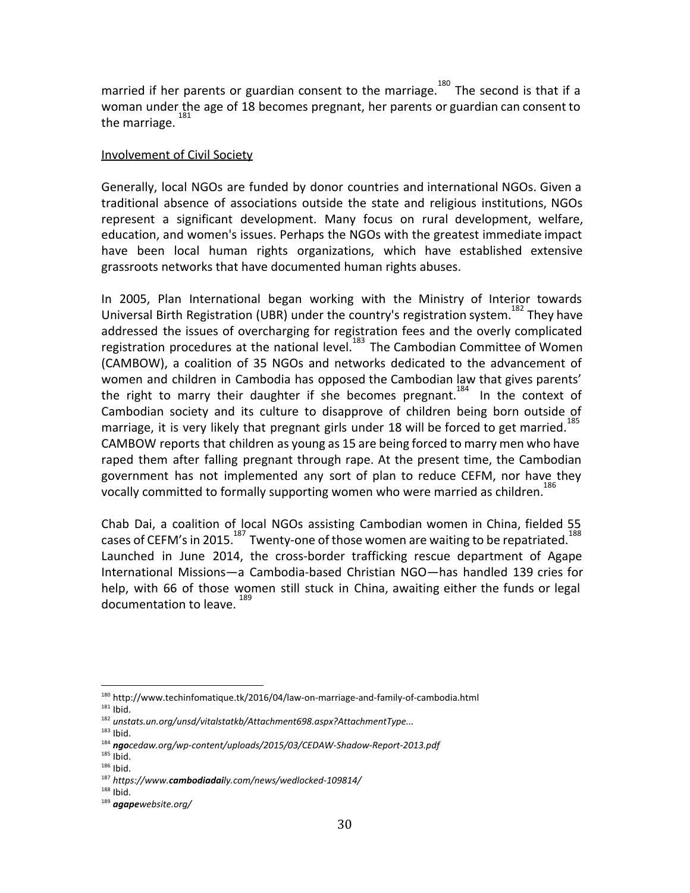married if her parents or guardian consent to the marriage.[180] The second is that if a woman under the age of 18 becomes pregnant, her parents or guardian can consent to the marriage.[181]

Involvement of Civil Society

Generally, local NGOs are funded by donor countries and international NGOs. Given a traditional absence of associations outside the state and religious institutions, NGOs represent a significant development. Many focus on rural development, welfare, education, and women's issues. Perhaps the NGOs with the greatest immediate impact have been local human rights organizations, which have established extensive grassroots networks that have documented human rights abuses.

In 2005, Plan International began working with the Ministry of Interior towards Universal Birth Registration (UBR) under the country's registration system.[182] They have addressed the issues of overcharging for registration fees and the overly complicated registration procedures at the national level.[183] The Cambodian Committee of Women (CAMBOW), a coalition of 35 NGOs and networks dedicated to the advancement of women and children in Cambodia has opposed the Cambodian law that gives parents' the right to marry their daughter if she becomes pregnant.[184] In the context of Cambodian society and its culture to disapprove of children being born outside of marriage, it is very likely that pregnant girls under 18 will be forced to get married.[185] CAMBOW reports that children as young as 15 are being forced to marry men who have raped them after falling pregnant through rape. At the present time, the Cambodian government has not implemented any sort of plan to reduce CEFM, nor have they vocally committed to formally supporting women who were married as children.[186]

Chab Dai, a coalition of local NGOs assisting Cambodian women in China, fielded 55 cases of CEFM's in 2015.[187] Twenty-one of those women are waiting to be repatriated.[188] Launched in June 2014, the cross-border trafficking rescue department of Agape International Missions—a Cambodia-based Christian NGO—has handled 139 cries for help, with 66 of those women still stuck in China, awaiting either the funds or legal documentation to leave.[189]

---

[180] http://www.techinfomatique.tk/2016/04/law-on-marriage-and-family-of-cambodia.html
[181] Ibid.
[182] *unstats.un.org/unsd/vitalstatkb/Attachment698.aspx?AttachmentType...*
[183] Ibid.
[184] ***ngo**cedaw.org/wp-content/uploads/2015/03/CEDAW-Shadow-Report-2013.pdf*
[185] Ibid.
[186] Ibid.
[187] *https://www.**cambodiadai**ly.com/news/wedlocked-109814/*
[188] Ibid.
[189] ***agape**website.org/*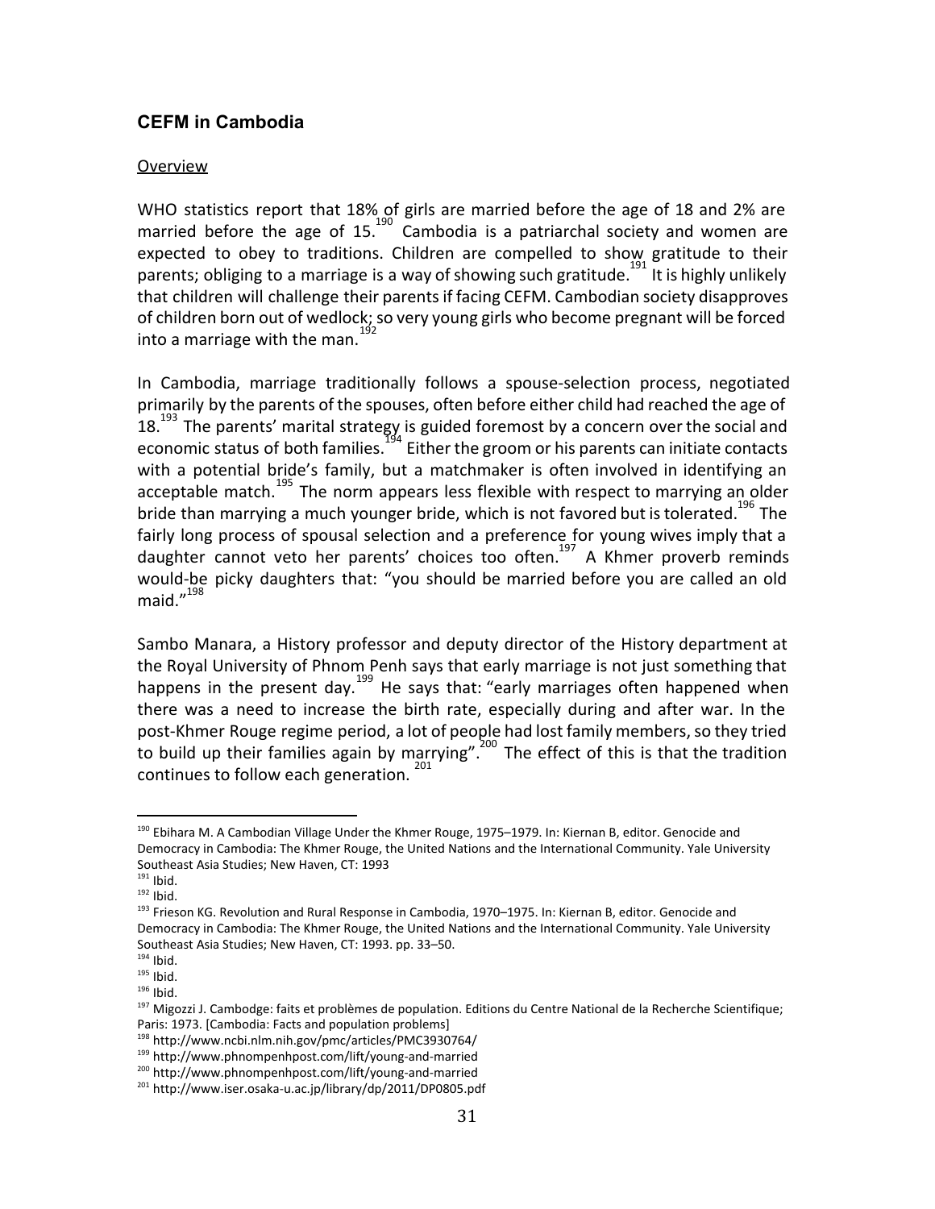## CEFM in Cambodia

Overview

WHO statistics report that 18% of girls are married before the age of 18 and 2% are married before the age of 15.[190] Cambodia is a patriarchal society and women are expected to obey to traditions. Children are compelled to show gratitude to their parents; obliging to a marriage is a way of showing such gratitude.[191] It is highly unlikely that children will challenge their parents if facing CEFM. Cambodian society disapproves of children born out of wedlock; so very young girls who become pregnant will be forced into a marriage with the man.[192]

In Cambodia, marriage traditionally follows a spouse-selection process, negotiated primarily by the parents of the spouses, often before either child had reached the age of 18.[193] The parents' marital strategy is guided foremost by a concern over the social and economic status of both families.[194] Either the groom or his parents can initiate contacts with a potential bride's family, but a matchmaker is often involved in identifying an acceptable match.[195] The norm appears less flexible with respect to marrying an older bride than marrying a much younger bride, which is not favored but is tolerated.[196] The fairly long process of spousal selection and a preference for young wives imply that a daughter cannot veto her parents' choices too often.[197] A Khmer proverb reminds would-be picky daughters that: "you should be married before you are called an old maid."[198]

Sambo Manara, a History professor and deputy director of the History department at the Royal University of Phnom Penh says that early marriage is not just something that happens in the present day.[199] He says that: "early marriages often happened when there was a need to increase the birth rate, especially during and after war. In the post-Khmer Rouge regime period, a lot of people had lost family members, so they tried to build up their families again by marrying".[200] The effect of this is that the tradition continues to follow each generation.[201]

---

[190] Ebihara M. A Cambodian Village Under the Khmer Rouge, 1975–1979. In: Kiernan B, editor. Genocide and Democracy in Cambodia: The Khmer Rouge, the United Nations and the International Community. Yale University Southeast Asia Studies; New Haven, CT: 1993

[191] Ibid.

[192] Ibid.

[193] Frieson KG. Revolution and Rural Response in Cambodia, 1970–1975. In: Kiernan B, editor. Genocide and Democracy in Cambodia: The Khmer Rouge, the United Nations and the International Community. Yale University Southeast Asia Studies; New Haven, CT: 1993. pp. 33–50.

[194] Ibid.

[195] Ibid.

[196] Ibid.

[197] Migozzi J. Cambodge: faits et problèmes de population. Editions du Centre National de la Recherche Scientifique; Paris: 1973. [Cambodia: Facts and population problems]

[198] http://www.ncbi.nlm.nih.gov/pmc/articles/PMC3930764/

[199] http://www.phnompenhpost.com/lift/young-and-married

[200] http://www.phnompenhpost.com/lift/young-and-married

[201] http://www.iser.osaka-u.ac.jp/library/dp/2011/DP0805.pdf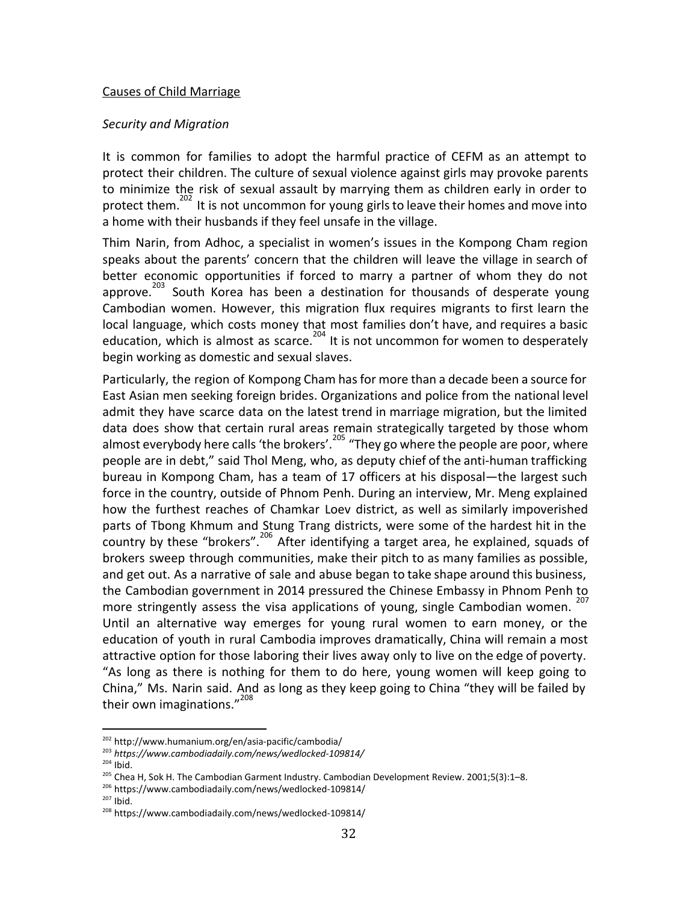Causes of Child Marriage

*Security and Migration*

It is common for families to adopt the harmful practice of CEFM as an attempt to protect their children. The culture of sexual violence against girls may provoke parents to minimize the risk of sexual assault by marrying them as children early in order to protect them.[202] It is not uncommon for young girls to leave their homes and move into a home with their husbands if they feel unsafe in the village.

Thim Narin, from Adhoc, a specialist in women's issues in the Kompong Cham region speaks about the parents' concern that the children will leave the village in search of better economic opportunities if forced to marry a partner of whom they do not approve.[203] South Korea has been a destination for thousands of desperate young Cambodian women. However, this migration flux requires migrants to first learn the local language, which costs money that most families don't have, and requires a basic education, which is almost as scarce.[204] It is not uncommon for women to desperately begin working as domestic and sexual slaves.

Particularly, the region of Kompong Cham has for more than a decade been a source for East Asian men seeking foreign brides. Organizations and police from the national level admit they have scarce data on the latest trend in marriage migration, but the limited data does show that certain rural areas remain strategically targeted by those whom almost everybody here calls 'the brokers'.[205] "They go where the people are poor, where people are in debt," said Thol Meng, who, as deputy chief of the anti-human trafficking bureau in Kompong Cham, has a team of 17 officers at his disposal—the largest such force in the country, outside of Phnom Penh. During an interview, Mr. Meng explained how the furthest reaches of Chamkar Loev district, as well as similarly impoverished parts of Tbong Khmum and Stung Trang districts, were some of the hardest hit in the country by these "brokers".[206] After identifying a target area, he explained, squads of brokers sweep through communities, make their pitch to as many families as possible, and get out. As a narrative of sale and abuse began to take shape around this business, the Cambodian government in 2014 pressured the Chinese Embassy in Phnom Penh to more stringently assess the visa applications of young, single Cambodian women.[207] Until an alternative way emerges for young rural women to earn money, or the education of youth in rural Cambodia improves dramatically, China will remain a most attractive option for those laboring their lives away only to live on the edge of poverty. "As long as there is nothing for them to do here, young women will keep going to China," Ms. Narin said. And as long as they keep going to China "they will be failed by their own imaginations."[208]

---

[202] http://www.humanium.org/en/asia-pacific/cambodia/

[203] *https://www.cambodiadaily.com/news/wedlocked-109814/*

[204] Ibid.

[205] Chea H, Sok H. The Cambodian Garment Industry. Cambodian Development Review. 2001;5(3):1–8.

[206] https://www.cambodiadaily.com/news/wedlocked-109814/

[207] Ibid.

[208] https://www.cambodiadaily.com/news/wedlocked-109814/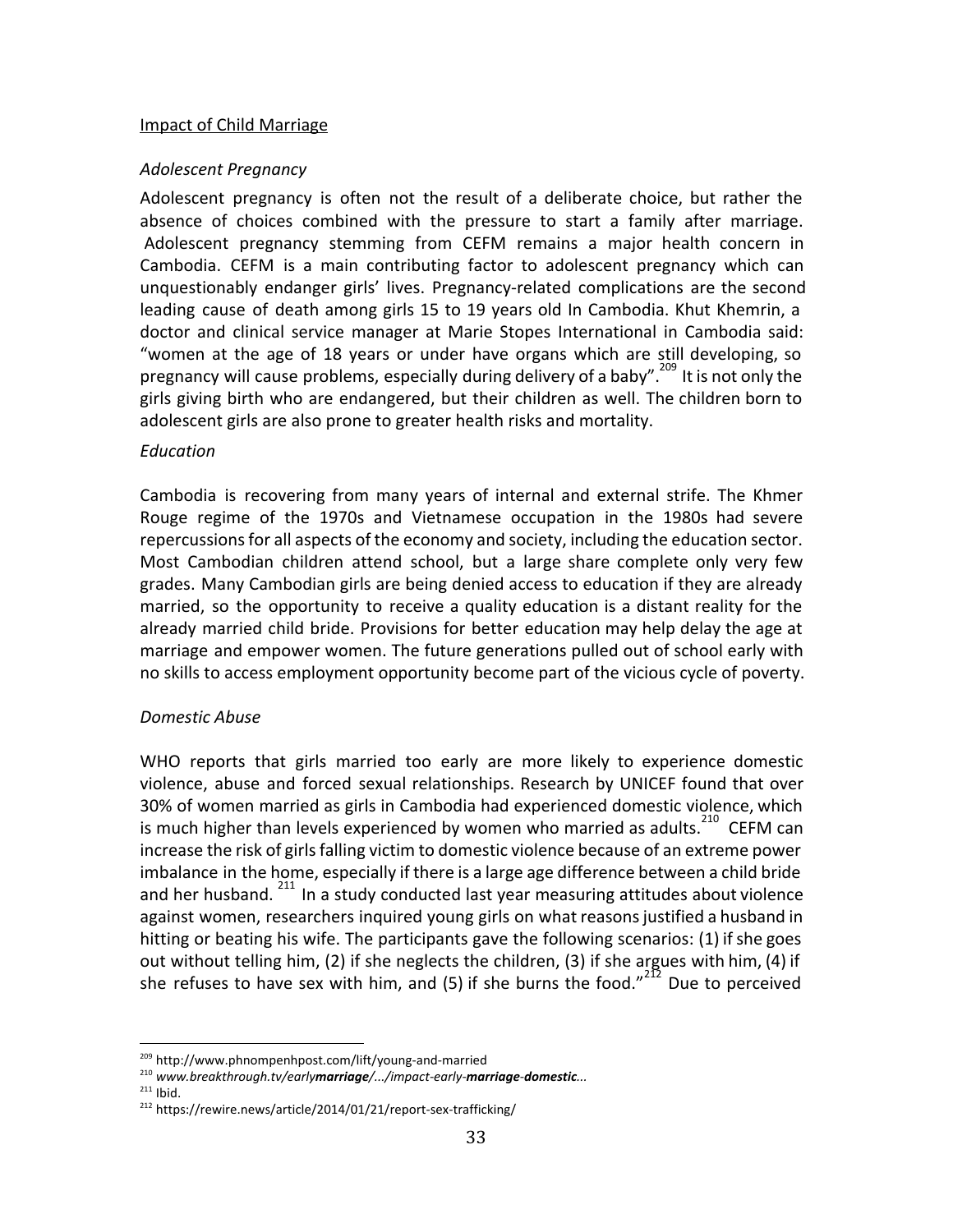Impact of Child Marriage

*Adolescent Pregnancy*

Adolescent pregnancy is often not the result of a deliberate choice, but rather the absence of choices combined with the pressure to start a family after marriage. Adolescent pregnancy stemming from CEFM remains a major health concern in Cambodia. CEFM is a main contributing factor to adolescent pregnancy which can unquestionably endanger girls' lives. Pregnancy-related complications are the second leading cause of death among girls 15 to 19 years old In Cambodia. Khut Khemrin, a doctor and clinical service manager at Marie Stopes International in Cambodia said: "women at the age of 18 years or under have organs which are still developing, so pregnancy will cause problems, especially during delivery of a baby".[209] It is not only the girls giving birth who are endangered, but their children as well. The children born to adolescent girls are also prone to greater health risks and mortality.

*Education*

Cambodia is recovering from many years of internal and external strife. The Khmer Rouge regime of the 1970s and Vietnamese occupation in the 1980s had severe repercussions for all aspects of the economy and society, including the education sector. Most Cambodian children attend school, but a large share complete only very few grades. Many Cambodian girls are being denied access to education if they are already married, so the opportunity to receive a quality education is a distant reality for the already married child bride. Provisions for better education may help delay the age at marriage and empower women. The future generations pulled out of school early with no skills to access employment opportunity become part of the vicious cycle of poverty.

*Domestic Abuse*

WHO reports that girls married too early are more likely to experience domestic violence, abuse and forced sexual relationships. Research by UNICEF found that over 30% of women married as girls in Cambodia had experienced domestic violence, which is much higher than levels experienced by women who married as adults.[210] CEFM can increase the risk of girls falling victim to domestic violence because of an extreme power imbalance in the home, especially if there is a large age difference between a child bride and her husband.[211] In a study conducted last year measuring attitudes about violence against women, researchers inquired young girls on what reasons justified a husband in hitting or beating his wife. The participants gave the following scenarios: (1) if she goes out without telling him, (2) if she neglects the children, (3) if she argues with him, (4) if she refuses to have sex with him, and (5) if she burns the food."[212] Due to perceived

---

[209] http://www.phnompenhpost.com/lift/young-and-married

[210] *www.breakthrough.tv/early**marriage**/.../impact-early-**marriage**-**domestic**...*

[211] Ibid.

[212] https://rewire.news/article/2014/01/21/report-sex-trafficking/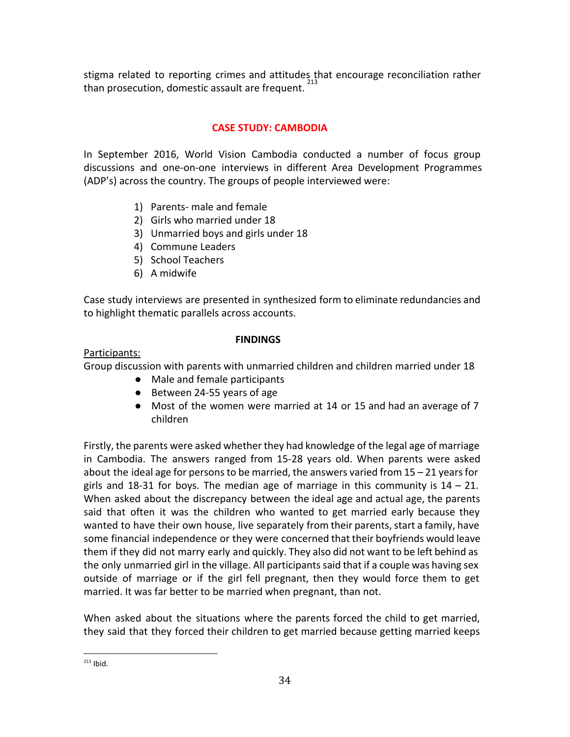stigma related to reporting crimes and attitudes that encourage reconciliation rather than prosecution, domestic assault are frequent.[213]

## CASE STUDY: CAMBODIA

In September 2016, World Vision Cambodia conducted a number of focus group discussions and one-on-one interviews in different Area Development Programmes (ADP's) across the country. The groups of people interviewed were:

1) Parents- male and female
2) Girls who married under 18
3) Unmarried boys and girls under 18
4) Commune Leaders
5) School Teachers
6) A midwife

Case study interviews are presented in synthesized form to eliminate redundancies and to highlight thematic parallels across accounts.

### FINDINGS

<u>Participants:</u>

Group discussion with parents with unmarried children and children married under 18

- Male and female participants
- Between 24-55 years of age
- Most of the women were married at 14 or 15 and had an average of 7 children

Firstly, the parents were asked whether they had knowledge of the legal age of marriage in Cambodia. The answers ranged from 15-28 years old. When parents were asked about the ideal age for persons to be married, the answers varied from 15 – 21 years for girls and 18-31 for boys. The median age of marriage in this community is 14 – 21. When asked about the discrepancy between the ideal age and actual age, the parents said that often it was the children who wanted to get married early because they wanted to have their own house, live separately from their parents, start a family, have some financial independence or they were concerned that their boyfriends would leave them if they did not marry early and quickly. They also did not want to be left behind as the only unmarried girl in the village. All participants said that if a couple was having sex outside of marriage or if the girl fell pregnant, then they would force them to get married. It was far better to be married when pregnant, than not.

When asked about the situations where the parents forced the child to get married, they said that they forced their children to get married because getting married keeps

[213] Ibid.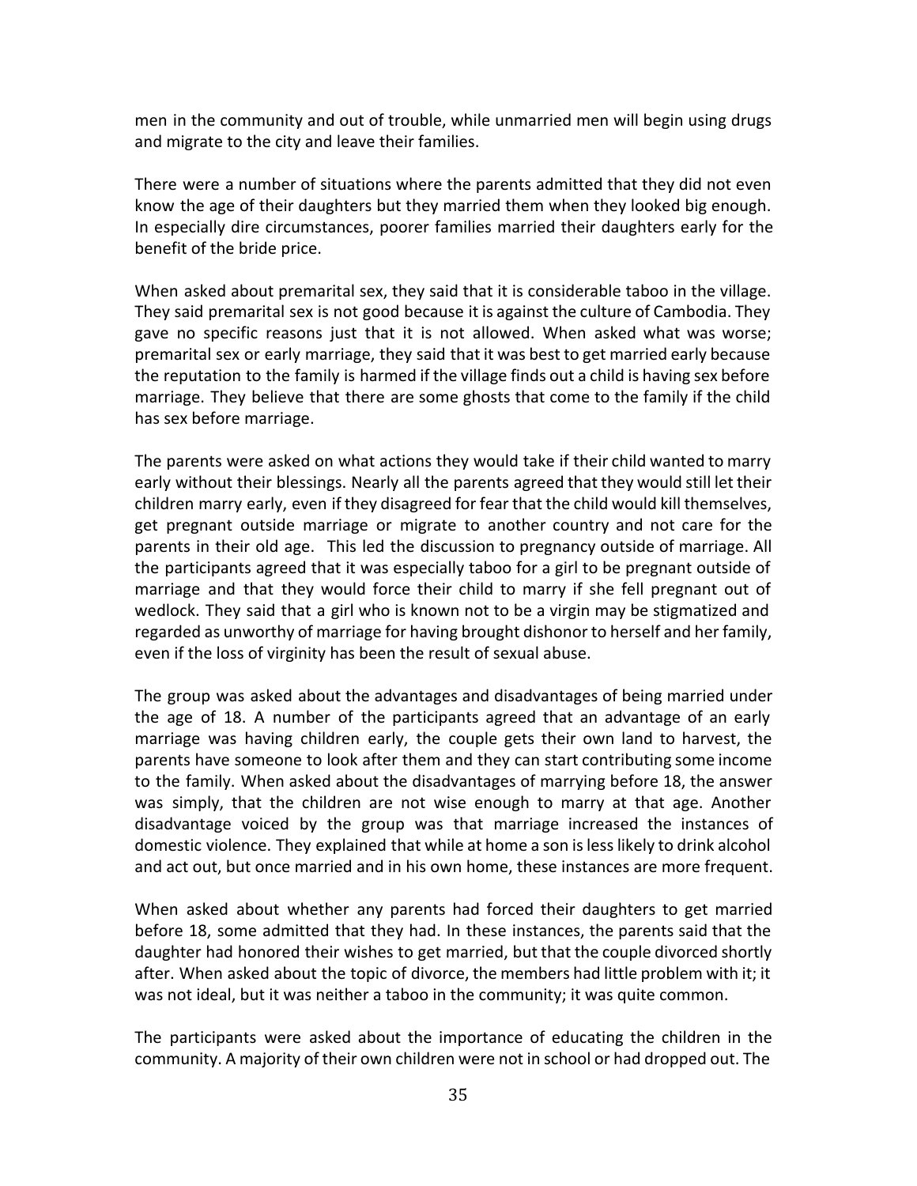men in the community and out of trouble, while unmarried men will begin using drugs and migrate to the city and leave their families.

There were a number of situations where the parents admitted that they did not even know the age of their daughters but they married them when they looked big enough. In especially dire circumstances, poorer families married their daughters early for the benefit of the bride price.

When asked about premarital sex, they said that it is considerable taboo in the village. They said premarital sex is not good because it is against the culture of Cambodia. They gave no specific reasons just that it is not allowed. When asked what was worse; premarital sex or early marriage, they said that it was best to get married early because the reputation to the family is harmed if the village finds out a child is having sex before marriage. They believe that there are some ghosts that come to the family if the child has sex before marriage.

The parents were asked on what actions they would take if their child wanted to marry early without their blessings. Nearly all the parents agreed that they would still let their children marry early, even if they disagreed for fear that the child would kill themselves, get pregnant outside marriage or migrate to another country and not care for the parents in their old age. This led the discussion to pregnancy outside of marriage. All the participants agreed that it was especially taboo for a girl to be pregnant outside of marriage and that they would force their child to marry if she fell pregnant out of wedlock. They said that a girl who is known not to be a virgin may be stigmatized and regarded as unworthy of marriage for having brought dishonor to herself and her family, even if the loss of virginity has been the result of sexual abuse.

The group was asked about the advantages and disadvantages of being married under the age of 18. A number of the participants agreed that an advantage of an early marriage was having children early, the couple gets their own land to harvest, the parents have someone to look after them and they can start contributing some income to the family. When asked about the disadvantages of marrying before 18, the answer was simply, that the children are not wise enough to marry at that age. Another disadvantage voiced by the group was that marriage increased the instances of domestic violence. They explained that while at home a son is less likely to drink alcohol and act out, but once married and in his own home, these instances are more frequent.

When asked about whether any parents had forced their daughters to get married before 18, some admitted that they had. In these instances, the parents said that the daughter had honored their wishes to get married, but that the couple divorced shortly after. When asked about the topic of divorce, the members had little problem with it; it was not ideal, but it was neither a taboo in the community; it was quite common.

The participants were asked about the importance of educating the children in the community. A majority of their own children were not in school or had dropped out. The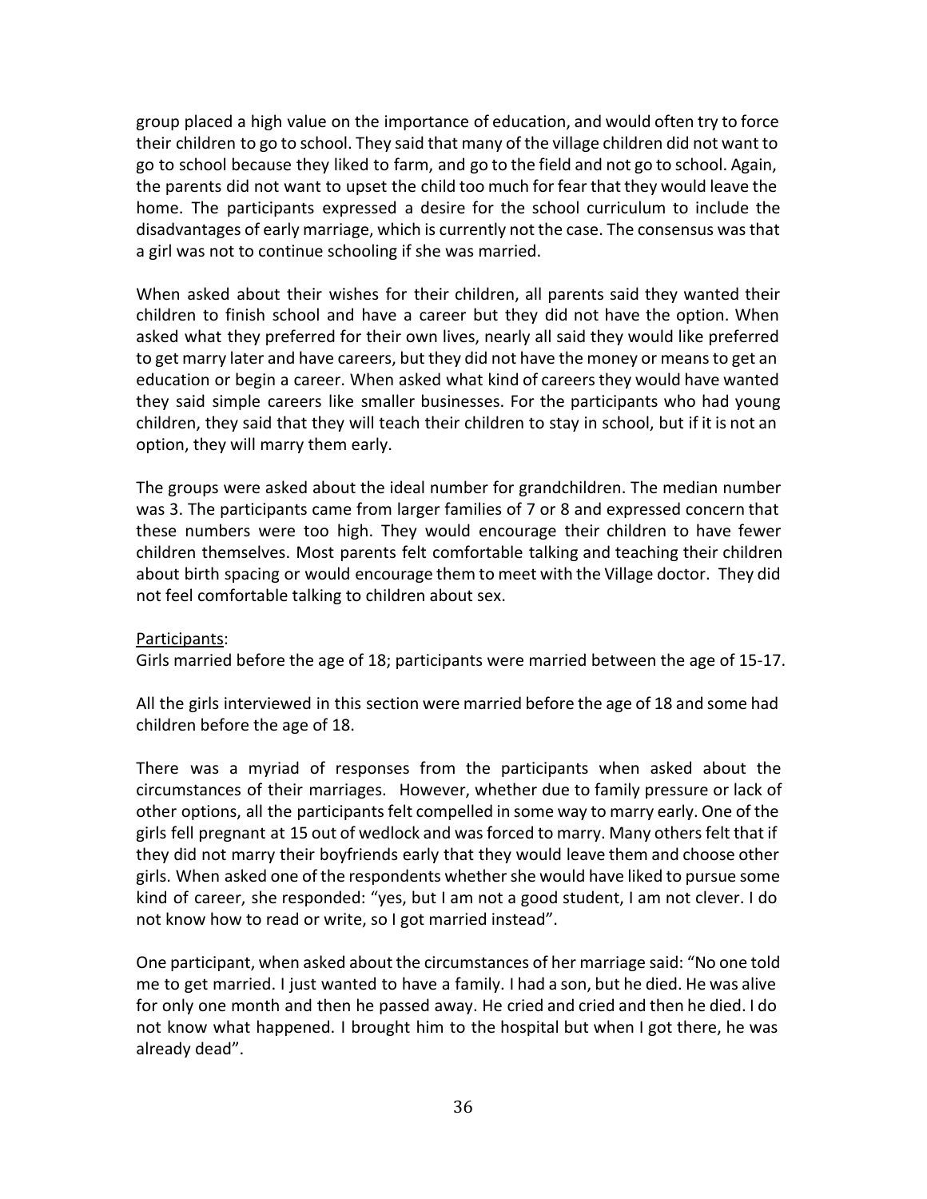group placed a high value on the importance of education, and would often try to force their children to go to school. They said that many of the village children did not want to go to school because they liked to farm, and go to the field and not go to school. Again, the parents did not want to upset the child too much for fear that they would leave the home. The participants expressed a desire for the school curriculum to include the disadvantages of early marriage, which is currently not the case. The consensus was that a girl was not to continue schooling if she was married.

When asked about their wishes for their children, all parents said they wanted their children to finish school and have a career but they did not have the option. When asked what they preferred for their own lives, nearly all said they would like preferred to get marry later and have careers, but they did not have the money or means to get an education or begin a career. When asked what kind of careers they would have wanted they said simple careers like smaller businesses. For the participants who had young children, they said that they will teach their children to stay in school, but if it is not an option, they will marry them early.

The groups were asked about the ideal number for grandchildren. The median number was 3. The participants came from larger families of 7 or 8 and expressed concern that these numbers were too high. They would encourage their children to have fewer children themselves. Most parents felt comfortable talking and teaching their children about birth spacing or would encourage them to meet with the Village doctor. They did not feel comfortable talking to children about sex.

<u>Participants</u>:
Girls married before the age of 18; participants were married between the age of 15-17.

All the girls interviewed in this section were married before the age of 18 and some had children before the age of 18.

There was a myriad of responses from the participants when asked about the circumstances of their marriages. However, whether due to family pressure or lack of other options, all the participants felt compelled in some way to marry early. One of the girls fell pregnant at 15 out of wedlock and was forced to marry. Many others felt that if they did not marry their boyfriends early that they would leave them and choose other girls. When asked one of the respondents whether she would have liked to pursue some kind of career, she responded: "yes, but I am not a good student, I am not clever. I do not know how to read or write, so I got married instead".

One participant, when asked about the circumstances of her marriage said: "No one told me to get married. I just wanted to have a family. I had a son, but he died. He was alive for only one month and then he passed away. He cried and cried and then he died. I do not know what happened. I brought him to the hospital but when I got there, he was already dead".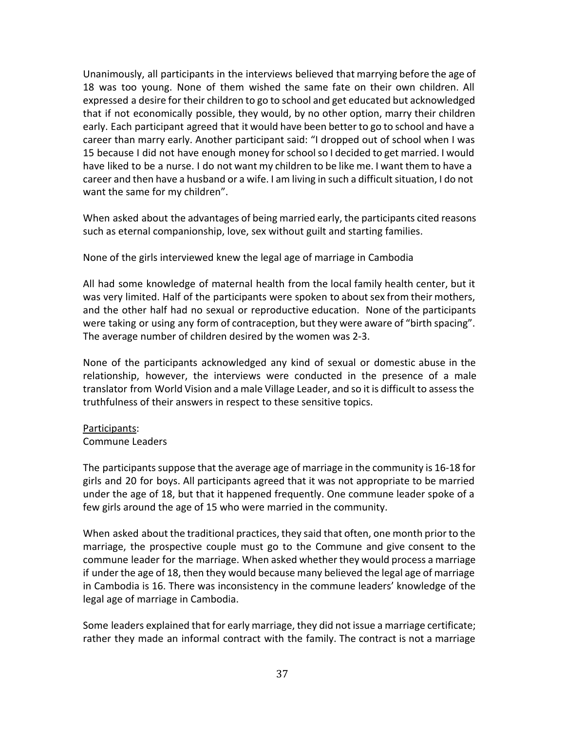Unanimously, all participants in the interviews believed that marrying before the age of 18 was too young. None of them wished the same fate on their own children. All expressed a desire for their children to go to school and get educated but acknowledged that if not economically possible, they would, by no other option, marry their children early. Each participant agreed that it would have been better to go to school and have a career than marry early. Another participant said: "I dropped out of school when I was 15 because I did not have enough money for school so I decided to get married. I would have liked to be a nurse. I do not want my children to be like me. I want them to have a career and then have a husband or a wife. I am living in such a difficult situation, I do not want the same for my children".

When asked about the advantages of being married early, the participants cited reasons such as eternal companionship, love, sex without guilt and starting families.

None of the girls interviewed knew the legal age of marriage in Cambodia

All had some knowledge of maternal health from the local family health center, but it was very limited. Half of the participants were spoken to about sex from their mothers, and the other half had no sexual or reproductive education. None of the participants were taking or using any form of contraception, but they were aware of "birth spacing". The average number of children desired by the women was 2-3.

None of the participants acknowledged any kind of sexual or domestic abuse in the relationship, however, the interviews were conducted in the presence of a male translator from World Vision and a male Village Leader, and so it is difficult to assess the truthfulness of their answers in respect to these sensitive topics.

<u>Participants</u>:
Commune Leaders

The participants suppose that the average age of marriage in the community is 16-18 for girls and 20 for boys. All participants agreed that it was not appropriate to be married under the age of 18, but that it happened frequently. One commune leader spoke of a few girls around the age of 15 who were married in the community.

When asked about the traditional practices, they said that often, one month prior to the marriage, the prospective couple must go to the Commune and give consent to the commune leader for the marriage. When asked whether they would process a marriage if under the age of 18, then they would because many believed the legal age of marriage in Cambodia is 16. There was inconsistency in the commune leaders' knowledge of the legal age of marriage in Cambodia.

Some leaders explained that for early marriage, they did not issue a marriage certificate; rather they made an informal contract with the family. The contract is not a marriage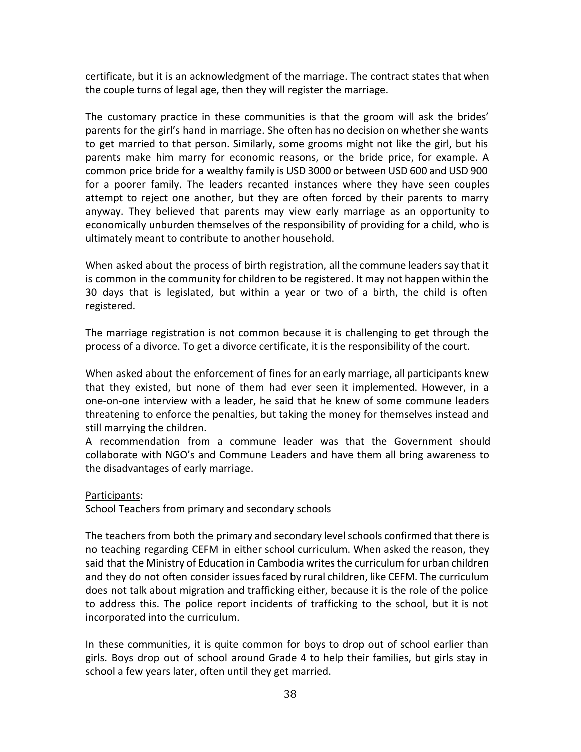certificate, but it is an acknowledgment of the marriage. The contract states that when the couple turns of legal age, then they will register the marriage.

The customary practice in these communities is that the groom will ask the brides' parents for the girl's hand in marriage. She often has no decision on whether she wants to get married to that person. Similarly, some grooms might not like the girl, but his parents make him marry for economic reasons, or the bride price, for example. A common price bride for a wealthy family is USD 3000 or between USD 600 and USD 900 for a poorer family. The leaders recanted instances where they have seen couples attempt to reject one another, but they are often forced by their parents to marry anyway. They believed that parents may view early marriage as an opportunity to economically unburden themselves of the responsibility of providing for a child, who is ultimately meant to contribute to another household.

When asked about the process of birth registration, all the commune leaders say that it is common in the community for children to be registered. It may not happen within the 30 days that is legislated, but within a year or two of a birth, the child is often registered.

The marriage registration is not common because it is challenging to get through the process of a divorce. To get a divorce certificate, it is the responsibility of the court.

When asked about the enforcement of fines for an early marriage, all participants knew that they existed, but none of them had ever seen it implemented. However, in a one-on-one interview with a leader, he said that he knew of some commune leaders threatening to enforce the penalties, but taking the money for themselves instead and still marrying the children.

A recommendation from a commune leader was that the Government should collaborate with NGO's and Commune Leaders and have them all bring awareness to the disadvantages of early marriage.

Participants:
School Teachers from primary and secondary schools

The teachers from both the primary and secondary level schools confirmed that there is no teaching regarding CEFM in either school curriculum. When asked the reason, they said that the Ministry of Education in Cambodia writes the curriculum for urban children and they do not often consider issues faced by rural children, like CEFM. The curriculum does not talk about migration and trafficking either, because it is the role of the police to address this. The police report incidents of trafficking to the school, but it is not incorporated into the curriculum.

In these communities, it is quite common for boys to drop out of school earlier than girls. Boys drop out of school around Grade 4 to help their families, but girls stay in school a few years later, often until they get married.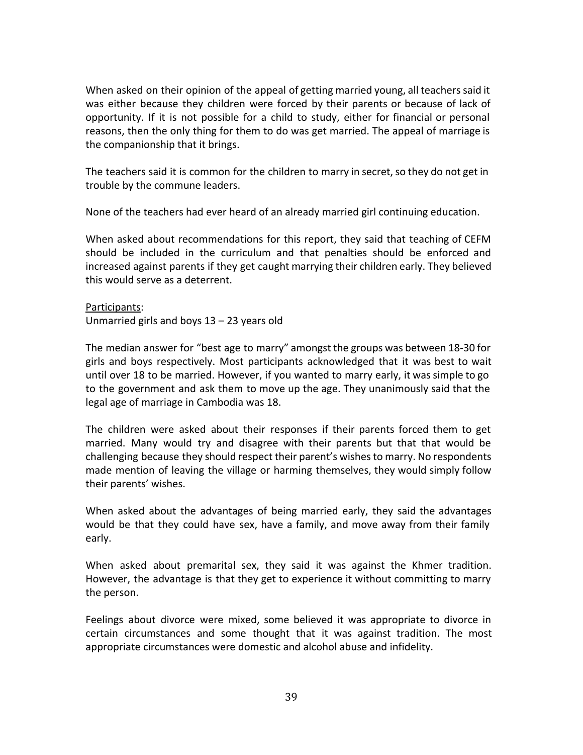When asked on their opinion of the appeal of getting married young, all teachers said it was either because they children were forced by their parents or because of lack of opportunity. If it is not possible for a child to study, either for financial or personal reasons, then the only thing for them to do was get married. The appeal of marriage is the companionship that it brings.

The teachers said it is common for the children to marry in secret, so they do not get in trouble by the commune leaders.

None of the teachers had ever heard of an already married girl continuing education.

When asked about recommendations for this report, they said that teaching of CEFM should be included in the curriculum and that penalties should be enforced and increased against parents if they get caught marrying their children early. They believed this would serve as a deterrent.

<u>Participants</u>:
Unmarried girls and boys 13 – 23 years old

The median answer for "best age to marry" amongst the groups was between 18-30 for girls and boys respectively. Most participants acknowledged that it was best to wait until over 18 to be married. However, if you wanted to marry early, it was simple to go to the government and ask them to move up the age. They unanimously said that the legal age of marriage in Cambodia was 18.

The children were asked about their responses if their parents forced them to get married. Many would try and disagree with their parents but that that would be challenging because they should respect their parent's wishes to marry. No respondents made mention of leaving the village or harming themselves, they would simply follow their parents' wishes.

When asked about the advantages of being married early, they said the advantages would be that they could have sex, have a family, and move away from their family early.

When asked about premarital sex, they said it was against the Khmer tradition. However, the advantage is that they get to experience it without committing to marry the person.

Feelings about divorce were mixed, some believed it was appropriate to divorce in certain circumstances and some thought that it was against tradition. The most appropriate circumstances were domestic and alcohol abuse and infidelity.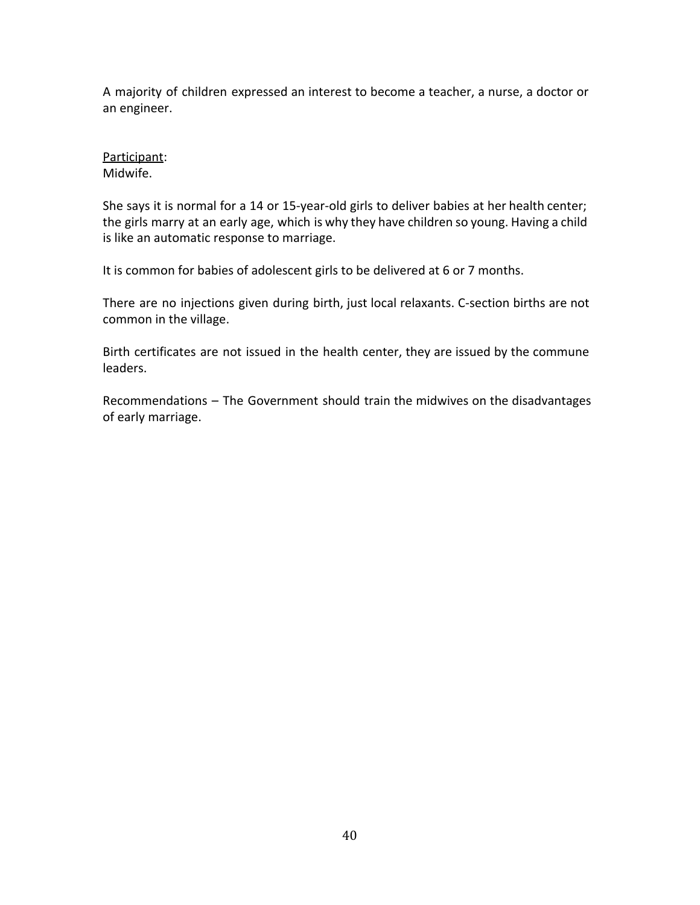A majority of children expressed an interest to become a teacher, a nurse, a doctor or an engineer.

Participant:
Midwife.

She says it is normal for a 14 or 15-year-old girls to deliver babies at her health center; the girls marry at an early age, which is why they have children so young. Having a child is like an automatic response to marriage.

It is common for babies of adolescent girls to be delivered at 6 or 7 months.

There are no injections given during birth, just local relaxants. C-section births are not common in the village.

Birth certificates are not issued in the health center, they are issued by the commune leaders.

Recommendations – The Government should train the midwives on the disadvantages of early marriage.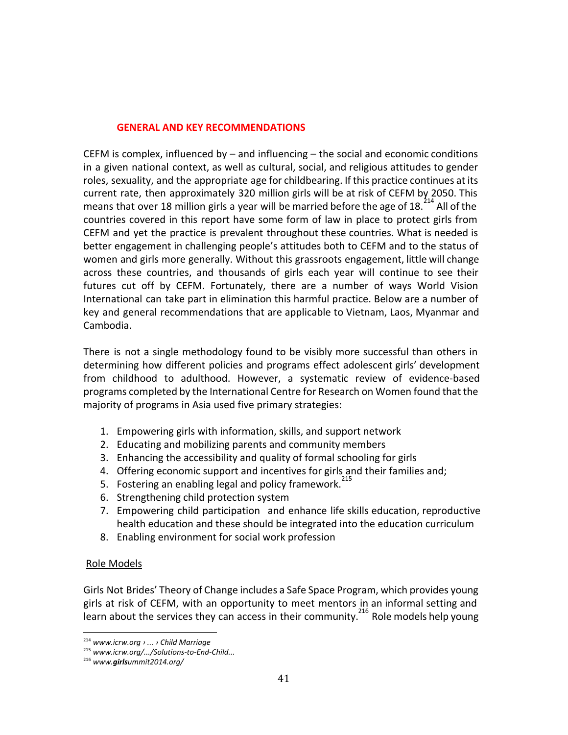## GENERAL AND KEY RECOMMENDATIONS

CEFM is complex, influenced by – and influencing – the social and economic conditions in a given national context, as well as cultural, social, and religious attitudes to gender roles, sexuality, and the appropriate age for childbearing. If this practice continues at its current rate, then approximately 320 million girls will be at risk of CEFM by 2050. This means that over 18 million girls a year will be married before the age of 18.[214] All of the countries covered in this report have some form of law in place to protect girls from CEFM and yet the practice is prevalent throughout these countries. What is needed is better engagement in challenging people's attitudes both to CEFM and to the status of women and girls more generally. Without this grassroots engagement, little will change across these countries, and thousands of girls each year will continue to see their futures cut off by CEFM. Fortunately, there are a number of ways World Vision International can take part in elimination this harmful practice. Below are a number of key and general recommendations that are applicable to Vietnam, Laos, Myanmar and Cambodia.

There is not a single methodology found to be visibly more successful than others in determining how different policies and programs effect adolescent girls' development from childhood to adulthood. However, a systematic review of evidence-based programs completed by the International Centre for Research on Women found that the majority of programs in Asia used five primary strategies:

1. Empowering girls with information, skills, and support network
2. Educating and mobilizing parents and community members
3. Enhancing the accessibility and quality of formal schooling for girls
4. Offering economic support and incentives for girls and their families and;
5. Fostering an enabling legal and policy framework.[215]
6. Strengthening child protection system
7. Empowering child participation and enhance life skills education, reproductive health education and these should be integrated into the education curriculum
8. Enabling environment for social work profession

Role Models

Girls Not Brides' Theory of Change includes a Safe Space Program, which provides young girls at risk of CEFM, with an opportunity to meet mentors in an informal setting and learn about the services they can access in their community.[216] Role models help young

---

[214] *www.icrw.org › ... › Child Marriage*

[215] *www.icrw.org/.../Solutions-to-End-Child...*

[216] *www.**girls**ummit2014.org/*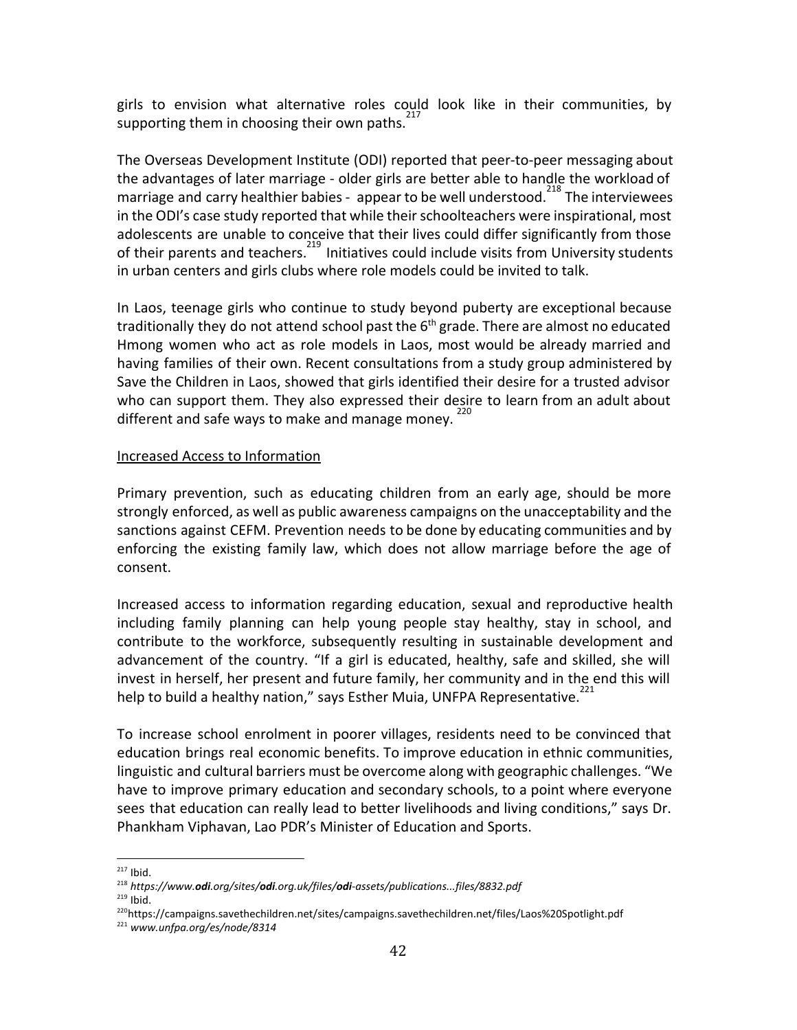girls to envision what alternative roles could look like in their communities, by supporting them in choosing their own paths.[217]

The Overseas Development Institute (ODI) reported that peer-to-peer messaging about the advantages of later marriage - older girls are better able to handle the workload of marriage and carry healthier babies - appear to be well understood.[218] The interviewees in the ODI's case study reported that while their schoolteachers were inspirational, most adolescents are unable to conceive that their lives could differ significantly from those of their parents and teachers.[219] Initiatives could include visits from University students in urban centers and girls clubs where role models could be invited to talk.

In Laos, teenage girls who continue to study beyond puberty are exceptional because traditionally they do not attend school past the 6th grade. There are almost no educated Hmong women who act as role models in Laos, most would be already married and having families of their own. Recent consultations from a study group administered by Save the Children in Laos, showed that girls identified their desire for a trusted advisor who can support them. They also expressed their desire to learn from an adult about different and safe ways to make and manage money.[220]

Increased Access to Information

Primary prevention, such as educating children from an early age, should be more strongly enforced, as well as public awareness campaigns on the unacceptability and the sanctions against CEFM. Prevention needs to be done by educating communities and by enforcing the existing family law, which does not allow marriage before the age of consent.

Increased access to information regarding education, sexual and reproductive health including family planning can help young people stay healthy, stay in school, and contribute to the workforce, subsequently resulting in sustainable development and advancement of the country. "If a girl is educated, healthy, safe and skilled, she will invest in herself, her present and future family, her community and in the end this will help to build a healthy nation," says Esther Muia, UNFPA Representative.[221]

To increase school enrolment in poorer villages, residents need to be convinced that education brings real economic benefits. To improve education in ethnic communities, linguistic and cultural barriers must be overcome along with geographic challenges. "We have to improve primary education and secondary schools, to a point where everyone sees that education can really lead to better livelihoods and living conditions," says Dr. Phankham Viphavan, Lao PDR's Minister of Education and Sports.

---

[217] Ibid.

[218] *https://www.**odi**.org/sites/**odi**.org.uk/files/**odi**-assets/publications...files/8832.pdf*

[219] Ibid.

[220] https://campaigns.savethechildren.net/sites/campaigns.savethechildren.net/files/Laos%20Spotlight.pdf

[221] *www.unfpa.org/es/node/8314*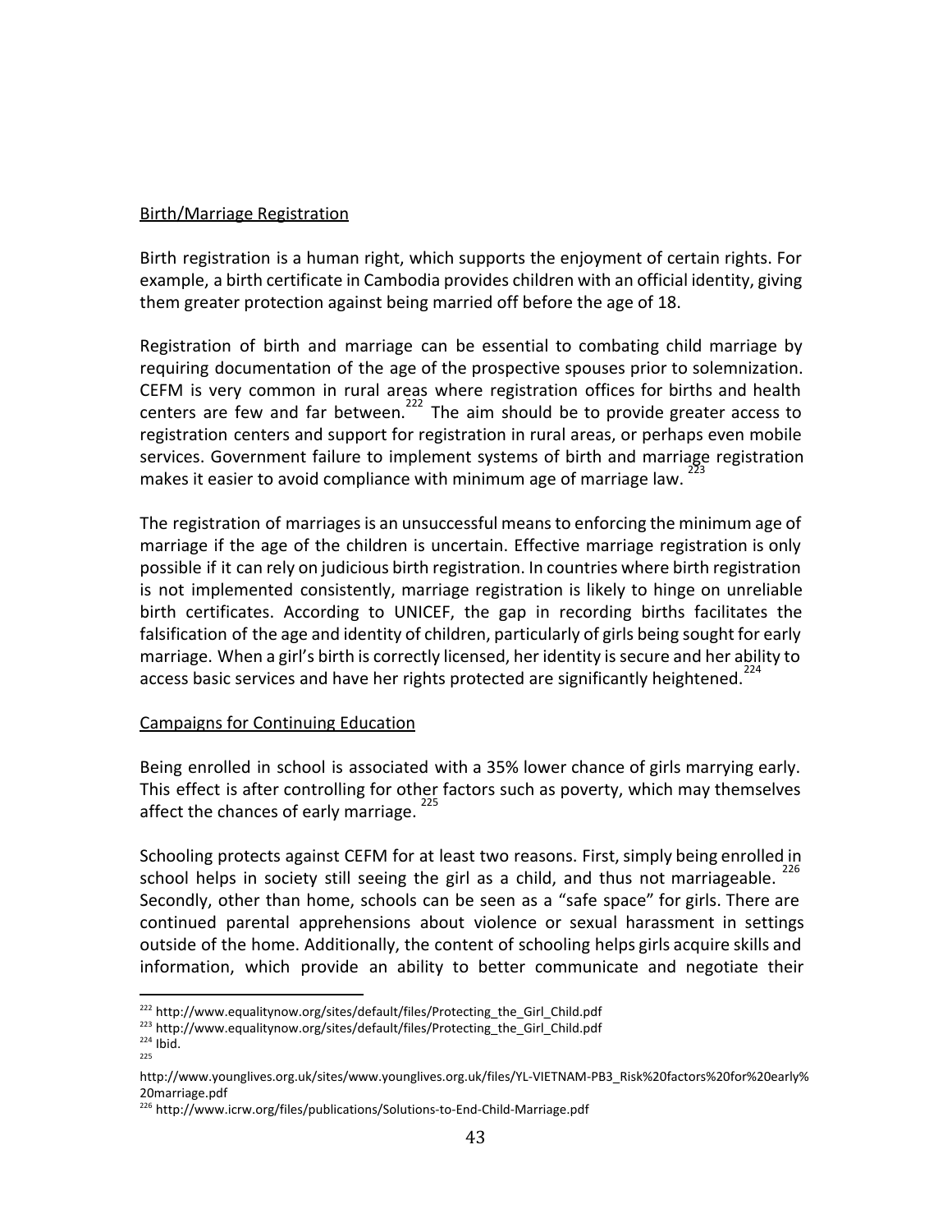Birth/Marriage Registration

Birth registration is a human right, which supports the enjoyment of certain rights. For example, a birth certificate in Cambodia provides children with an official identity, giving them greater protection against being married off before the age of 18.

Registration of birth and marriage can be essential to combating child marriage by requiring documentation of the age of the prospective spouses prior to solemnization. CEFM is very common in rural areas where registration offices for births and health centers are few and far between.[222] The aim should be to provide greater access to registration centers and support for registration in rural areas, or perhaps even mobile services. Government failure to implement systems of birth and marriage registration makes it easier to avoid compliance with minimum age of marriage law.[223]

The registration of marriages is an unsuccessful means to enforcing the minimum age of marriage if the age of the children is uncertain. Effective marriage registration is only possible if it can rely on judicious birth registration. In countries where birth registration is not implemented consistently, marriage registration is likely to hinge on unreliable birth certificates. According to UNICEF, the gap in recording births facilitates the falsification of the age and identity of children, particularly of girls being sought for early marriage. When a girl's birth is correctly licensed, her identity is secure and her ability to access basic services and have her rights protected are significantly heightened.[224]

Campaigns for Continuing Education

Being enrolled in school is associated with a 35% lower chance of girls marrying early. This effect is after controlling for other factors such as poverty, which may themselves affect the chances of early marriage.[225]

Schooling protects against CEFM for at least two reasons. First, simply being enrolled in school helps in society still seeing the girl as a child, and thus not marriageable.[226] Secondly, other than home, schools can be seen as a "safe space" for girls. There are continued parental apprehensions about violence or sexual harassment in settings outside of the home. Additionally, the content of schooling helps girls acquire skills and information, which provide an ability to better communicate and negotiate their

---

[222] http://www.equalitynow.org/sites/default/files/Protecting_the_Girl_Child.pdf
[223] http://www.equalitynow.org/sites/default/files/Protecting_the_Girl_Child.pdf
[224] Ibid.
[225] http://www.younglives.org.uk/sites/www.younglives.org.uk/files/YL-VIETNAM-PB3_Risk%20factors%20for%20early%20marriage.pdf
[226] http://www.icrw.org/files/publications/Solutions-to-End-Child-Marriage.pdf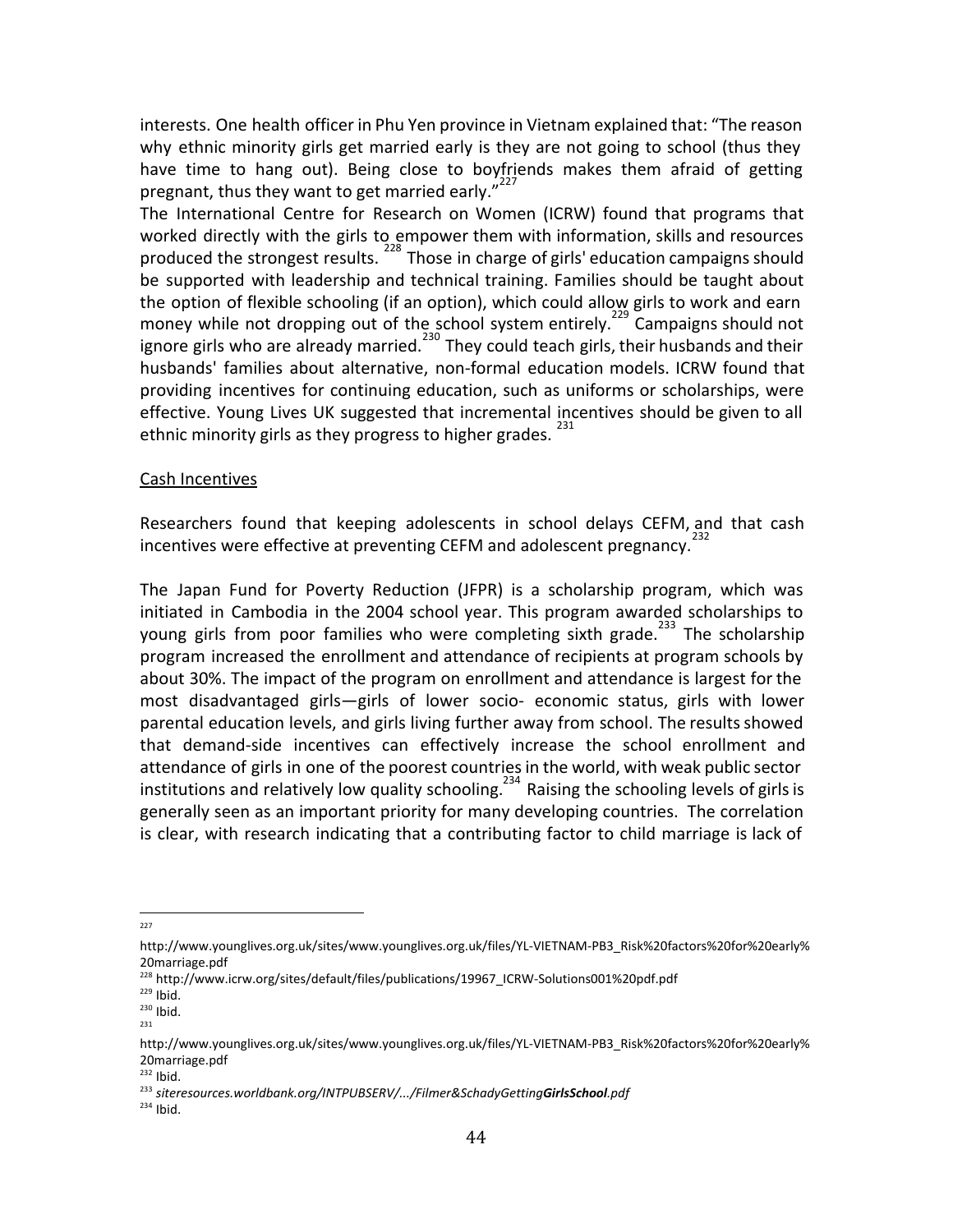interests. One health officer in Phu Yen province in Vietnam explained that: "The reason why ethnic minority girls get married early is they are not going to school (thus they have time to hang out). Being close to boyfriends makes them afraid of getting pregnant, thus they want to get married early."[227]

The International Centre for Research on Women (ICRW) found that programs that worked directly with the girls to empower them with information, skills and resources produced the strongest results.[228] Those in charge of girls' education campaigns should be supported with leadership and technical training. Families should be taught about the option of flexible schooling (if an option), which could allow girls to work and earn money while not dropping out of the school system entirely.[229] Campaigns should not ignore girls who are already married.[230] They could teach girls, their husbands and their husbands' families about alternative, non-formal education models. ICRW found that providing incentives for continuing education, such as uniforms or scholarships, were effective. Young Lives UK suggested that incremental incentives should be given to all ethnic minority girls as they progress to higher grades.[231]

Cash Incentives

Researchers found that keeping adolescents in school delays CEFM, and that cash incentives were effective at preventing CEFM and adolescent pregnancy.[232]

The Japan Fund for Poverty Reduction (JFPR) is a scholarship program, which was initiated in Cambodia in the 2004 school year. This program awarded scholarships to young girls from poor families who were completing sixth grade.[233] The scholarship program increased the enrollment and attendance of recipients at program schools by about 30%. The impact of the program on enrollment and attendance is largest for the most disadvantaged girls—girls of lower socio- economic status, girls with lower parental education levels, and girls living further away from school. The results showed that demand-side incentives can effectively increase the school enrollment and attendance of girls in one of the poorest countries in the world, with weak public sector institutions and relatively low quality schooling.[234] Raising the schooling levels of girls is generally seen as an important priority for many developing countries. The correlation is clear, with research indicating that a contributing factor to child marriage is lack of

---

[227] http://www.younglives.org.uk/sites/www.younglives.org.uk/files/YL-VIETNAM-PB3_Risk%20factors%20for%20early%20marriage.pdf
[228] http://www.icrw.org/sites/default/files/publications/19967_ICRW-Solutions001%20pdf.pdf
[229] Ibid.
[230] Ibid.
[231] http://www.younglives.org.uk/sites/www.younglives.org.uk/files/YL-VIETNAM-PB3_Risk%20factors%20for%20early%20marriage.pdf
[232] Ibid.
[233] *siteresources.worldbank.org/INTPUBSERV/.../Filmer&SchadyGetting**GirlsSchool**.pdf*
[234] Ibid.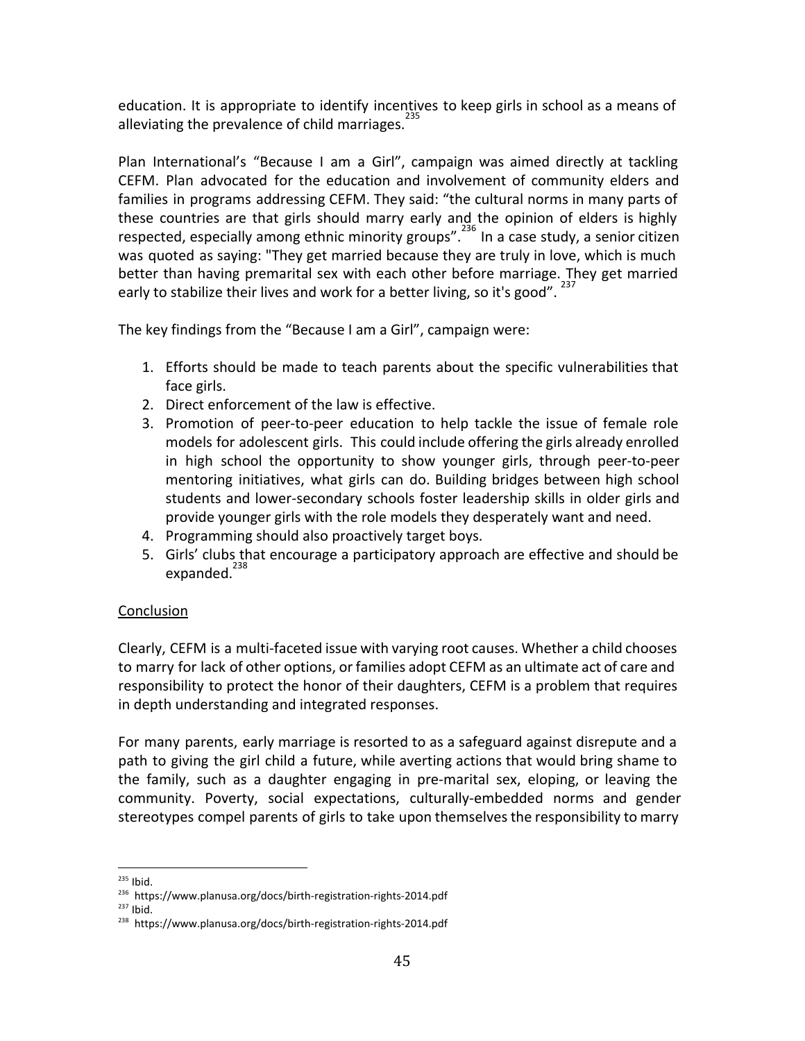education. It is appropriate to identify incentives to keep girls in school as a means of alleviating the prevalence of child marriages.[235]

Plan International's "Because I am a Girl", campaign was aimed directly at tackling CEFM. Plan advocated for the education and involvement of community elders and families in programs addressing CEFM. They said: "the cultural norms in many parts of these countries are that girls should marry early and the opinion of elders is highly respected, especially among ethnic minority groups".[236] In a case study, a senior citizen was quoted as saying: "They get married because they are truly in love, which is much better than having premarital sex with each other before marriage. They get married early to stabilize their lives and work for a better living, so it's good".[237]

The key findings from the "Because I am a Girl", campaign were:

1. Efforts should be made to teach parents about the specific vulnerabilities that face girls.
2. Direct enforcement of the law is effective.
3. Promotion of peer-to-peer education to help tackle the issue of female role models for adolescent girls. This could include offering the girls already enrolled in high school the opportunity to show younger girls, through peer-to-peer mentoring initiatives, what girls can do. Building bridges between high school students and lower-secondary schools foster leadership skills in older girls and provide younger girls with the role models they desperately want and need.
4. Programming should also proactively target boys.
5. Girls' clubs that encourage a participatory approach are effective and should be expanded.[238]

<u>Conclusion</u>

Clearly, CEFM is a multi-faceted issue with varying root causes. Whether a child chooses to marry for lack of other options, or families adopt CEFM as an ultimate act of care and responsibility to protect the honor of their daughters, CEFM is a problem that requires in depth understanding and integrated responses.

For many parents, early marriage is resorted to as a safeguard against disrepute and a path to giving the girl child a future, while averting actions that would bring shame to the family, such as a daughter engaging in pre-marital sex, eloping, or leaving the community. Poverty, social expectations, culturally-embedded norms and gender stereotypes compel parents of girls to take upon themselves the responsibility to marry

---

[235] Ibid.
[236] https://www.planusa.org/docs/birth-registration-rights-2014.pdf
[237] Ibid.
[238] https://www.planusa.org/docs/birth-registration-rights-2014.pdf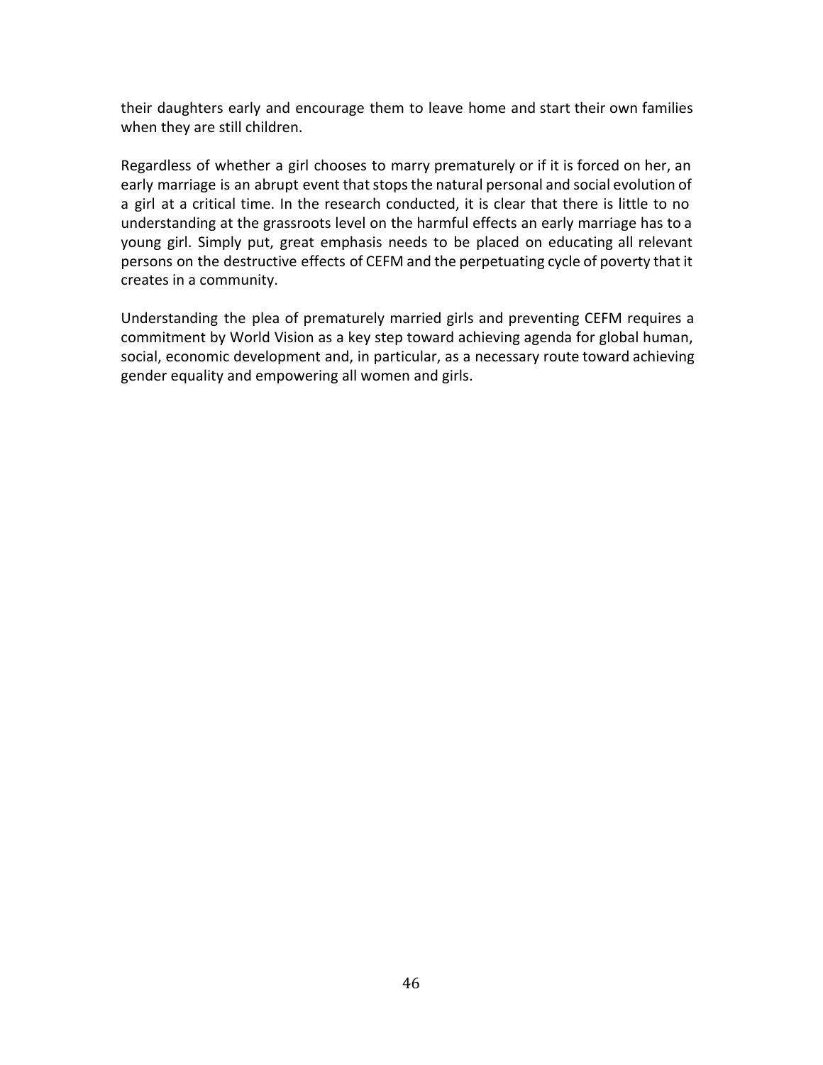their daughters early and encourage them to leave home and start their own families when they are still children.

Regardless of whether a girl chooses to marry prematurely or if it is forced on her, an early marriage is an abrupt event that stops the natural personal and social evolution of a girl at a critical time. In the research conducted, it is clear that there is little to no understanding at the grassroots level on the harmful effects an early marriage has to a young girl. Simply put, great emphasis needs to be placed on educating all relevant persons on the destructive effects of CEFM and the perpetuating cycle of poverty that it creates in a community.

Understanding the plea of prematurely married girls and preventing CEFM requires a commitment by World Vision as a key step toward achieving agenda for global human, social, economic development and, in particular, as a necessary route toward achieving gender equality and empowering all women and girls.